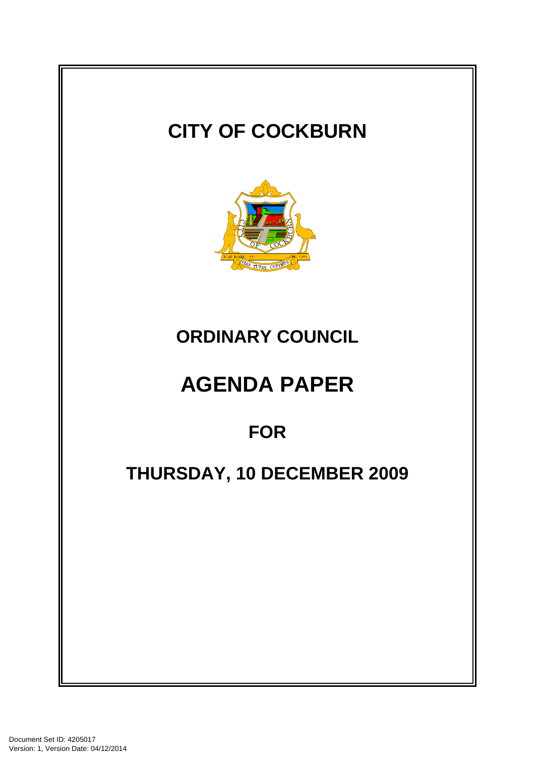# CITY OF COCKBURN

## ORDINARY COUNCIL

# AGENDA PAPER

## FOR

## THURSDAY, 10 DECEMBER 2009

Document Set ID: 4205017
Version: 1, Version Date: 04/12/2014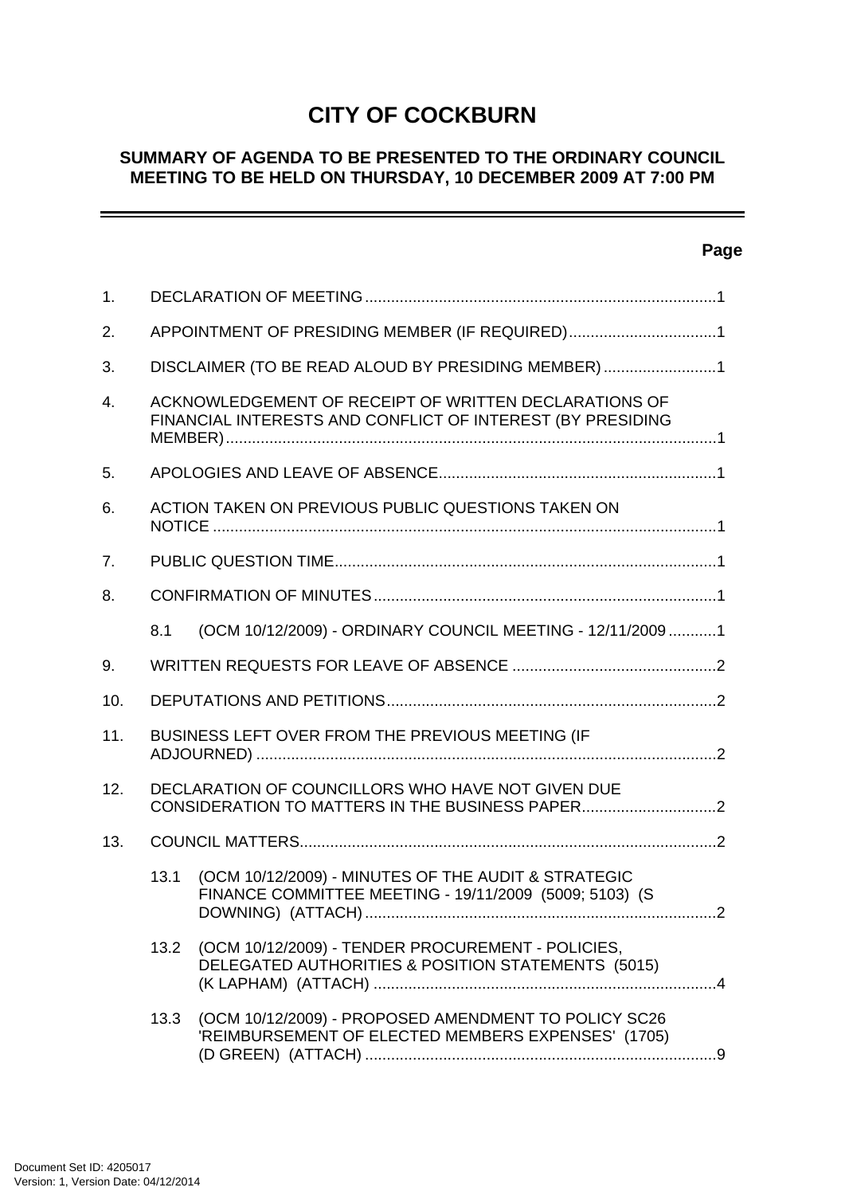# CITY OF COCKBURN

## SUMMARY OF AGENDA TO BE PRESENTED TO THE ORDINARY COUNCIL MEETING TO BE HELD ON THURSDAY, 10 DECEMBER 2009 AT 7:00 PM

---

**Page**

1. DECLARATION OF MEETING.................................................................................1

2. APPOINTMENT OF PRESIDING MEMBER (IF REQUIRED)..................................1

3. DISCLAIMER (TO BE READ ALOUD BY PRESIDING MEMBER)..........................1

4. ACKNOWLEDGEMENT OF RECEIPT OF WRITTEN DECLARATIONS OF FINANCIAL INTERESTS AND CONFLICT OF INTEREST (BY PRESIDING MEMBER)..................................................................................................................1

5. APOLOGIES AND LEAVE OF ABSENCE................................................................1

6. ACTION TAKEN ON PREVIOUS PUBLIC QUESTIONS TAKEN ON NOTICE ....................................................................................................................1

7. PUBLIC QUESTION TIME........................................................................................1

8. CONFIRMATION OF MINUTES...............................................................................1

   8.1 (OCM 10/12/2009) - ORDINARY COUNCIL MEETING - 12/11/2009...........1

9. WRITTEN REQUESTS FOR LEAVE OF ABSENCE ...............................................2

10. DEPUTATIONS AND PETITIONS............................................................................2

11. BUSINESS LEFT OVER FROM THE PREVIOUS MEETING (IF ADJOURNED) ..........................................................................................................2

12. DECLARATION OF COUNCILLORS WHO HAVE NOT GIVEN DUE CONSIDERATION TO MATTERS IN THE BUSINESS PAPER...............................2

13. COUNCIL MATTERS................................................................................................2

    13.1 (OCM 10/12/2009) - MINUTES OF THE AUDIT & STRATEGIC FINANCE COMMITTEE MEETING - 19/11/2009 (5009; 5103) (S DOWNING) (ATTACH) ................................................................................2

    13.2 (OCM 10/12/2009) - TENDER PROCUREMENT - POLICIES, DELEGATED AUTHORITIES & POSITION STATEMENTS (5015) (K LAPHAM) (ATTACH) ..............................................................................4

    13.3 (OCM 10/12/2009) - PROPOSED AMENDMENT TO POLICY SC26 'REIMBURSEMENT OF ELECTED MEMBERS EXPENSES' (1705) (D GREEN) (ATTACH) .................................................................................9

Document Set ID: 4205017
Version: 1, Version Date: 04/12/2014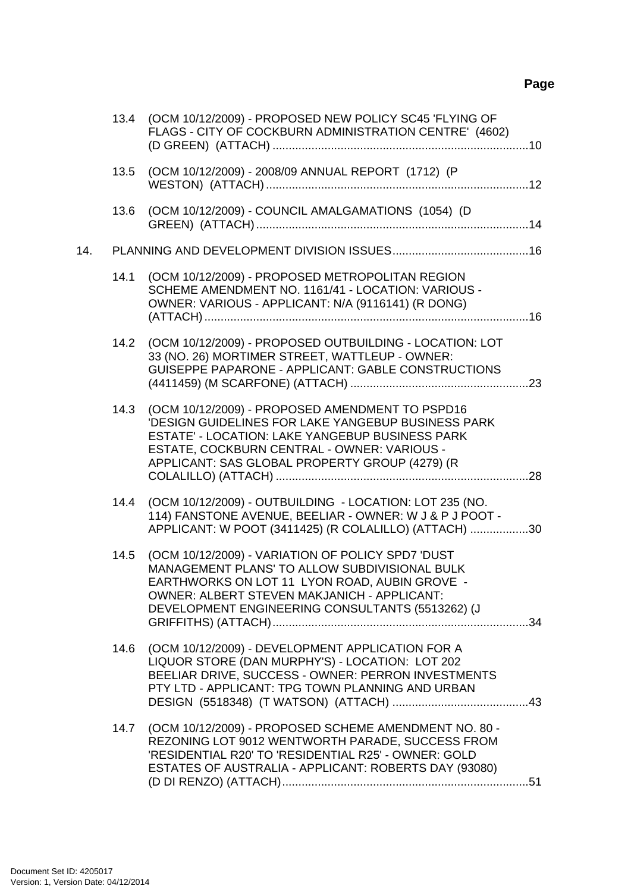| | | Page |
|---|---|---|
| 13.4 | (OCM 10/12/2009) - PROPOSED NEW POLICY SC45 'FLYING OF FLAGS - CITY OF COCKBURN ADMINISTRATION CENTRE' (4602) (D GREEN) (ATTACH) | 10 |
| 13.5 | (OCM 10/12/2009) - 2008/09 ANNUAL REPORT (1712) (P WESTON) (ATTACH) | 12 |
| 13.6 | (OCM 10/12/2009) - COUNCIL AMALGAMATIONS (1054) (D GREEN) (ATTACH) | 14 |
| 14. | PLANNING AND DEVELOPMENT DIVISION ISSUES | 16 |
| 14.1 | (OCM 10/12/2009) - PROPOSED METROPOLITAN REGION SCHEME AMENDMENT NO. 1161/41 - LOCATION: VARIOUS - OWNER: VARIOUS - APPLICANT: N/A (9116141) (R DONG) (ATTACH) | 16 |
| 14.2 | (OCM 10/12/2009) - PROPOSED OUTBUILDING - LOCATION: LOT 33 (NO. 26) MORTIMER STREET, WATTLEUP - OWNER: GUISEPPE PAPARONE - APPLICANT: GABLE CONSTRUCTIONS (4411459) (M SCARFONE) (ATTACH) | 23 |
| 14.3 | (OCM 10/12/2009) - PROPOSED AMENDMENT TO PSPD16 'DESIGN GUIDELINES FOR LAKE YANGEBUP BUSINESS PARK ESTATE' - LOCATION: LAKE YANGEBUP BUSINESS PARK ESTATE, COCKBURN CENTRAL - OWNER: VARIOUS - APPLICANT: SAS GLOBAL PROPERTY GROUP (4279) (R COLALILLO) (ATTACH) | 28 |
| 14.4 | (OCM 10/12/2009) - OUTBUILDING - LOCATION: LOT 235 (NO. 114) FANSTONE AVENUE, BEELIAR - OWNER: W J & P J POOT - APPLICANT: W POOT (3411425) (R COLALILLO) (ATTACH) | 30 |
| 14.5 | (OCM 10/12/2009) - VARIATION OF POLICY SPD7 'DUST MANAGEMENT PLANS' TO ALLOW SUBDIVISIONAL BULK EARTHWORKS ON LOT 11 LYON ROAD, AUBIN GROVE - OWNER: ALBERT STEVEN MAKJANICH - APPLICANT: DEVELOPMENT ENGINEERING CONSULTANTS (5513262) (J GRIFFITHS) (ATTACH) | 34 |
| 14.6 | (OCM 10/12/2009) - DEVELOPMENT APPLICATION FOR A LIQUOR STORE (DAN MURPHY'S) - LOCATION: LOT 202 BEELIAR DRIVE, SUCCESS - OWNER: PERRON INVESTMENTS PTY LTD - APPLICANT: TPG TOWN PLANNING AND URBAN DESIGN (5518348) (T WATSON) (ATTACH) | 43 |
| 14.7 | (OCM 10/12/2009) - PROPOSED SCHEME AMENDMENT NO. 80 - REZONING LOT 9012 WENTWORTH PARADE, SUCCESS FROM 'RESIDENTIAL R20' TO 'RESIDENTIAL R25' - OWNER: GOLD ESTATES OF AUSTRALIA - APPLICANT: ROBERTS DAY (93080) (D DI RENZO) (ATTACH) | 51 |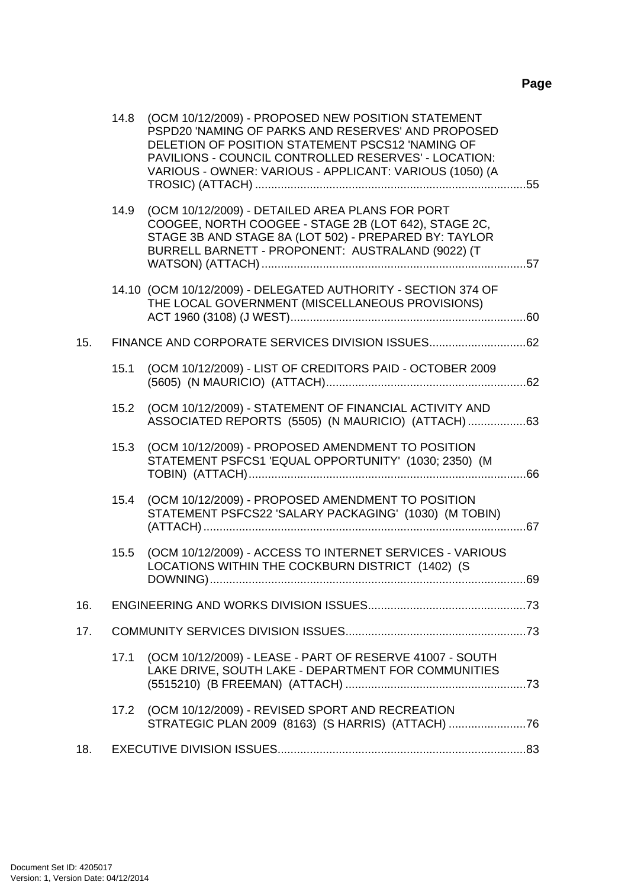**Page**

14.8 (OCM 10/12/2009) - PROPOSED NEW POSITION STATEMENT PSPD20 'NAMING OF PARKS AND RESERVES' AND PROPOSED DELETION OF POSITION STATEMENT PSCS12 'NAMING OF PAVILIONS - COUNCIL CONTROLLED RESERVES' - LOCATION: VARIOUS - OWNER: VARIOUS - APPLICANT: VARIOUS (1050) (A TROSIC) (ATTACH) ....................................................................................55

14.9 (OCM 10/12/2009) - DETAILED AREA PLANS FOR PORT COOGEE, NORTH COOGEE - STAGE 2B (LOT 642), STAGE 2C, STAGE 3B AND STAGE 8A (LOT 502) - PREPARED BY: TAYLOR BURRELL BARNETT - PROPONENT: AUSTRALAND (9022) (T WATSON) (ATTACH) ..................................................................................57

14.10 (OCM 10/12/2009) - DELEGATED AUTHORITY - SECTION 374 OF THE LOCAL GOVERNMENT (MISCELLANEOUS PROVISIONS) ACT 1960 (3108) (J WEST).........................................................................60

15. FINANCE AND CORPORATE SERVICES DIVISION ISSUES..............................62

15.1 (OCM 10/12/2009) - LIST OF CREDITORS PAID - OCTOBER 2009 (5605) (N MAURICIO) (ATTACH)...............................................................62

15.2 (OCM 10/12/2009) - STATEMENT OF FINANCIAL ACTIVITY AND ASSOCIATED REPORTS (5505) (N MAURICIO) (ATTACH) ..................63

15.3 (OCM 10/12/2009) - PROPOSED AMENDMENT TO POSITION STATEMENT PSFCS1 'EQUAL OPPORTUNITY' (1030; 2350) (M TOBIN) (ATTACH)......................................................................................66

15.4 (OCM 10/12/2009) - PROPOSED AMENDMENT TO POSITION STATEMENT PSFCS22 'SALARY PACKAGING' (1030) (M TOBIN) (ATTACH) ....................................................................................................67

15.5 (OCM 10/12/2009) - ACCESS TO INTERNET SERVICES - VARIOUS LOCATIONS WITHIN THE COCKBURN DISTRICT (1402) (S DOWNING)..................................................................................................69

16. ENGINEERING AND WORKS DIVISION ISSUES.................................................73

17. COMMUNITY SERVICES DIVISION ISSUES........................................................73

17.1 (OCM 10/12/2009) - LEASE - PART OF RESERVE 41007 - SOUTH LAKE DRIVE, SOUTH LAKE - DEPARTMENT FOR COMMUNITIES (5515210) (B FREEMAN) (ATTACH) ........................................................73

17.2 (OCM 10/12/2009) - REVISED SPORT AND RECREATION STRATEGIC PLAN 2009 (8163) (S HARRIS) (ATTACH) ........................76

18. EXECUTIVE DIVISION ISSUES.............................................................................83

Document Set ID: 4205017
Version: 1, Version Date: 04/12/2014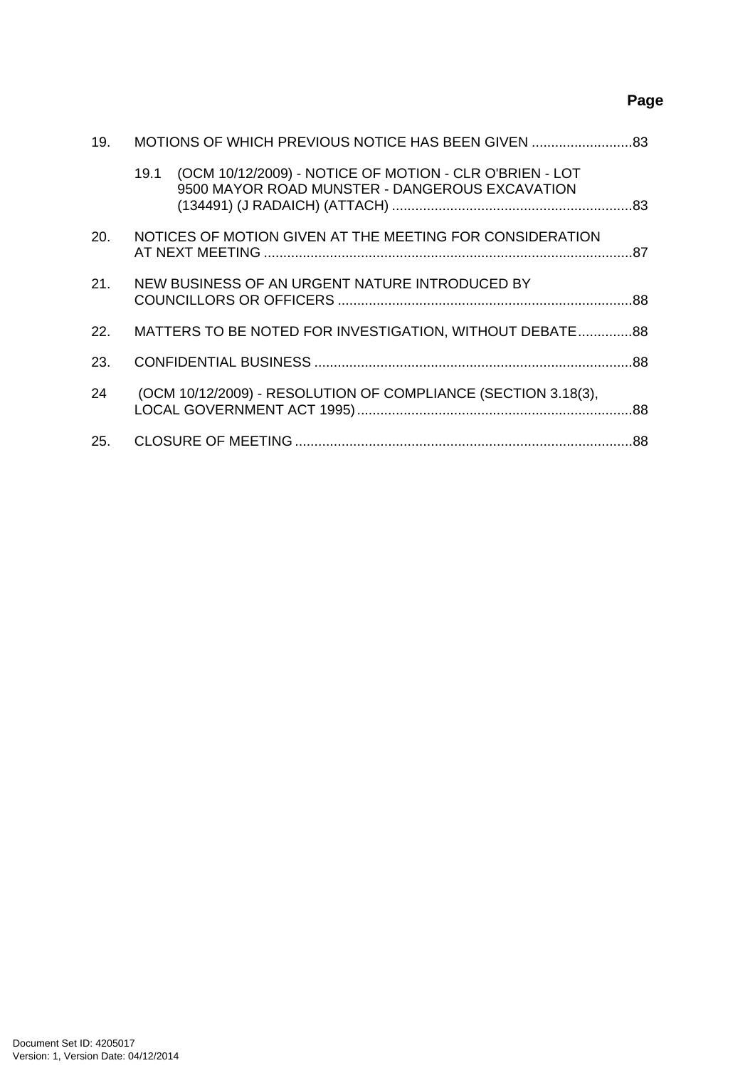**Page**

| | | |
|---|---|---|
| 19. | MOTIONS OF WHICH PREVIOUS NOTICE HAS BEEN GIVEN | 83 |
| 19.1 | (OCM 10/12/2009) - NOTICE OF MOTION - CLR O'BRIEN - LOT 9500 MAYOR ROAD MUNSTER - DANGEROUS EXCAVATION (134491) (J RADAICH) (ATTACH) | 83 |
| 20. | NOTICES OF MOTION GIVEN AT THE MEETING FOR CONSIDERATION AT NEXT MEETING | 87 |
| 21. | NEW BUSINESS OF AN URGENT NATURE INTRODUCED BY COUNCILLORS OR OFFICERS | 88 |
| 22. | MATTERS TO BE NOTED FOR INVESTIGATION, WITHOUT DEBATE | 88 |
| 23. | CONFIDENTIAL BUSINESS | 88 |
| 24 | (OCM 10/12/2009) - RESOLUTION OF COMPLIANCE (SECTION 3.18(3), LOCAL GOVERNMENT ACT 1995) | 88 |
| 25. | CLOSURE OF MEETING | 88 |

Document Set ID: 4205017
Version: 1, Version Date: 04/12/2014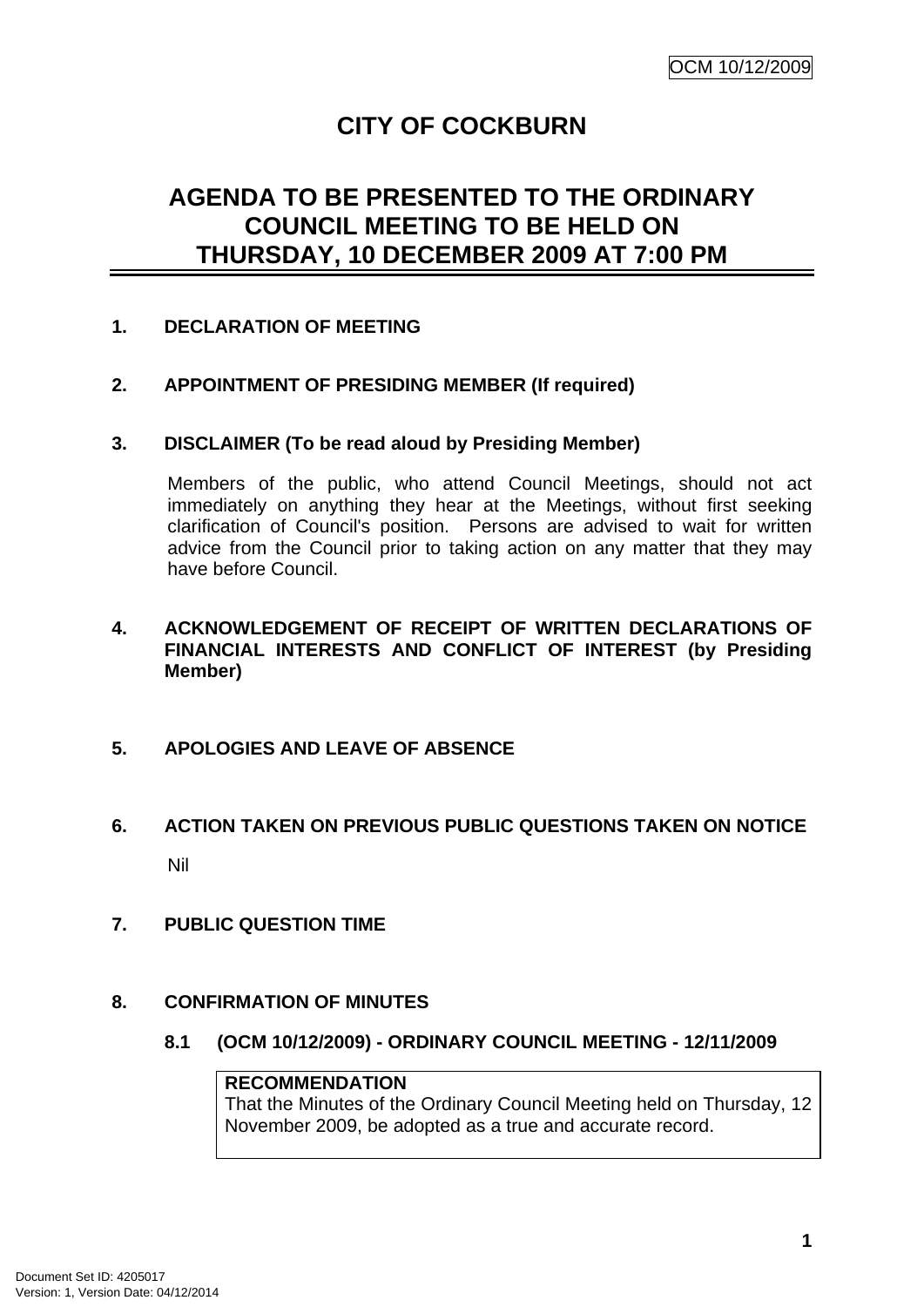# CITY OF COCKBURN

## AGENDA TO BE PRESENTED TO THE ORDINARY COUNCIL MEETING TO BE HELD ON THURSDAY, 10 DECEMBER 2009 AT 7:00 PM

### 1. DECLARATION OF MEETING

### 2. APPOINTMENT OF PRESIDING MEMBER (If required)

### 3. DISCLAIMER (To be read aloud by Presiding Member)

Members of the public, who attend Council Meetings, should not act immediately on anything they hear at the Meetings, without first seeking clarification of Council's position. Persons are advised to wait for written advice from the Council prior to taking action on any matter that they may have before Council.

### 4. ACKNOWLEDGEMENT OF RECEIPT OF WRITTEN DECLARATIONS OF FINANCIAL INTERESTS AND CONFLICT OF INTEREST (by Presiding Member)

### 5. APOLOGIES AND LEAVE OF ABSENCE

### 6. ACTION TAKEN ON PREVIOUS PUBLIC QUESTIONS TAKEN ON NOTICE

Nil

### 7. PUBLIC QUESTION TIME

### 8. CONFIRMATION OF MINUTES

#### 8.1 (OCM 10/12/2009) - ORDINARY COUNCIL MEETING - 12/11/2009

**RECOMMENDATION**
That the Minutes of the Ordinary Council Meeting held on Thursday, 12 November 2009, be adopted as a true and accurate record.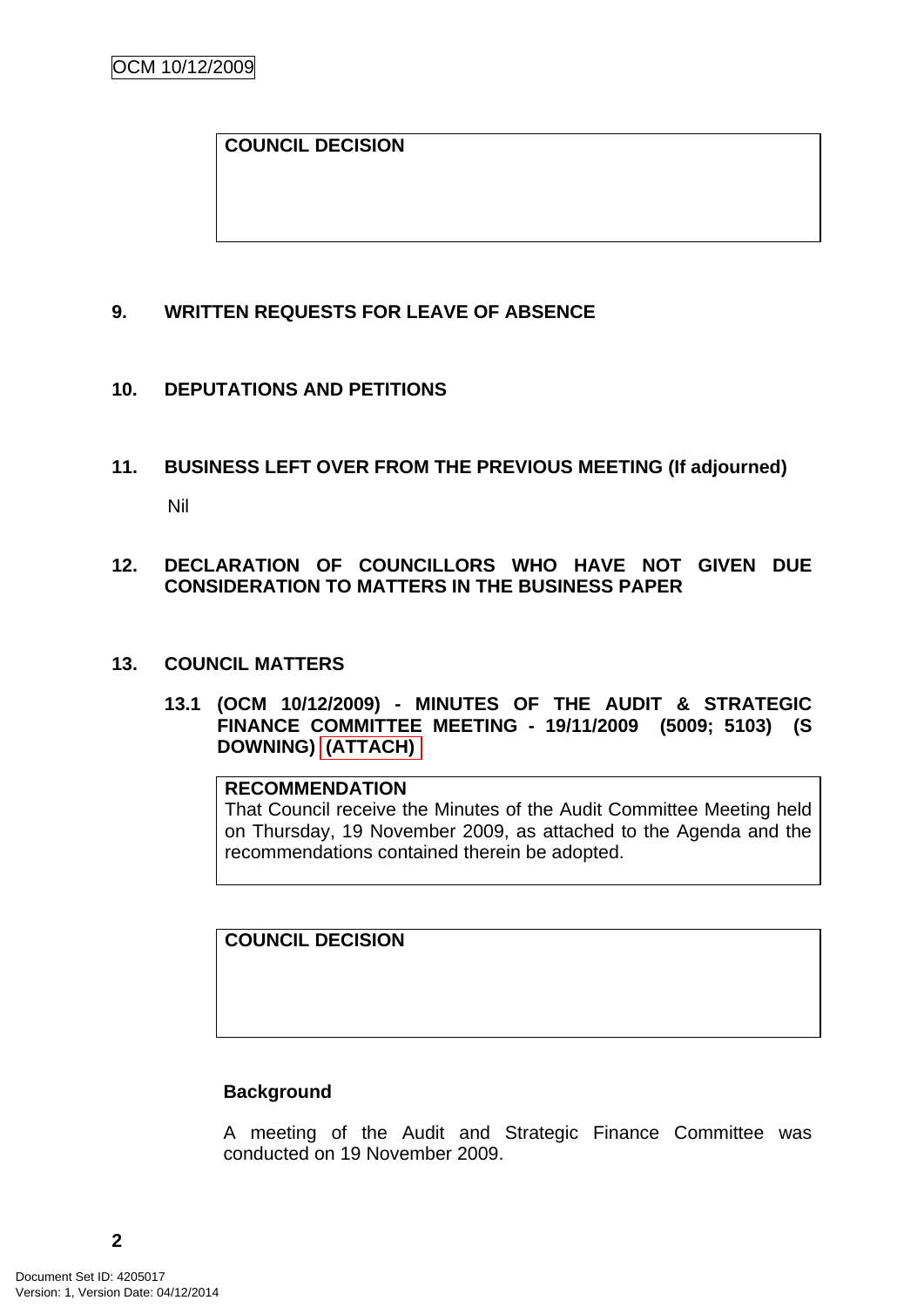**COUNCIL DECISION**

## 9. WRITTEN REQUESTS FOR LEAVE OF ABSENCE

## 10. DEPUTATIONS AND PETITIONS

## 11. BUSINESS LEFT OVER FROM THE PREVIOUS MEETING (If adjourned)

Nil

## 12. DECLARATION OF COUNCILLORS WHO HAVE NOT GIVEN DUE CONSIDERATION TO MATTERS IN THE BUSINESS PAPER

## 13. COUNCIL MATTERS

### 13.1 (OCM 10/12/2009) - MINUTES OF THE AUDIT & STRATEGIC FINANCE COMMITTEE MEETING - 19/11/2009 (5009; 5103) (S DOWNING) (ATTACH)

**RECOMMENDATION**
That Council receive the Minutes of the Audit Committee Meeting held on Thursday, 19 November 2009, as attached to the Agenda and the recommendations contained therein be adopted.

**COUNCIL DECISION**

**Background**

A meeting of the Audit and Strategic Finance Committee was conducted on 19 November 2009.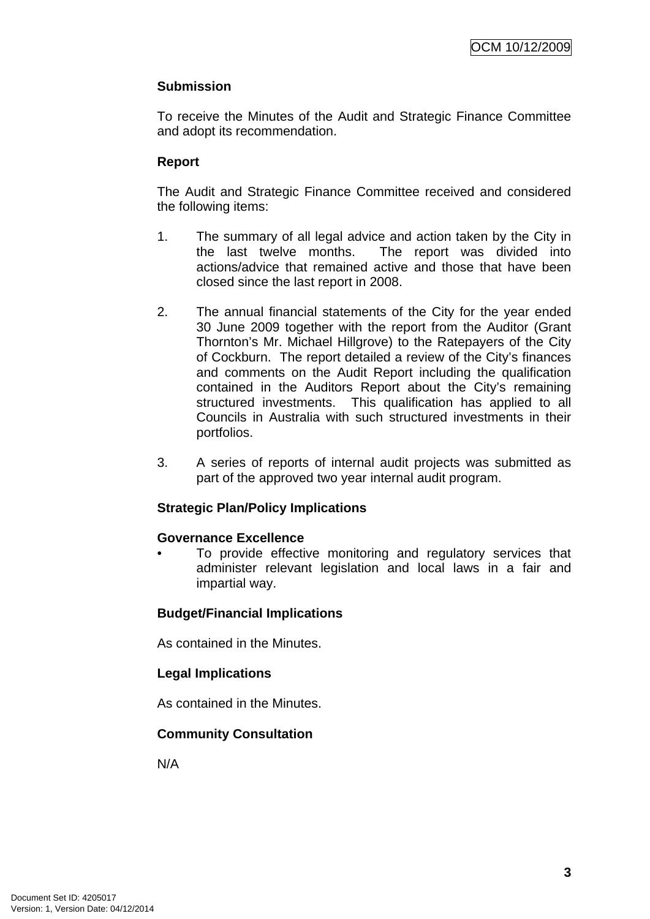**Submission**

To receive the Minutes of the Audit and Strategic Finance Committee and adopt its recommendation.

**Report**

The Audit and Strategic Finance Committee received and considered the following items:

1. The summary of all legal advice and action taken by the City in the last twelve months. The report was divided into actions/advice that remained active and those that have been closed since the last report in 2008.

2. The annual financial statements of the City for the year ended 30 June 2009 together with the report from the Auditor (Grant Thornton's Mr. Michael Hillgrove) to the Ratepayers of the City of Cockburn. The report detailed a review of the City's finances and comments on the Audit Report including the qualification contained in the Auditors Report about the City's remaining structured investments. This qualification has applied to all Councils in Australia with such structured investments in their portfolios.

3. A series of reports of internal audit projects was submitted as part of the approved two year internal audit program.

**Strategic Plan/Policy Implications**

**Governance Excellence**

- To provide effective monitoring and regulatory services that administer relevant legislation and local laws in a fair and impartial way.

**Budget/Financial Implications**

As contained in the Minutes.

**Legal Implications**

As contained in the Minutes.

**Community Consultation**

N/A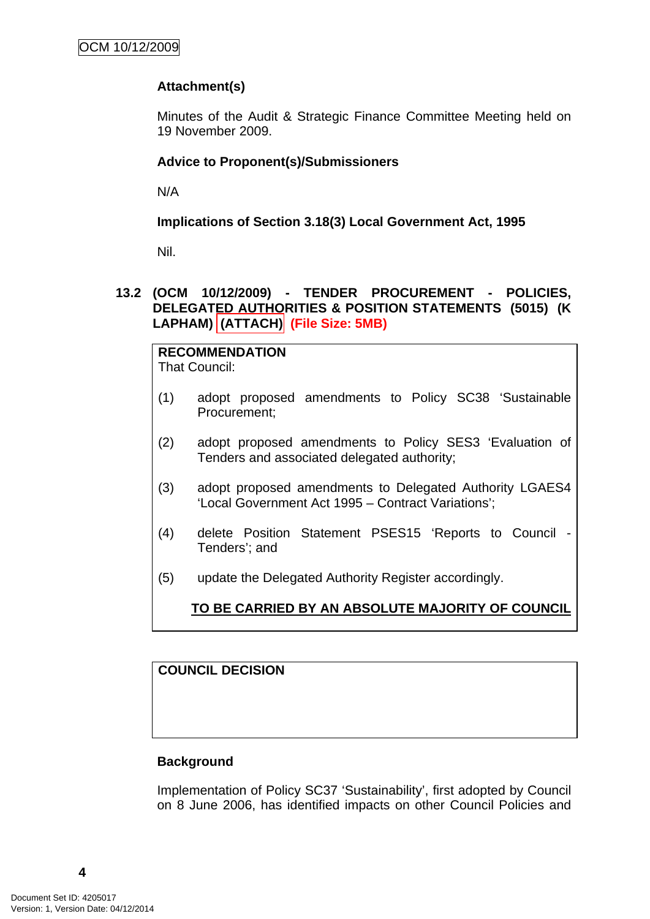**Attachment(s)**

Minutes of the Audit & Strategic Finance Committee Meeting held on 19 November 2009.

**Advice to Proponent(s)/Submissioners**

N/A

**Implications of Section 3.18(3) Local Government Act, 1995**

Nil.

### 13.2 (OCM 10/12/2009) - TENDER PROCUREMENT - POLICIES, DELEGATED AUTHORITIES & POSITION STATEMENTS (5015) (K LAPHAM) (ATTACH) (File Size: 5MB)

**RECOMMENDATION**

That Council:

(1) adopt proposed amendments to Policy SC38 'Sustainable Procurement;

(2) adopt proposed amendments to Policy SES3 'Evaluation of Tenders and associated delegated authority;

(3) adopt proposed amendments to Delegated Authority LGAES4 'Local Government Act 1995 – Contract Variations';

(4) delete Position Statement PSES15 'Reports to Council - Tenders'; and

(5) update the Delegated Authority Register accordingly.

**TO BE CARRIED BY AN ABSOLUTE MAJORITY OF COUNCIL**

**COUNCIL DECISION**

**Background**

Implementation of Policy SC37 'Sustainability', first adopted by Council on 8 June 2006, has identified impacts on other Council Policies and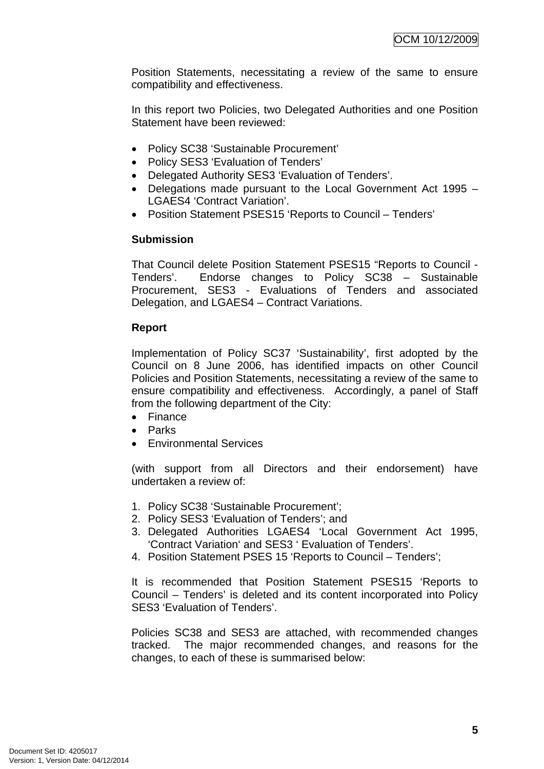Position Statements, necessitating a review of the same to ensure compatibility and effectiveness.

In this report two Policies, two Delegated Authorities and one Position Statement have been reviewed:

- Policy SC38 'Sustainable Procurement'
- Policy SES3 'Evaluation of Tenders'
- Delegated Authority SES3 'Evaluation of Tenders'.
- Delegations made pursuant to the Local Government Act 1995 – LGAES4 'Contract Variation'.
- Position Statement PSES15 'Reports to Council – Tenders'

**Submission**

That Council delete Position Statement PSES15 "Reports to Council - Tenders'. Endorse changes to Policy SC38 – Sustainable Procurement, SES3 - Evaluations of Tenders and associated Delegation, and LGAES4 – Contract Variations.

**Report**

Implementation of Policy SC37 'Sustainability', first adopted by the Council on 8 June 2006, has identified impacts on other Council Policies and Position Statements, necessitating a review of the same to ensure compatibility and effectiveness. Accordingly, a panel of Staff from the following department of the City:

- Finance
- Parks
- Environmental Services

(with support from all Directors and their endorsement) have undertaken a review of:

1. Policy SC38 'Sustainable Procurement';
2. Policy SES3 'Evaluation of Tenders'; and
3. Delegated Authorities LGAES4 'Local Government Act 1995, 'Contract Variation' and SES3 ' Evaluation of Tenders'.
4. Position Statement PSES 15 'Reports to Council – Tenders';

It is recommended that Position Statement PSES15 'Reports to Council – Tenders' is deleted and its content incorporated into Policy SES3 'Evaluation of Tenders'.

Policies SC38 and SES3 are attached, with recommended changes tracked. The major recommended changes, and reasons for the changes, to each of these is summarised below: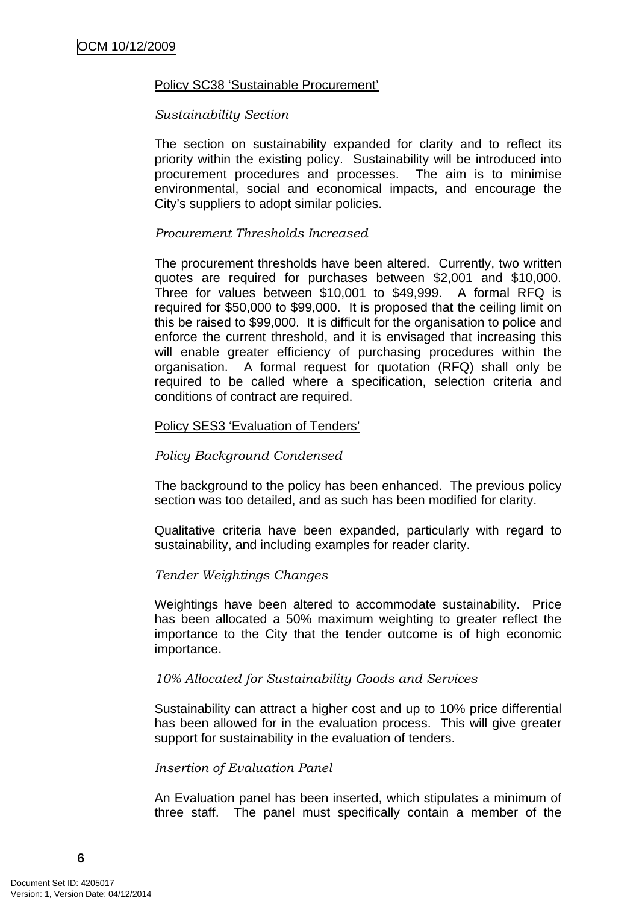Policy SC38 'Sustainable Procurement'

*Sustainability Section*

The section on sustainability expanded for clarity and to reflect its priority within the existing policy. Sustainability will be introduced into procurement procedures and processes. The aim is to minimise environmental, social and economical impacts, and encourage the City's suppliers to adopt similar policies.

*Procurement Thresholds Increased*

The procurement thresholds have been altered. Currently, two written quotes are required for purchases between $2,001 and $10,000. Three for values between $10,001 to $49,999. A formal RFQ is required for $50,000 to $99,000. It is proposed that the ceiling limit on this be raised to $99,000. It is difficult for the organisation to police and enforce the current threshold, and it is envisaged that increasing this will enable greater efficiency of purchasing procedures within the organisation. A formal request for quotation (RFQ) shall only be required to be called where a specification, selection criteria and conditions of contract are required.

Policy SES3 'Evaluation of Tenders'

*Policy Background Condensed*

The background to the policy has been enhanced. The previous policy section was too detailed, and as such has been modified for clarity.

Qualitative criteria have been expanded, particularly with regard to sustainability, and including examples for reader clarity.

*Tender Weightings Changes*

Weightings have been altered to accommodate sustainability. Price has been allocated a 50% maximum weighting to greater reflect the importance to the City that the tender outcome is of high economic importance.

*10% Allocated for Sustainability Goods and Services*

Sustainability can attract a higher cost and up to 10% price differential has been allowed for in the evaluation process. This will give greater support for sustainability in the evaluation of tenders.

*Insertion of Evaluation Panel*

An Evaluation panel has been inserted, which stipulates a minimum of three staff. The panel must specifically contain a member of the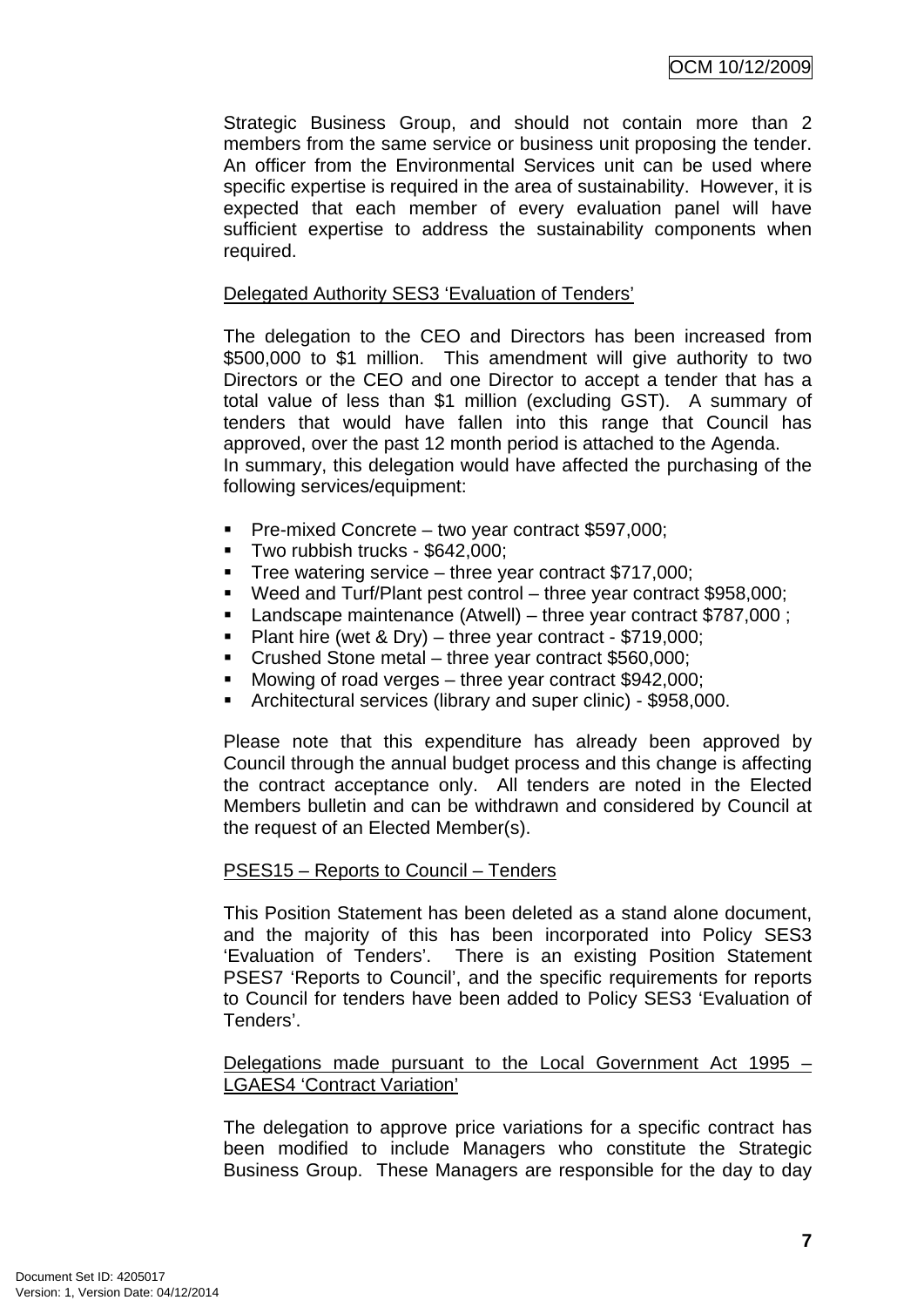Strategic Business Group, and should not contain more than 2 members from the same service or business unit proposing the tender. An officer from the Environmental Services unit can be used where specific expertise is required in the area of sustainability. However, it is expected that each member of every evaluation panel will have sufficient expertise to address the sustainability components when required.

Delegated Authority SES3 'Evaluation of Tenders'

The delegation to the CEO and Directors has been increased from $500,000 to $1 million. This amendment will give authority to two Directors or the CEO and one Director to accept a tender that has a total value of less than $1 million (excluding GST). A summary of tenders that would have fallen into this range that Council has approved, over the past 12 month period is attached to the Agenda.
In summary, this delegation would have affected the purchasing of the following services/equipment:

- Pre-mixed Concrete – two year contract $597,000;
- Two rubbish trucks - $642,000;
- Tree watering service – three year contract $717,000;
- Weed and Turf/Plant pest control – three year contract $958,000;
- Landscape maintenance (Atwell) – three year contract $787,000 ;
- Plant hire (wet & Dry) – three year contract - $719,000;
- Crushed Stone metal – three year contract $560,000;
- Mowing of road verges – three year contract $942,000;
- Architectural services (library and super clinic) - $958,000.

Please note that this expenditure has already been approved by Council through the annual budget process and this change is affecting the contract acceptance only. All tenders are noted in the Elected Members bulletin and can be withdrawn and considered by Council at the request of an Elected Member(s).

PSES15 – Reports to Council – Tenders

This Position Statement has been deleted as a stand alone document, and the majority of this has been incorporated into Policy SES3 'Evaluation of Tenders'. There is an existing Position Statement PSES7 'Reports to Council', and the specific requirements for reports to Council for tenders have been added to Policy SES3 'Evaluation of Tenders'.

Delegations made pursuant to the Local Government Act 1995 – LGAES4 'Contract Variation'

The delegation to approve price variations for a specific contract has been modified to include Managers who constitute the Strategic Business Group. These Managers are responsible for the day to day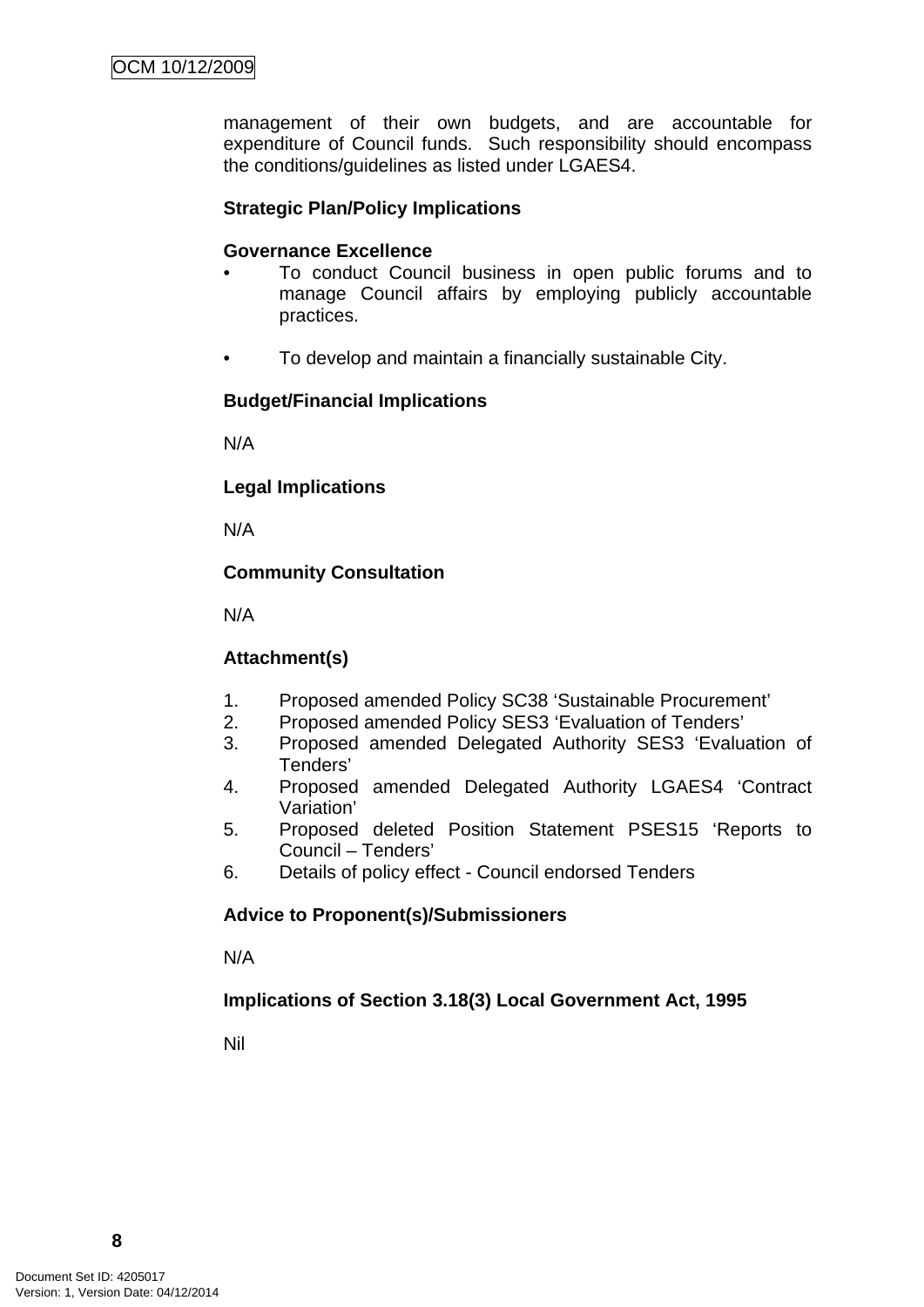management of their own budgets, and are accountable for expenditure of Council funds. Such responsibility should encompass the conditions/guidelines as listed under LGAES4.

**Strategic Plan/Policy Implications**

**Governance Excellence**

- To conduct Council business in open public forums and to manage Council affairs by employing publicly accountable practices.

- To develop and maintain a financially sustainable City.

**Budget/Financial Implications**

N/A

**Legal Implications**

N/A

**Community Consultation**

N/A

**Attachment(s)**

1. Proposed amended Policy SC38 'Sustainable Procurement'
2. Proposed amended Policy SES3 'Evaluation of Tenders'
3. Proposed amended Delegated Authority SES3 'Evaluation of Tenders'
4. Proposed amended Delegated Authority LGAES4 'Contract Variation'
5. Proposed deleted Position Statement PSES15 'Reports to Council – Tenders'
6. Details of policy effect - Council endorsed Tenders

**Advice to Proponent(s)/Submissioners**

N/A

**Implications of Section 3.18(3) Local Government Act, 1995**

Nil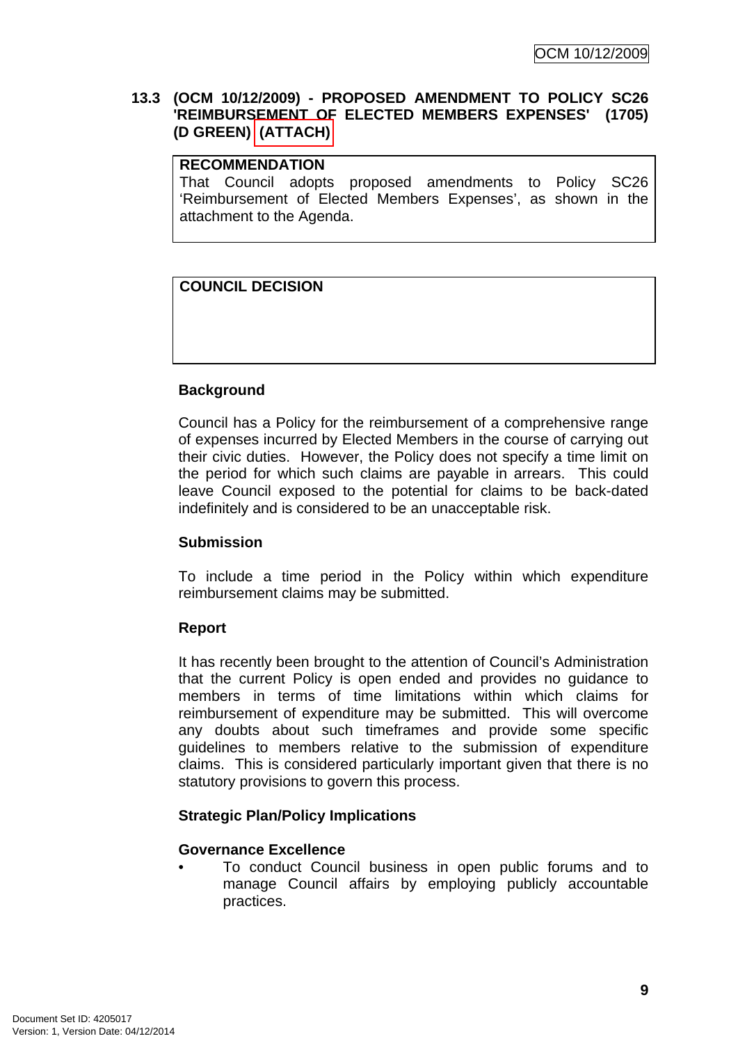### 13.3 (OCM 10/12/2009) - PROPOSED AMENDMENT TO POLICY SC26 'REIMBURSEMENT OF ELECTED MEMBERS EXPENSES' (1705) (D GREEN) (ATTACH)

| **RECOMMENDATION** |
|---|
| That Council adopts proposed amendments to Policy SC26 'Reimbursement of Elected Members Expenses', as shown in the attachment to the Agenda. |

| **COUNCIL DECISION** |
|---|
| |

**Background**

Council has a Policy for the reimbursement of a comprehensive range of expenses incurred by Elected Members in the course of carrying out their civic duties. However, the Policy does not specify a time limit on the period for which such claims are payable in arrears. This could leave Council exposed to the potential for claims to be back-dated indefinitely and is considered to be an unacceptable risk.

**Submission**

To include a time period in the Policy within which expenditure reimbursement claims may be submitted.

**Report**

It has recently been brought to the attention of Council's Administration that the current Policy is open ended and provides no guidance to members in terms of time limitations within which claims for reimbursement of expenditure may be submitted. This will overcome any doubts about such timeframes and provide some specific guidelines to members relative to the submission of expenditure claims. This is considered particularly important given that there is no statutory provisions to govern this process.

**Strategic Plan/Policy Implications**

**Governance Excellence**

- To conduct Council business in open public forums and to manage Council affairs by employing publicly accountable practices.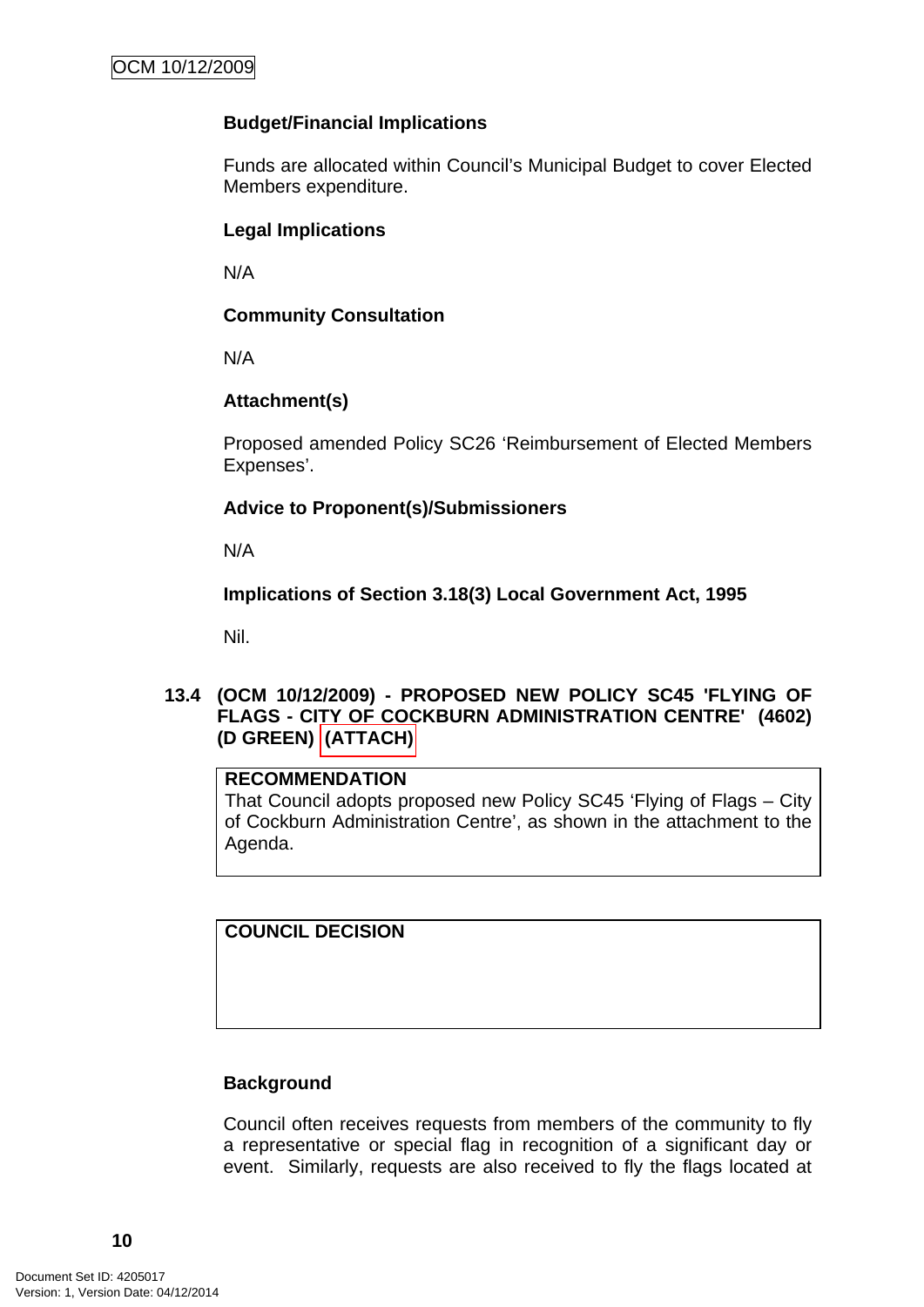**Budget/Financial Implications**

Funds are allocated within Council's Municipal Budget to cover Elected Members expenditure.

**Legal Implications**

N/A

**Community Consultation**

N/A

**Attachment(s)**

Proposed amended Policy SC26 'Reimbursement of Elected Members Expenses'.

**Advice to Proponent(s)/Submissioners**

N/A

**Implications of Section 3.18(3) Local Government Act, 1995**

Nil.

## 13.4 (OCM 10/12/2009) - PROPOSED NEW POLICY SC45 'FLYING OF FLAGS - CITY OF COCKBURN ADMINISTRATION CENTRE' (4602) (D GREEN) (ATTACH)

| **RECOMMENDATION** |
|---|
| That Council adopts proposed new Policy SC45 'Flying of Flags – City of Cockburn Administration Centre', as shown in the attachment to the Agenda. |

| **COUNCIL DECISION** |
|---|
| |

**Background**

Council often receives requests from members of the community to fly a representative or special flag in recognition of a significant day or event. Similarly, requests are also received to fly the flags located at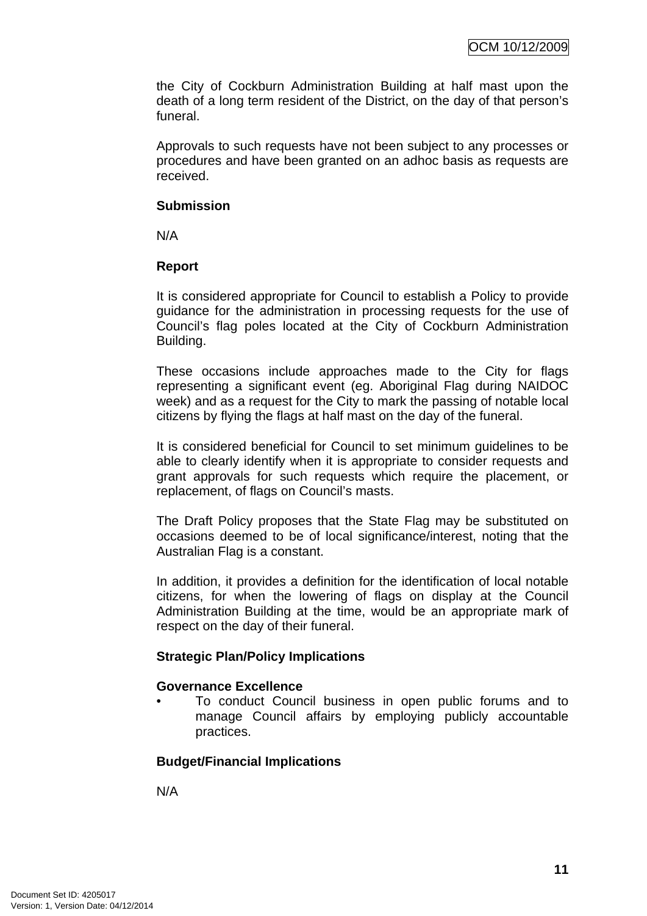the City of Cockburn Administration Building at half mast upon the death of a long term resident of the District, on the day of that person's funeral.

Approvals to such requests have not been subject to any processes or procedures and have been granted on an adhoc basis as requests are received.

**Submission**

N/A

**Report**

It is considered appropriate for Council to establish a Policy to provide guidance for the administration in processing requests for the use of Council's flag poles located at the City of Cockburn Administration Building.

These occasions include approaches made to the City for flags representing a significant event (eg. Aboriginal Flag during NAIDOC week) and as a request for the City to mark the passing of notable local citizens by flying the flags at half mast on the day of the funeral.

It is considered beneficial for Council to set minimum guidelines to be able to clearly identify when it is appropriate to consider requests and grant approvals for such requests which require the placement, or replacement, of flags on Council's masts.

The Draft Policy proposes that the State Flag may be substituted on occasions deemed to be of local significance/interest, noting that the Australian Flag is a constant.

In addition, it provides a definition for the identification of local notable citizens, for when the lowering of flags on display at the Council Administration Building at the time, would be an appropriate mark of respect on the day of their funeral.

**Strategic Plan/Policy Implications**

**Governance Excellence**

- To conduct Council business in open public forums and to manage Council affairs by employing publicly accountable practices.

**Budget/Financial Implications**

N/A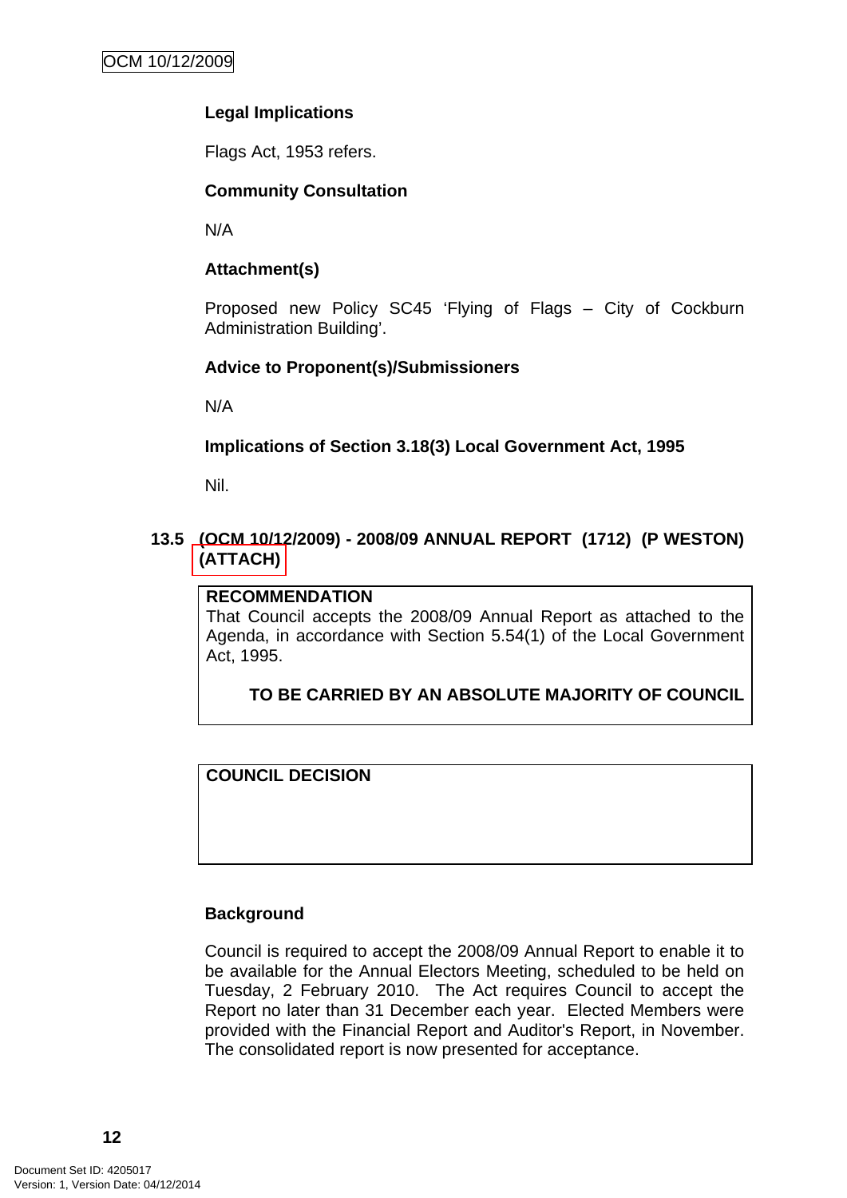**Legal Implications**

Flags Act, 1953 refers.

**Community Consultation**

N/A

**Attachment(s)**

Proposed new Policy SC45 'Flying of Flags – City of Cockburn Administration Building'.

**Advice to Proponent(s)/Submissioners**

N/A

**Implications of Section 3.18(3) Local Government Act, 1995**

Nil.

### 13.5 (OCM 10/12/2009) - 2008/09 ANNUAL REPORT (1712) (P WESTON) (ATTACH)

**RECOMMENDATION**
That Council accepts the 2008/09 Annual Report as attached to the Agenda, in accordance with Section 5.54(1) of the Local Government Act, 1995.

**TO BE CARRIED BY AN ABSOLUTE MAJORITY OF COUNCIL**

**COUNCIL DECISION**

**Background**

Council is required to accept the 2008/09 Annual Report to enable it to be available for the Annual Electors Meeting, scheduled to be held on Tuesday, 2 February 2010. The Act requires Council to accept the Report no later than 31 December each year. Elected Members were provided with the Financial Report and Auditor's Report, in November. The consolidated report is now presented for acceptance.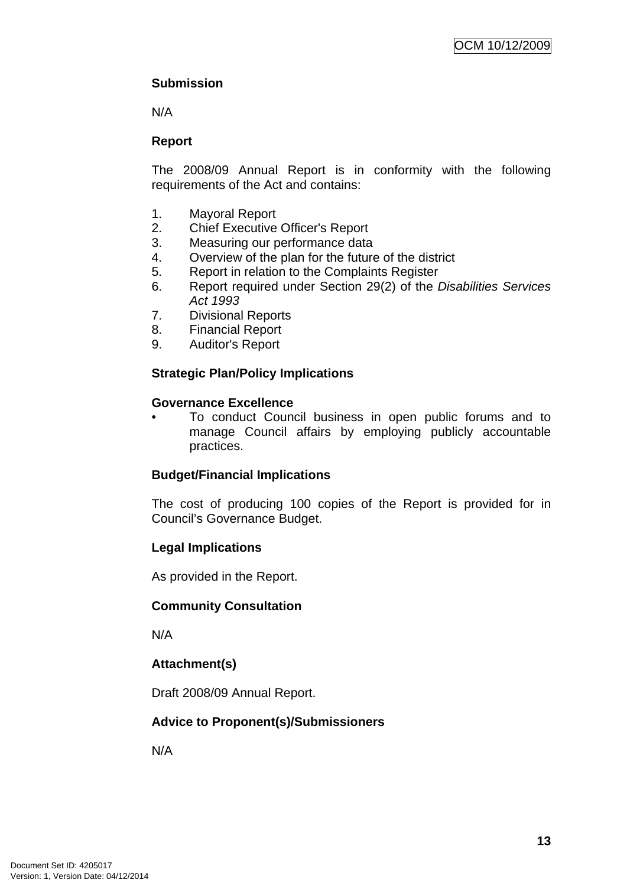**Submission**

N/A

**Report**

The 2008/09 Annual Report is in conformity with the following requirements of the Act and contains:

1. Mayoral Report
2. Chief Executive Officer's Report
3. Measuring our performance data
4. Overview of the plan for the future of the district
5. Report in relation to the Complaints Register
6. Report required under Section 29(2) of the *Disabilities Services Act 1993*
7. Divisional Reports
8. Financial Report
9. Auditor's Report

**Strategic Plan/Policy Implications**

**Governance Excellence**

- To conduct Council business in open public forums and to manage Council affairs by employing publicly accountable practices.

**Budget/Financial Implications**

The cost of producing 100 copies of the Report is provided for in Council's Governance Budget.

**Legal Implications**

As provided in the Report.

**Community Consultation**

N/A

**Attachment(s)**

Draft 2008/09 Annual Report.

**Advice to Proponent(s)/Submissioners**

N/A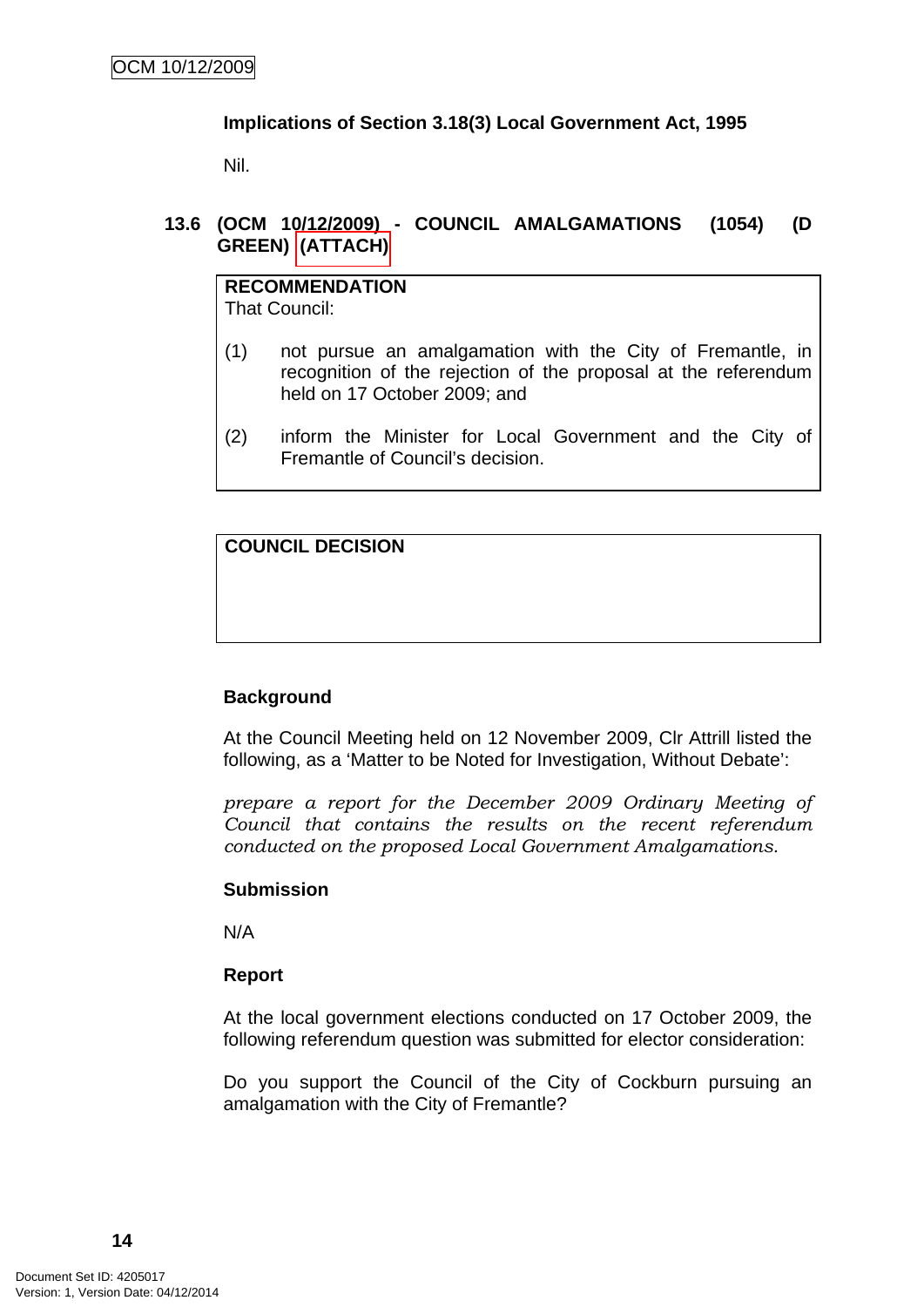**Implications of Section 3.18(3) Local Government Act, 1995**

Nil.

### 13.6 (OCM 10/12/2009) - COUNCIL AMALGAMATIONS (1054) (D GREEN) (ATTACH)

**RECOMMENDATION**
That Council:

(1) not pursue an amalgamation with the City of Fremantle, in recognition of the rejection of the proposal at the referendum held on 17 October 2009; and

(2) inform the Minister for Local Government and the City of Fremantle of Council's decision.

**COUNCIL DECISION**

**Background**

At the Council Meeting held on 12 November 2009, Clr Attrill listed the following, as a 'Matter to be Noted for Investigation, Without Debate':

*prepare a report for the December 2009 Ordinary Meeting of Council that contains the results on the recent referendum conducted on the proposed Local Government Amalgamations.*

**Submission**

N/A

**Report**

At the local government elections conducted on 17 October 2009, the following referendum question was submitted for elector consideration:

Do you support the Council of the City of Cockburn pursuing an amalgamation with the City of Fremantle?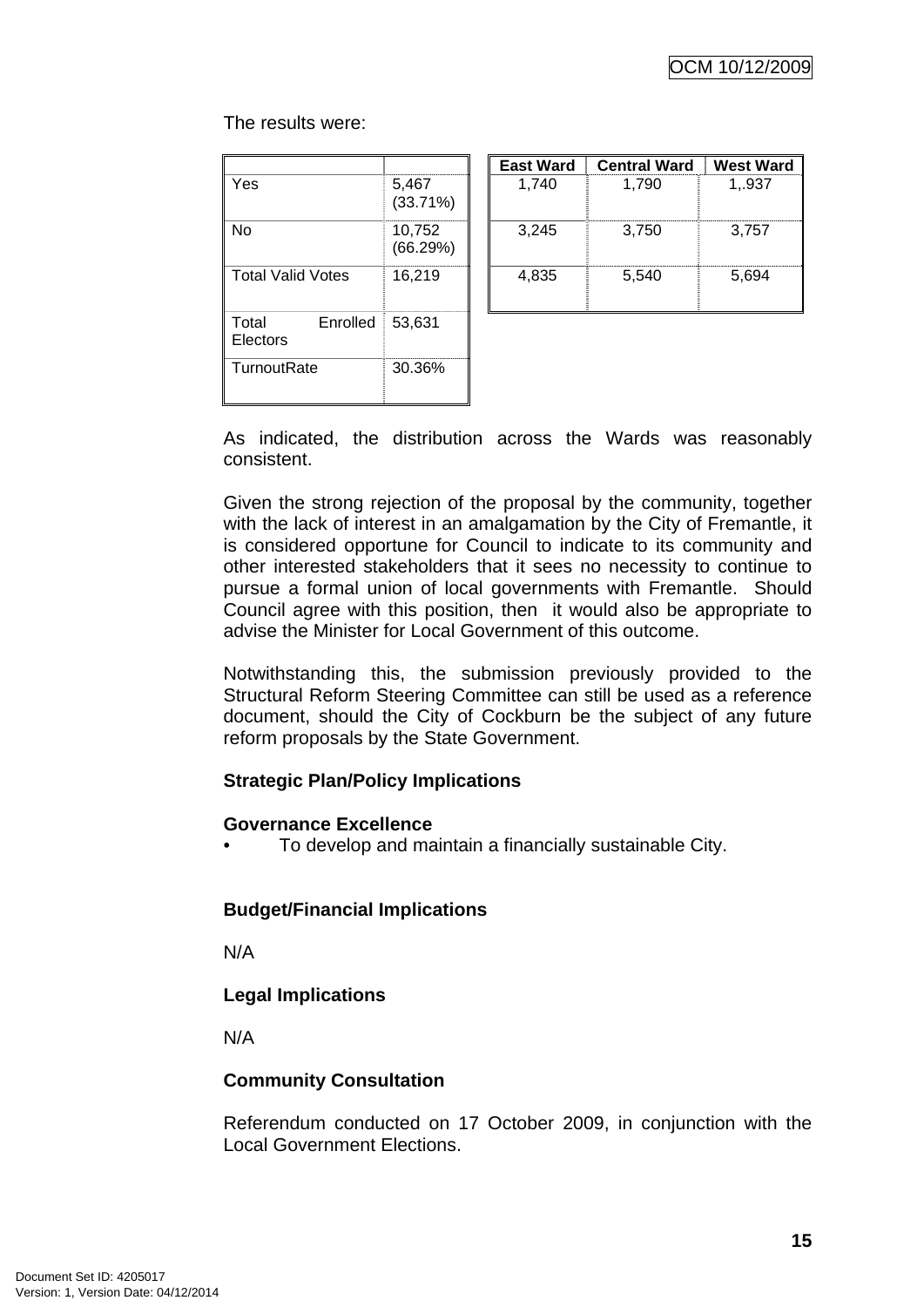The results were:

| | |
|---|---|
| Yes | 5,467 (33.71%) |
| No | 10,752 (66.29%) |
| Total Valid Votes | 16,219 |
| Total Enrolled Electors | 53,631 |
| TurnoutRate | 30.36% |

| East Ward | Central Ward | West Ward |
|---|---|---|
| 1,740 | 1,790 | 1,.937 |
| 3,245 | 3,750 | 3,757 |
| 4,835 | 5,540 | 5,694 |

As indicated, the distribution across the Wards was reasonably consistent.

Given the strong rejection of the proposal by the community, together with the lack of interest in an amalgamation by the City of Fremantle, it is considered opportune for Council to indicate to its community and other interested stakeholders that it sees no necessity to continue to pursue a formal union of local governments with Fremantle. Should Council agree with this position, then it would also be appropriate to advise the Minister for Local Government of this outcome.

Notwithstanding this, the submission previously provided to the Structural Reform Steering Committee can still be used as a reference document, should the City of Cockburn be the subject of any future reform proposals by the State Government.

**Strategic Plan/Policy Implications**

**Governance Excellence**

- To develop and maintain a financially sustainable City.

**Budget/Financial Implications**

N/A

**Legal Implications**

N/A

**Community Consultation**

Referendum conducted on 17 October 2009, in conjunction with the Local Government Elections.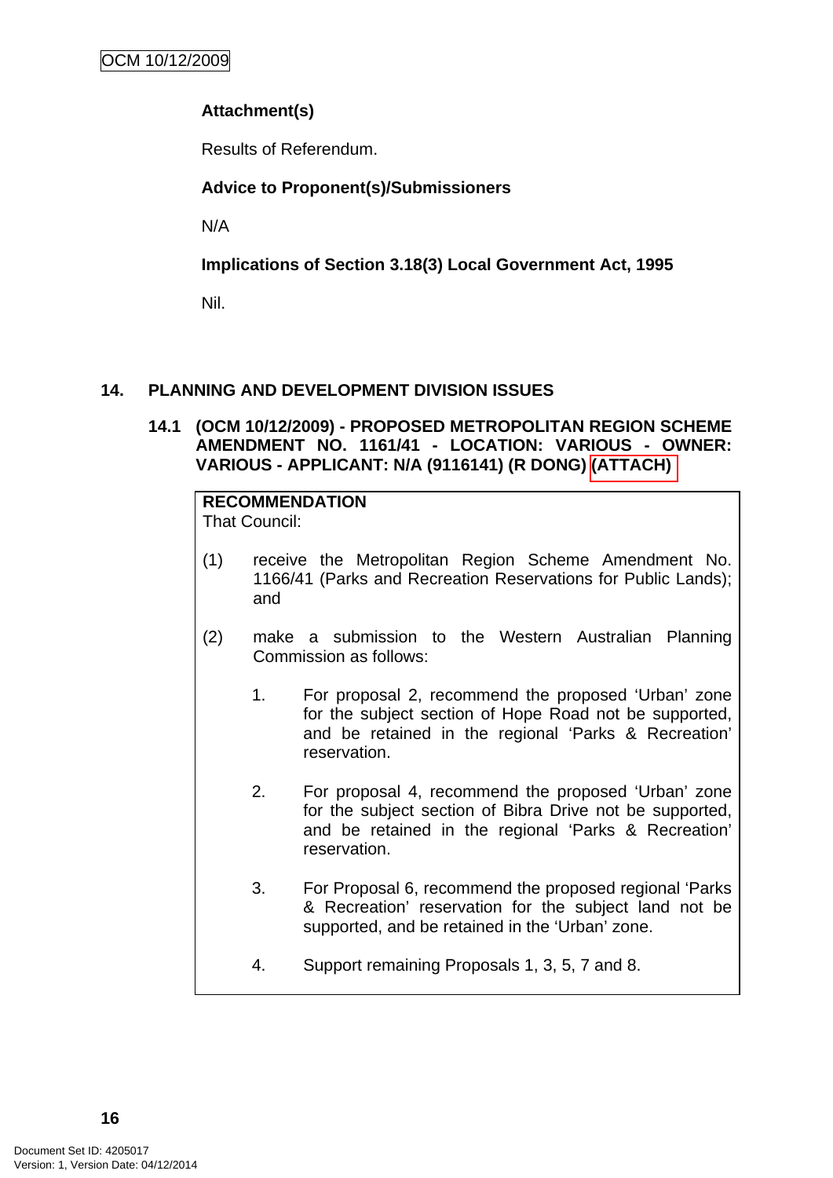**Attachment(s)**

Results of Referendum.

**Advice to Proponent(s)/Submissioners**

N/A

**Implications of Section 3.18(3) Local Government Act, 1995**

Nil.

## 14. PLANNING AND DEVELOPMENT DIVISION ISSUES

### 14.1 (OCM 10/12/2009) - PROPOSED METROPOLITAN REGION SCHEME AMENDMENT NO. 1161/41 - LOCATION: VARIOUS - OWNER: VARIOUS - APPLICANT: N/A (9116141) (R DONG) (ATTACH)

**RECOMMENDATION**
That Council:

(1) receive the Metropolitan Region Scheme Amendment No. 1166/41 (Parks and Recreation Reservations for Public Lands); and

(2) make a submission to the Western Australian Planning Commission as follows:

1. For proposal 2, recommend the proposed 'Urban' zone for the subject section of Hope Road not be supported, and be retained in the regional 'Parks & Recreation' reservation.

2. For proposal 4, recommend the proposed 'Urban' zone for the subject section of Bibra Drive not be supported, and be retained in the regional 'Parks & Recreation' reservation.

3. For Proposal 6, recommend the proposed regional 'Parks & Recreation' reservation for the subject land not be supported, and be retained in the 'Urban' zone.

4. Support remaining Proposals 1, 3, 5, 7 and 8.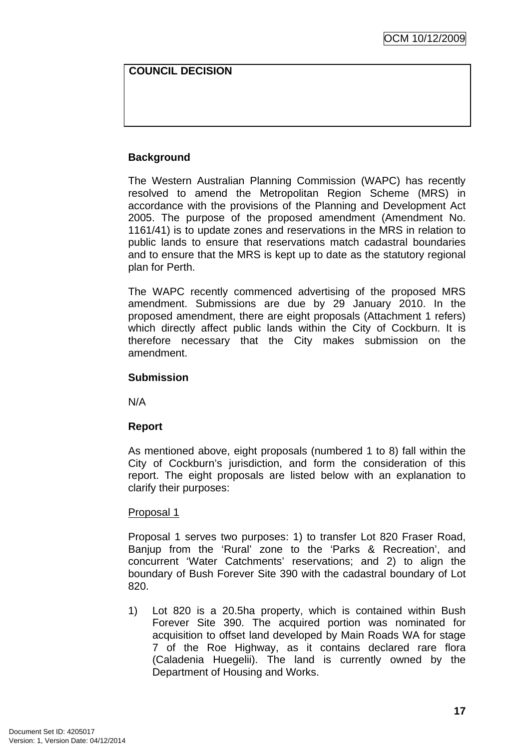**COUNCIL DECISION**

**Background**

The Western Australian Planning Commission (WAPC) has recently resolved to amend the Metropolitan Region Scheme (MRS) in accordance with the provisions of the Planning and Development Act 2005. The purpose of the proposed amendment (Amendment No. 1161/41) is to update zones and reservations in the MRS in relation to public lands to ensure that reservations match cadastral boundaries and to ensure that the MRS is kept up to date as the statutory regional plan for Perth.

The WAPC recently commenced advertising of the proposed MRS amendment. Submissions are due by 29 January 2010. In the proposed amendment, there are eight proposals (Attachment 1 refers) which directly affect public lands within the City of Cockburn. It is therefore necessary that the City makes submission on the amendment.

**Submission**

N/A

**Report**

As mentioned above, eight proposals (numbered 1 to 8) fall within the City of Cockburn's jurisdiction, and form the consideration of this report. The eight proposals are listed below with an explanation to clarify their purposes:

Proposal 1

Proposal 1 serves two purposes: 1) to transfer Lot 820 Fraser Road, Banjup from the 'Rural' zone to the 'Parks & Recreation', and concurrent 'Water Catchments' reservations; and 2) to align the boundary of Bush Forever Site 390 with the cadastral boundary of Lot 820.

1) Lot 820 is a 20.5ha property, which is contained within Bush Forever Site 390. The acquired portion was nominated for acquisition to offset land developed by Main Roads WA for stage 7 of the Roe Highway, as it contains declared rare flora (Caladenia Huegelii). The land is currently owned by the Department of Housing and Works.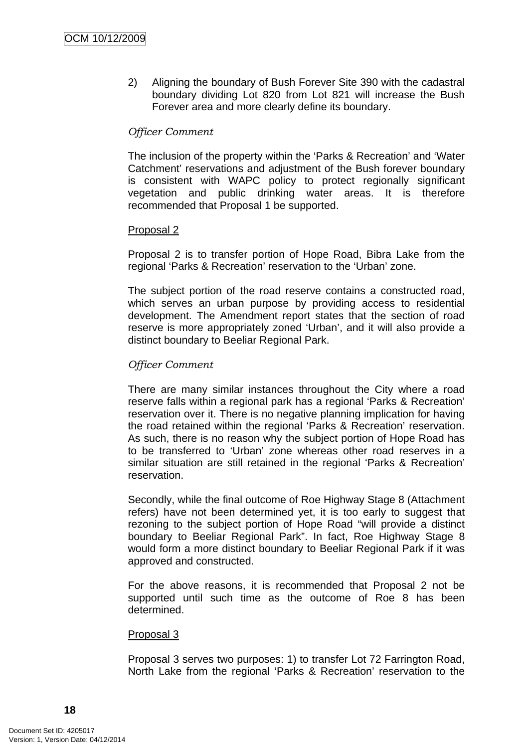2) Aligning the boundary of Bush Forever Site 390 with the cadastral boundary dividing Lot 820 from Lot 821 will increase the Bush Forever area and more clearly define its boundary.

*Officer Comment*

The inclusion of the property within the 'Parks & Recreation' and 'Water Catchment' reservations and adjustment of the Bush forever boundary is consistent with WAPC policy to protect regionally significant vegetation and public drinking water areas. It is therefore recommended that Proposal 1 be supported.

Proposal 2

Proposal 2 is to transfer portion of Hope Road, Bibra Lake from the regional 'Parks & Recreation' reservation to the 'Urban' zone.

The subject portion of the road reserve contains a constructed road, which serves an urban purpose by providing access to residential development. The Amendment report states that the section of road reserve is more appropriately zoned 'Urban', and it will also provide a distinct boundary to Beeliar Regional Park.

*Officer Comment*

There are many similar instances throughout the City where a road reserve falls within a regional park has a regional 'Parks & Recreation' reservation over it. There is no negative planning implication for having the road retained within the regional 'Parks & Recreation' reservation. As such, there is no reason why the subject portion of Hope Road has to be transferred to 'Urban' zone whereas other road reserves in a similar situation are still retained in the regional 'Parks & Recreation' reservation.

Secondly, while the final outcome of Roe Highway Stage 8 (Attachment refers) have not been determined yet, it is too early to suggest that rezoning to the subject portion of Hope Road "will provide a distinct boundary to Beeliar Regional Park". In fact, Roe Highway Stage 8 would form a more distinct boundary to Beeliar Regional Park if it was approved and constructed.

For the above reasons, it is recommended that Proposal 2 not be supported until such time as the outcome of Roe 8 has been determined.

Proposal 3

Proposal 3 serves two purposes: 1) to transfer Lot 72 Farrington Road, North Lake from the regional 'Parks & Recreation' reservation to the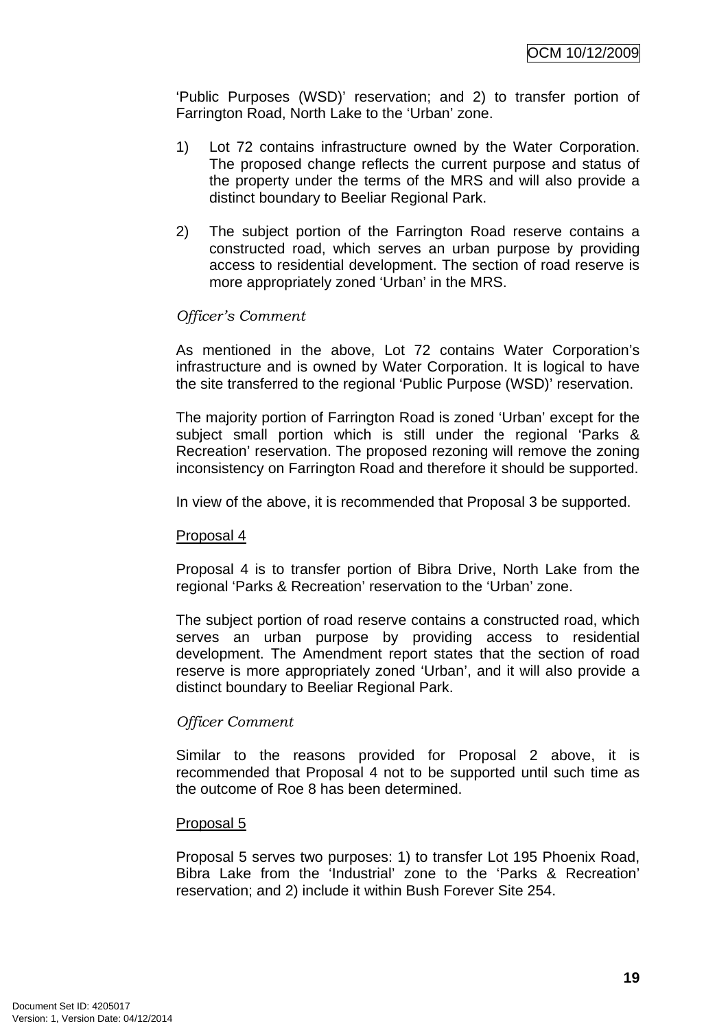'Public Purposes (WSD)' reservation; and 2) to transfer portion of Farrington Road, North Lake to the 'Urban' zone.

1) Lot 72 contains infrastructure owned by the Water Corporation. The proposed change reflects the current purpose and status of the property under the terms of the MRS and will also provide a distinct boundary to Beeliar Regional Park.

2) The subject portion of the Farrington Road reserve contains a constructed road, which serves an urban purpose by providing access to residential development. The section of road reserve is more appropriately zoned 'Urban' in the MRS.

*Officer's Comment*

As mentioned in the above, Lot 72 contains Water Corporation's infrastructure and is owned by Water Corporation. It is logical to have the site transferred to the regional 'Public Purpose (WSD)' reservation.

The majority portion of Farrington Road is zoned 'Urban' except for the subject small portion which is still under the regional 'Parks & Recreation' reservation. The proposed rezoning will remove the zoning inconsistency on Farrington Road and therefore it should be supported.

In view of the above, it is recommended that Proposal 3 be supported.

<u>Proposal 4</u>

Proposal 4 is to transfer portion of Bibra Drive, North Lake from the regional 'Parks & Recreation' reservation to the 'Urban' zone.

The subject portion of road reserve contains a constructed road, which serves an urban purpose by providing access to residential development. The Amendment report states that the section of road reserve is more appropriately zoned 'Urban', and it will also provide a distinct boundary to Beeliar Regional Park.

*Officer Comment*

Similar to the reasons provided for Proposal 2 above, it is recommended that Proposal 4 not to be supported until such time as the outcome of Roe 8 has been determined.

<u>Proposal 5</u>

Proposal 5 serves two purposes: 1) to transfer Lot 195 Phoenix Road, Bibra Lake from the 'Industrial' zone to the 'Parks & Recreation' reservation; and 2) include it within Bush Forever Site 254.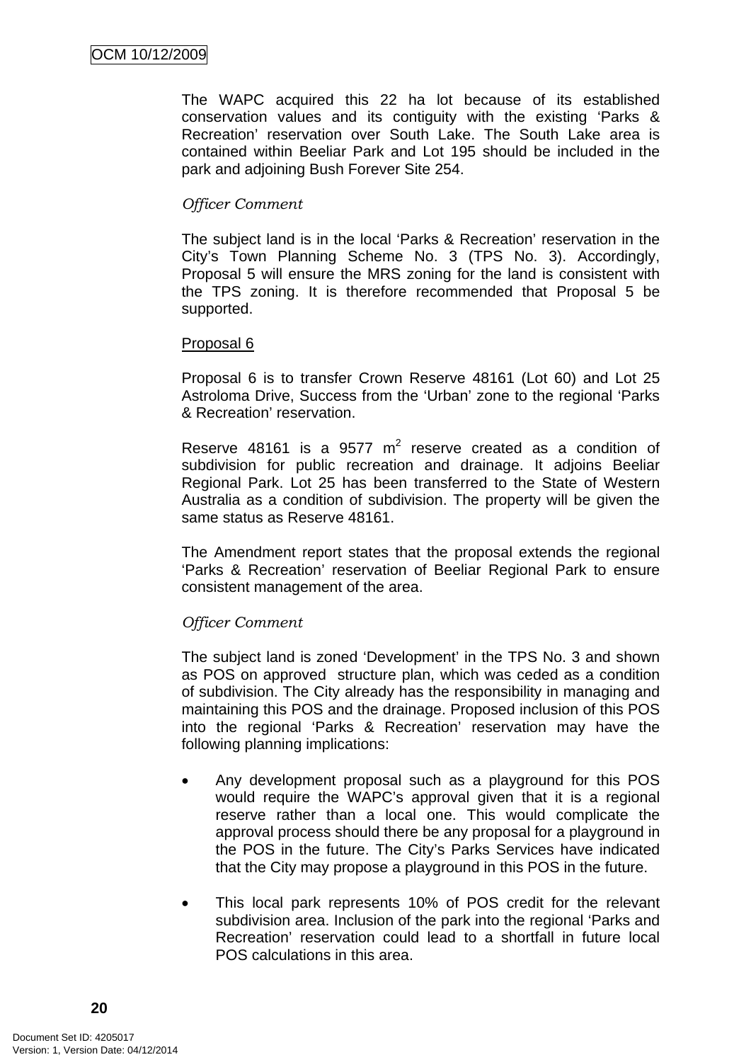The WAPC acquired this 22 ha lot because of its established conservation values and its contiguity with the existing ‘Parks & Recreation’ reservation over South Lake. The South Lake area is contained within Beeliar Park and Lot 195 should be included in the park and adjoining Bush Forever Site 254.

*Officer Comment*

The subject land is in the local ‘Parks & Recreation’ reservation in the City’s Town Planning Scheme No. 3 (TPS No. 3). Accordingly, Proposal 5 will ensure the MRS zoning for the land is consistent with the TPS zoning. It is therefore recommended that Proposal 5 be supported.

Proposal 6

Proposal 6 is to transfer Crown Reserve 48161 (Lot 60) and Lot 25 Astroloma Drive, Success from the ‘Urban’ zone to the regional ‘Parks & Recreation’ reservation.

Reserve 48161 is a 9577 $m^2$ reserve created as a condition of subdivision for public recreation and drainage. It adjoins Beeliar Regional Park. Lot 25 has been transferred to the State of Western Australia as a condition of subdivision. The property will be given the same status as Reserve 48161.

The Amendment report states that the proposal extends the regional ‘Parks & Recreation’ reservation of Beeliar Regional Park to ensure consistent management of the area.

*Officer Comment*

The subject land is zoned ‘Development’ in the TPS No. 3 and shown as POS on approved structure plan, which was ceded as a condition of subdivision. The City already has the responsibility in managing and maintaining this POS and the drainage. Proposed inclusion of this POS into the regional ‘Parks & Recreation’ reservation may have the following planning implications:

- Any development proposal such as a playground for this POS would require the WAPC’s approval given that it is a regional reserve rather than a local one. This would complicate the approval process should there be any proposal for a playground in the POS in the future. The City’s Parks Services have indicated that the City may propose a playground in this POS in the future.

- This local park represents 10% of POS credit for the relevant subdivision area. Inclusion of the park into the regional ‘Parks and Recreation’ reservation could lead to a shortfall in future local POS calculations in this area.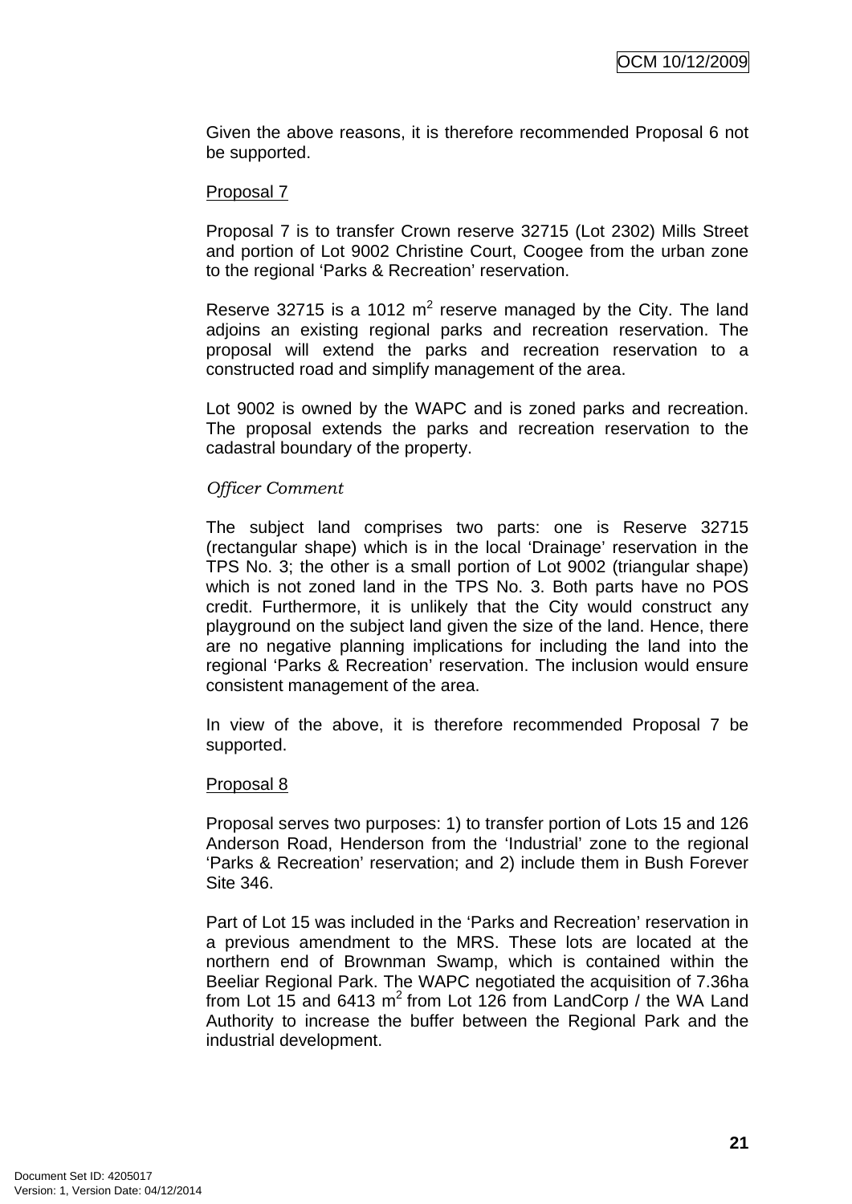Given the above reasons, it is therefore recommended Proposal 6 not be supported.

Proposal 7

Proposal 7 is to transfer Crown reserve 32715 (Lot 2302) Mills Street and portion of Lot 9002 Christine Court, Coogee from the urban zone to the regional 'Parks & Recreation' reservation.

Reserve 32715 is a 1012 $m^2$ reserve managed by the City. The land adjoins an existing regional parks and recreation reservation. The proposal will extend the parks and recreation reservation to a constructed road and simplify management of the area.

Lot 9002 is owned by the WAPC and is zoned parks and recreation. The proposal extends the parks and recreation reservation to the cadastral boundary of the property.

*Officer Comment*

The subject land comprises two parts: one is Reserve 32715 (rectangular shape) which is in the local 'Drainage' reservation in the TPS No. 3; the other is a small portion of Lot 9002 (triangular shape) which is not zoned land in the TPS No. 3. Both parts have no POS credit. Furthermore, it is unlikely that the City would construct any playground on the subject land given the size of the land. Hence, there are no negative planning implications for including the land into the regional 'Parks & Recreation' reservation. The inclusion would ensure consistent management of the area.

In view of the above, it is therefore recommended Proposal 7 be supported.

Proposal 8

Proposal serves two purposes: 1) to transfer portion of Lots 15 and 126 Anderson Road, Henderson from the 'Industrial' zone to the regional 'Parks & Recreation' reservation; and 2) include them in Bush Forever Site 346.

Part of Lot 15 was included in the 'Parks and Recreation' reservation in a previous amendment to the MRS. These lots are located at the northern end of Brownman Swamp, which is contained within the Beeliar Regional Park. The WAPC negotiated the acquisition of 7.36ha from Lot 15 and 6413 $m^2$ from Lot 126 from LandCorp / the WA Land Authority to increase the buffer between the Regional Park and the industrial development.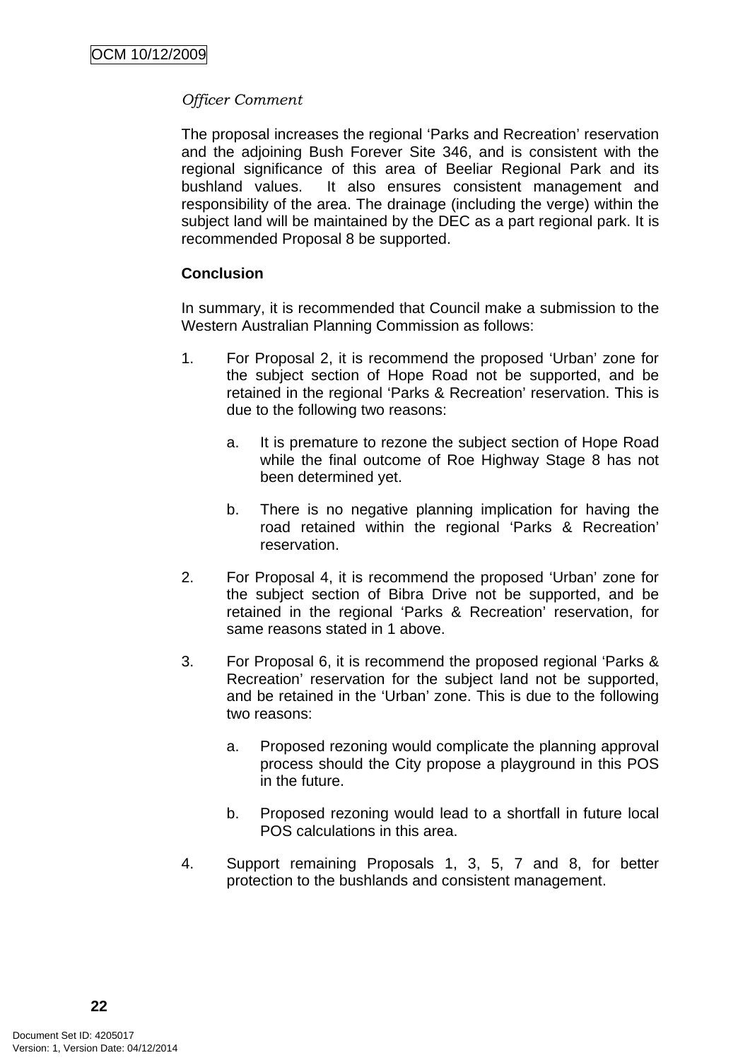*Officer Comment*

The proposal increases the regional 'Parks and Recreation' reservation and the adjoining Bush Forever Site 346, and is consistent with the regional significance of this area of Beeliar Regional Park and its bushland values. It also ensures consistent management and responsibility of the area. The drainage (including the verge) within the subject land will be maintained by the DEC as a part regional park. It is recommended Proposal 8 be supported.

**Conclusion**

In summary, it is recommended that Council make a submission to the Western Australian Planning Commission as follows:

1. For Proposal 2, it is recommend the proposed 'Urban' zone for the subject section of Hope Road not be supported, and be retained in the regional 'Parks & Recreation' reservation. This is due to the following two reasons:

    a. It is premature to rezone the subject section of Hope Road while the final outcome of Roe Highway Stage 8 has not been determined yet.

    b. There is no negative planning implication for having the road retained within the regional 'Parks & Recreation' reservation.

2. For Proposal 4, it is recommend the proposed 'Urban' zone for the subject section of Bibra Drive not be supported, and be retained in the regional 'Parks & Recreation' reservation, for same reasons stated in 1 above.

3. For Proposal 6, it is recommend the proposed regional 'Parks & Recreation' reservation for the subject land not be supported, and be retained in the 'Urban' zone. This is due to the following two reasons:

    a. Proposed rezoning would complicate the planning approval process should the City propose a playground in this POS in the future.

    b. Proposed rezoning would lead to a shortfall in future local POS calculations in this area.

4. Support remaining Proposals 1, 3, 5, 7 and 8, for better protection to the bushlands and consistent management.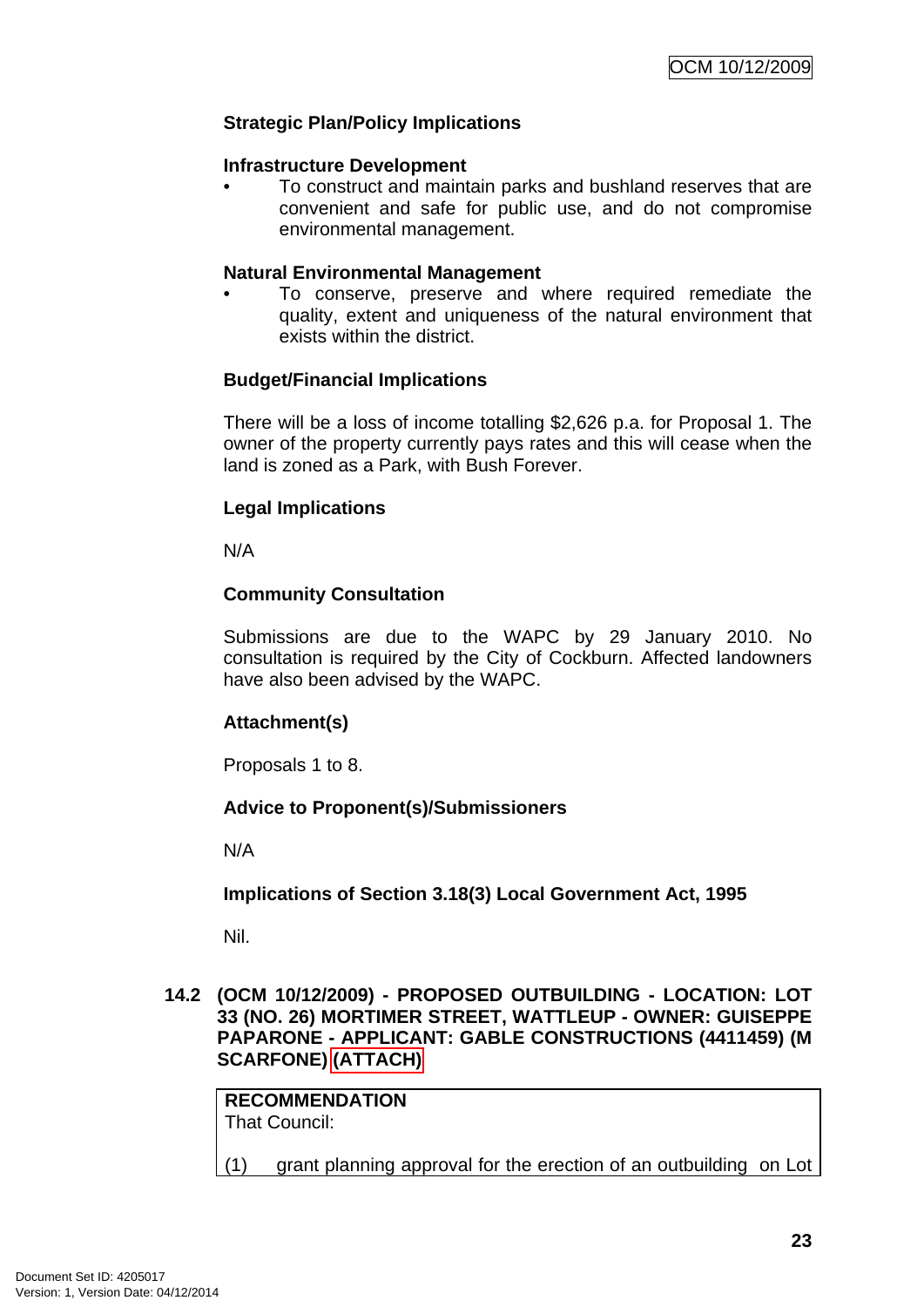**Strategic Plan/Policy Implications**

**Infrastructure Development**

- To construct and maintain parks and bushland reserves that are convenient and safe for public use, and do not compromise environmental management.

**Natural Environmental Management**

- To conserve, preserve and where required remediate the quality, extent and uniqueness of the natural environment that exists within the district.

**Budget/Financial Implications**

There will be a loss of income totalling $2,626 p.a. for Proposal 1. The owner of the property currently pays rates and this will cease when the land is zoned as a Park, with Bush Forever.

**Legal Implications**

N/A

**Community Consultation**

Submissions are due to the WAPC by 29 January 2010. No consultation is required by the City of Cockburn. Affected landowners have also been advised by the WAPC.

**Attachment(s)**

Proposals 1 to 8.

**Advice to Proponent(s)/Submissioners**

N/A

**Implications of Section 3.18(3) Local Government Act, 1995**

Nil.

### 14.2 (OCM 10/12/2009) - PROPOSED OUTBUILDING - LOCATION: LOT 33 (NO. 26) MORTIMER STREET, WATTLEUP - OWNER: GUISEPPE PAPARONE - APPLICANT: GABLE CONSTRUCTIONS (4411459) (M SCARFONE) (ATTACH)

**RECOMMENDATION**
That Council:

(1) grant planning approval for the erection of an outbuilding on Lot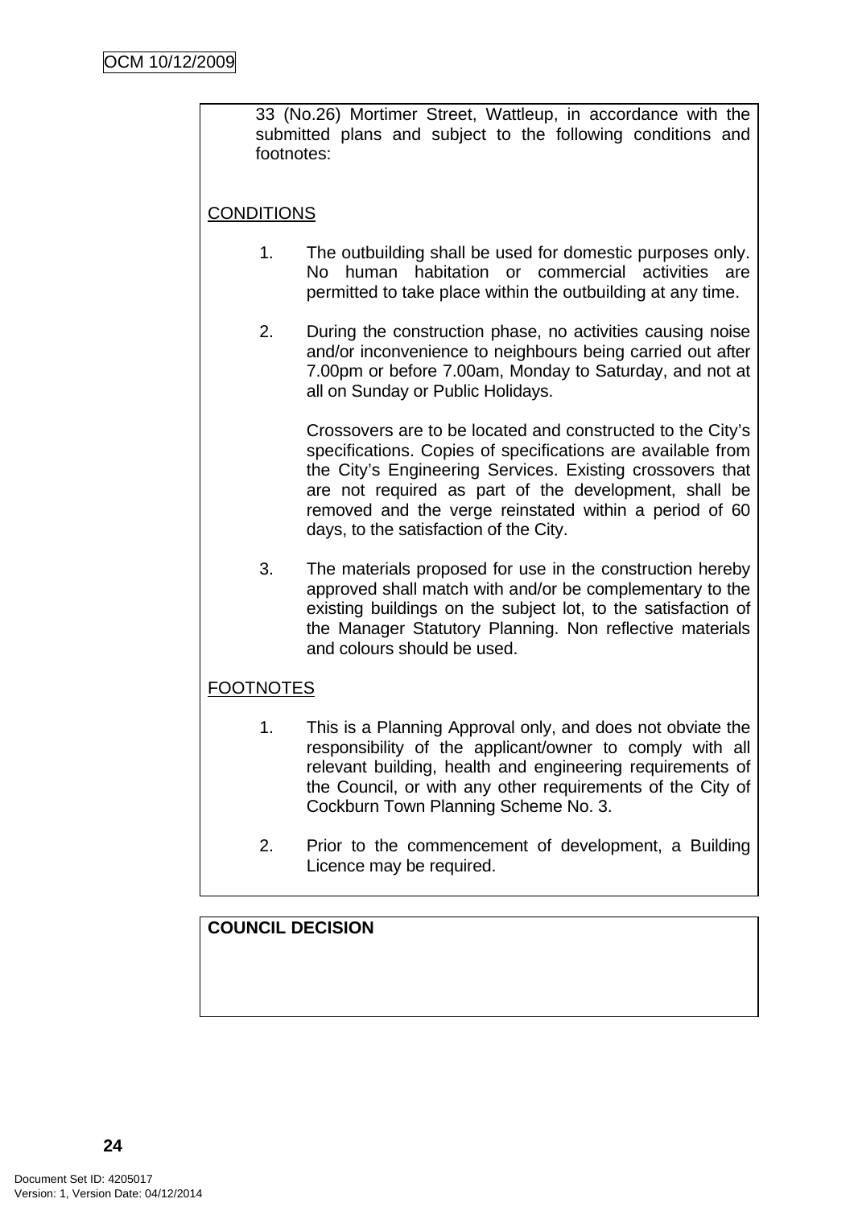33 (No.26) Mortimer Street, Wattleup, in accordance with the submitted plans and subject to the following conditions and footnotes:

CONDITIONS

1. The outbuilding shall be used for domestic purposes only. No human habitation or commercial activities are permitted to take place within the outbuilding at any time.

2. During the construction phase, no activities causing noise and/or inconvenience to neighbours being carried out after 7.00pm or before 7.00am, Monday to Saturday, and not at all on Sunday or Public Holidays.

   Crossovers are to be located and constructed to the City's specifications. Copies of specifications are available from the City's Engineering Services. Existing crossovers that are not required as part of the development, shall be removed and the verge reinstated within a period of 60 days, to the satisfaction of the City.

3. The materials proposed for use in the construction hereby approved shall match with and/or be complementary to the existing buildings on the subject lot, to the satisfaction of the Manager Statutory Planning. Non reflective materials and colours should be used.

FOOTNOTES

1. This is a Planning Approval only, and does not obviate the responsibility of the applicant/owner to comply with all relevant building, health and engineering requirements of the Council, or with any other requirements of the City of Cockburn Town Planning Scheme No. 3.

2. Prior to the commencement of development, a Building Licence may be required.

**COUNCIL DECISION**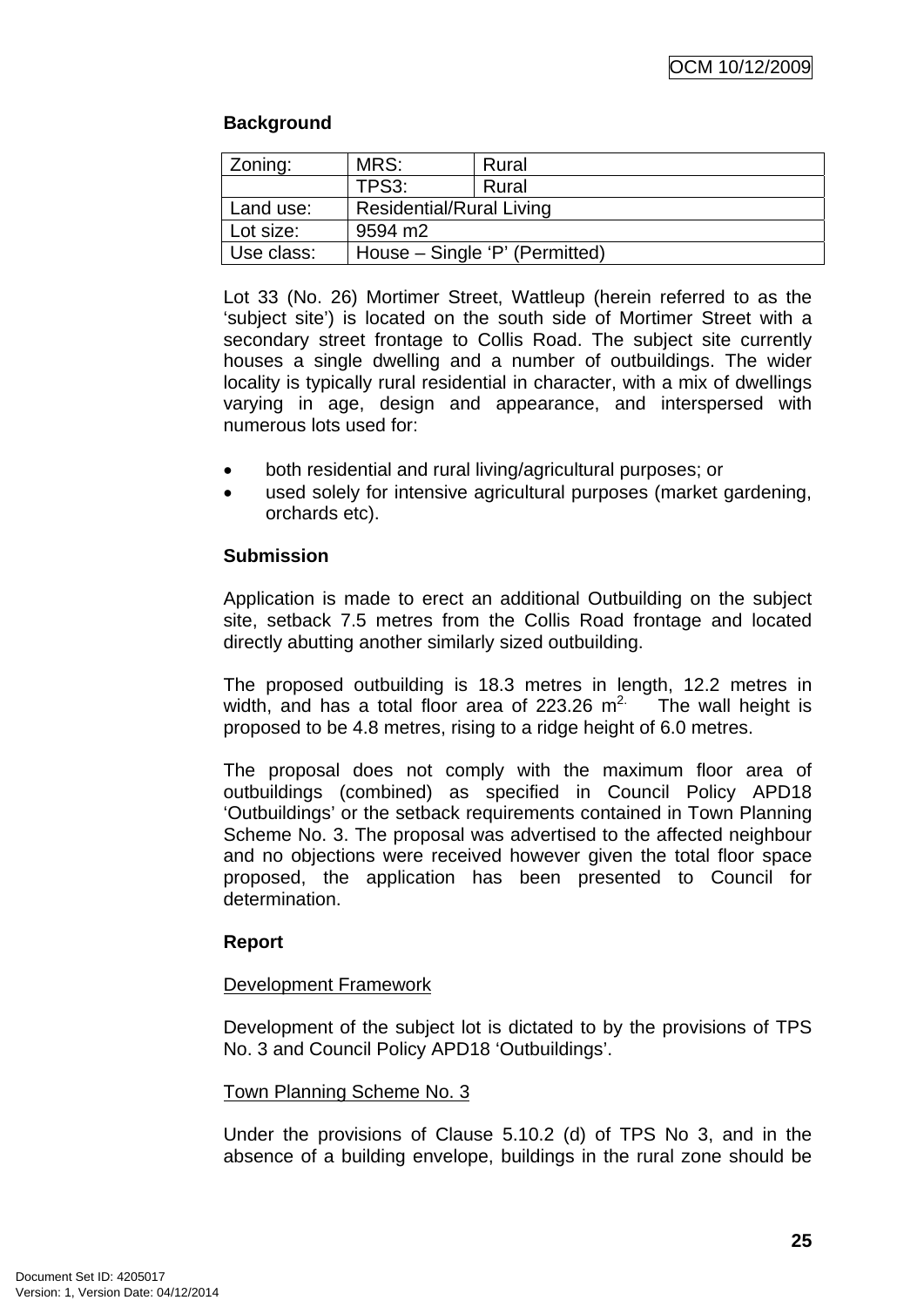**Background**

| Zoning: | MRS: | Rural |
|---|---|---|
| | TPS3: | Rural |
| Land use: | Residential/Rural Living | |
| Lot size: | 9594 m2 | |
| Use class: | House – Single 'P' (Permitted) | |

Lot 33 (No. 26) Mortimer Street, Wattleup (herein referred to as the 'subject site') is located on the south side of Mortimer Street with a secondary street frontage to Collis Road. The subject site currently houses a single dwelling and a number of outbuildings. The wider locality is typically rural residential in character, with a mix of dwellings varying in age, design and appearance, and interspersed with numerous lots used for:

- both residential and rural living/agricultural purposes; or
- used solely for intensive agricultural purposes (market gardening, orchards etc).

**Submission**

Application is made to erect an additional Outbuilding on the subject site, setback 7.5 metres from the Collis Road frontage and located directly abutting another similarly sized outbuilding.

The proposed outbuilding is 18.3 metres in length, 12.2 metres in width, and has a total floor area of 223.26 $m^{2.}$ The wall height is proposed to be 4.8 metres, rising to a ridge height of 6.0 metres.

The proposal does not comply with the maximum floor area of outbuildings (combined) as specified in Council Policy APD18 'Outbuildings' or the setback requirements contained in Town Planning Scheme No. 3. The proposal was advertised to the affected neighbour and no objections were received however given the total floor space proposed, the application has been presented to Council for determination.

**Report**

Development Framework

Development of the subject lot is dictated to by the provisions of TPS No. 3 and Council Policy APD18 'Outbuildings'.

Town Planning Scheme No. 3

Under the provisions of Clause 5.10.2 (d) of TPS No 3, and in the absence of a building envelope, buildings in the rural zone should be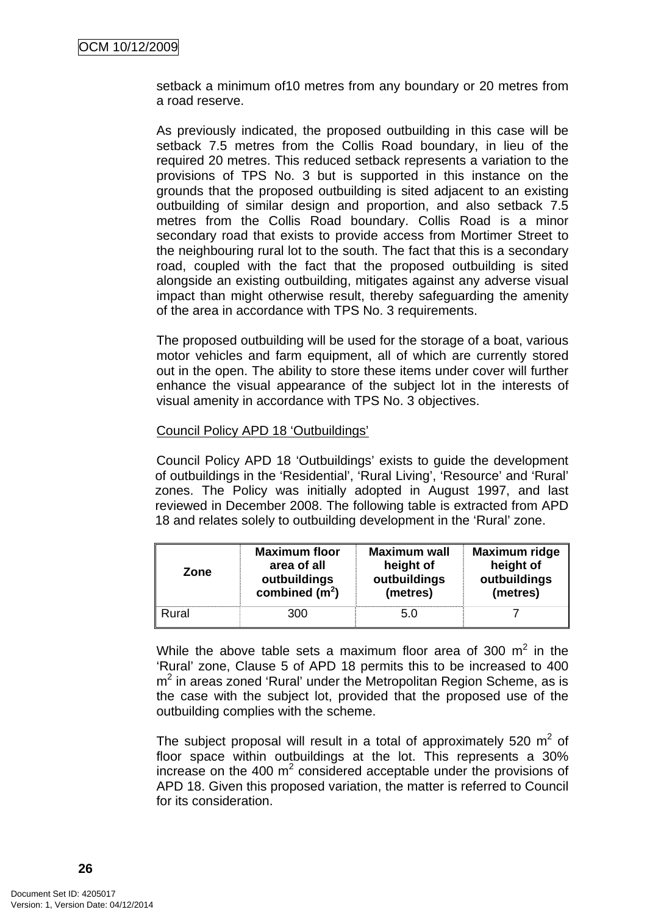setback a minimum of10 metres from any boundary or 20 metres from a road reserve.

As previously indicated, the proposed outbuilding in this case will be setback 7.5 metres from the Collis Road boundary, in lieu of the required 20 metres. This reduced setback represents a variation to the provisions of TPS No. 3 but is supported in this instance on the grounds that the proposed outbuilding is sited adjacent to an existing outbuilding of similar design and proportion, and also setback 7.5 metres from the Collis Road boundary. Collis Road is a minor secondary road that exists to provide access from Mortimer Street to the neighbouring rural lot to the south. The fact that this is a secondary road, coupled with the fact that the proposed outbuilding is sited alongside an existing outbuilding, mitigates against any adverse visual impact than might otherwise result, thereby safeguarding the amenity of the area in accordance with TPS No. 3 requirements.

The proposed outbuilding will be used for the storage of a boat, various motor vehicles and farm equipment, all of which are currently stored out in the open. The ability to store these items under cover will further enhance the visual appearance of the subject lot in the interests of visual amenity in accordance with TPS No. 3 objectives.

Council Policy APD 18 'Outbuildings'

Council Policy APD 18 'Outbuildings' exists to guide the development of outbuildings in the 'Residential', 'Rural Living', 'Resource' and 'Rural' zones. The Policy was initially adopted in August 1997, and last reviewed in December 2008. The following table is extracted from APD 18 and relates solely to outbuilding development in the 'Rural' zone.

| Zone | Maximum floor area of all outbuildings combined ($m^2$) | Maximum wall height of outbuildings (metres) | Maximum ridge height of outbuildings (metres) |
|---|---|---|---|
| Rural | 300 | 5.0 | 7 |

While the above table sets a maximum floor area of 300 $m^2$ in the 'Rural' zone, Clause 5 of APD 18 permits this to be increased to 400 $m^2$ in areas zoned 'Rural' under the Metropolitan Region Scheme, as is the case with the subject lot, provided that the proposed use of the outbuilding complies with the scheme.

The subject proposal will result in a total of approximately 520 $m^2$ of floor space within outbuildings at the lot. This represents a 30% increase on the 400 $m^2$ considered acceptable under the provisions of APD 18. Given this proposed variation, the matter is referred to Council for its consideration.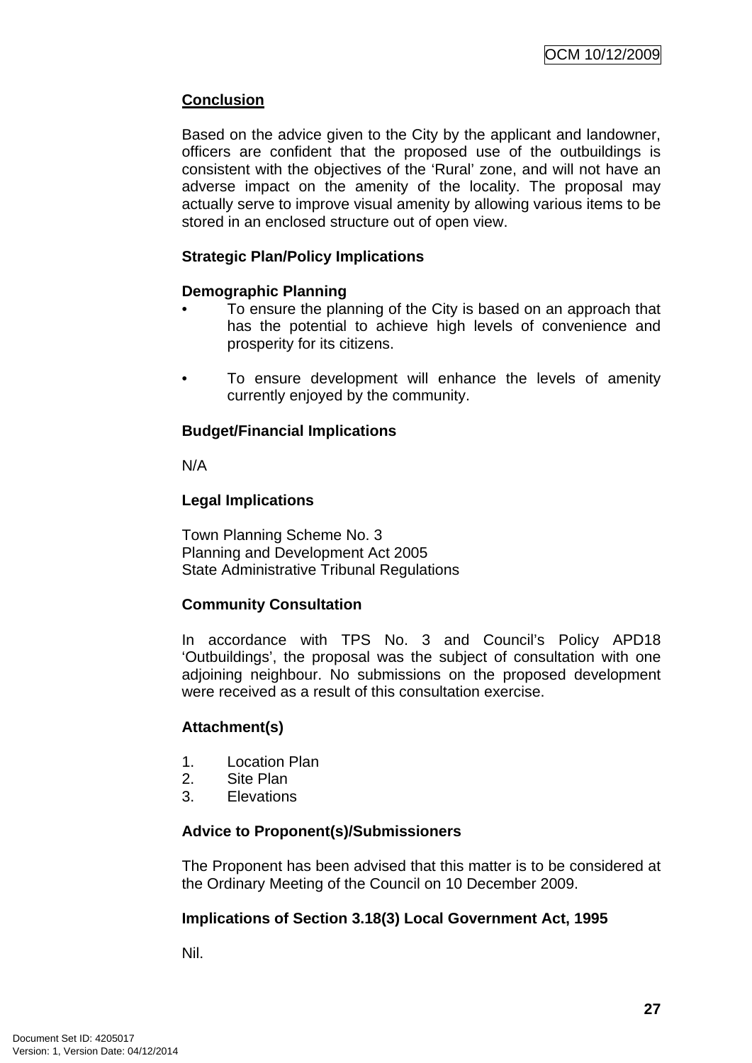**Conclusion**

Based on the advice given to the City by the applicant and landowner, officers are confident that the proposed use of the outbuildings is consistent with the objectives of the 'Rural' zone, and will not have an adverse impact on the amenity of the locality. The proposal may actually serve to improve visual amenity by allowing various items to be stored in an enclosed structure out of open view.

**Strategic Plan/Policy Implications**

**Demographic Planning**

- To ensure the planning of the City is based on an approach that has the potential to achieve high levels of convenience and prosperity for its citizens.
- To ensure development will enhance the levels of amenity currently enjoyed by the community.

**Budget/Financial Implications**

N/A

**Legal Implications**

Town Planning Scheme No. 3
Planning and Development Act 2005
State Administrative Tribunal Regulations

**Community Consultation**

In accordance with TPS No. 3 and Council's Policy APD18 'Outbuildings', the proposal was the subject of consultation with one adjoining neighbour. No submissions on the proposed development were received as a result of this consultation exercise.

**Attachment(s)**

1. Location Plan
2. Site Plan
3. Elevations

**Advice to Proponent(s)/Submissioners**

The Proponent has been advised that this matter is to be considered at the Ordinary Meeting of the Council on 10 December 2009.

**Implications of Section 3.18(3) Local Government Act, 1995**

Nil.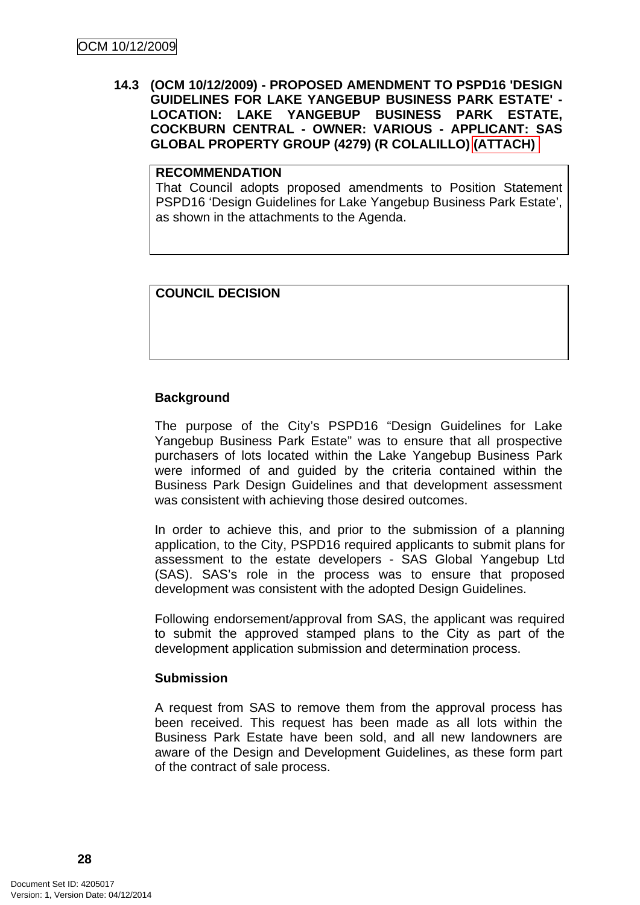### 14.3 (OCM 10/12/2009) - PROPOSED AMENDMENT TO PSPD16 'DESIGN GUIDELINES FOR LAKE YANGEBUP BUSINESS PARK ESTATE' - LOCATION: LAKE YANGEBUP BUSINESS PARK ESTATE, COCKBURN CENTRAL - OWNER: VARIOUS - APPLICANT: SAS GLOBAL PROPERTY GROUP (4279) (R COLALILLO) (ATTACH)

**RECOMMENDATION**

That Council adopts proposed amendments to Position Statement PSPD16 'Design Guidelines for Lake Yangebup Business Park Estate', as shown in the attachments to the Agenda.

**COUNCIL DECISION**

**Background**

The purpose of the City's PSPD16 "Design Guidelines for Lake Yangebup Business Park Estate" was to ensure that all prospective purchasers of lots located within the Lake Yangebup Business Park were informed of and guided by the criteria contained within the Business Park Design Guidelines and that development assessment was consistent with achieving those desired outcomes.

In order to achieve this, and prior to the submission of a planning application, to the City, PSPD16 required applicants to submit plans for assessment to the estate developers - SAS Global Yangebup Ltd (SAS). SAS's role in the process was to ensure that proposed development was consistent with the adopted Design Guidelines.

Following endorsement/approval from SAS, the applicant was required to submit the approved stamped plans to the City as part of the development application submission and determination process.

**Submission**

A request from SAS to remove them from the approval process has been received. This request has been made as all lots within the Business Park Estate have been sold, and all new landowners are aware of the Design and Development Guidelines, as these form part of the contract of sale process.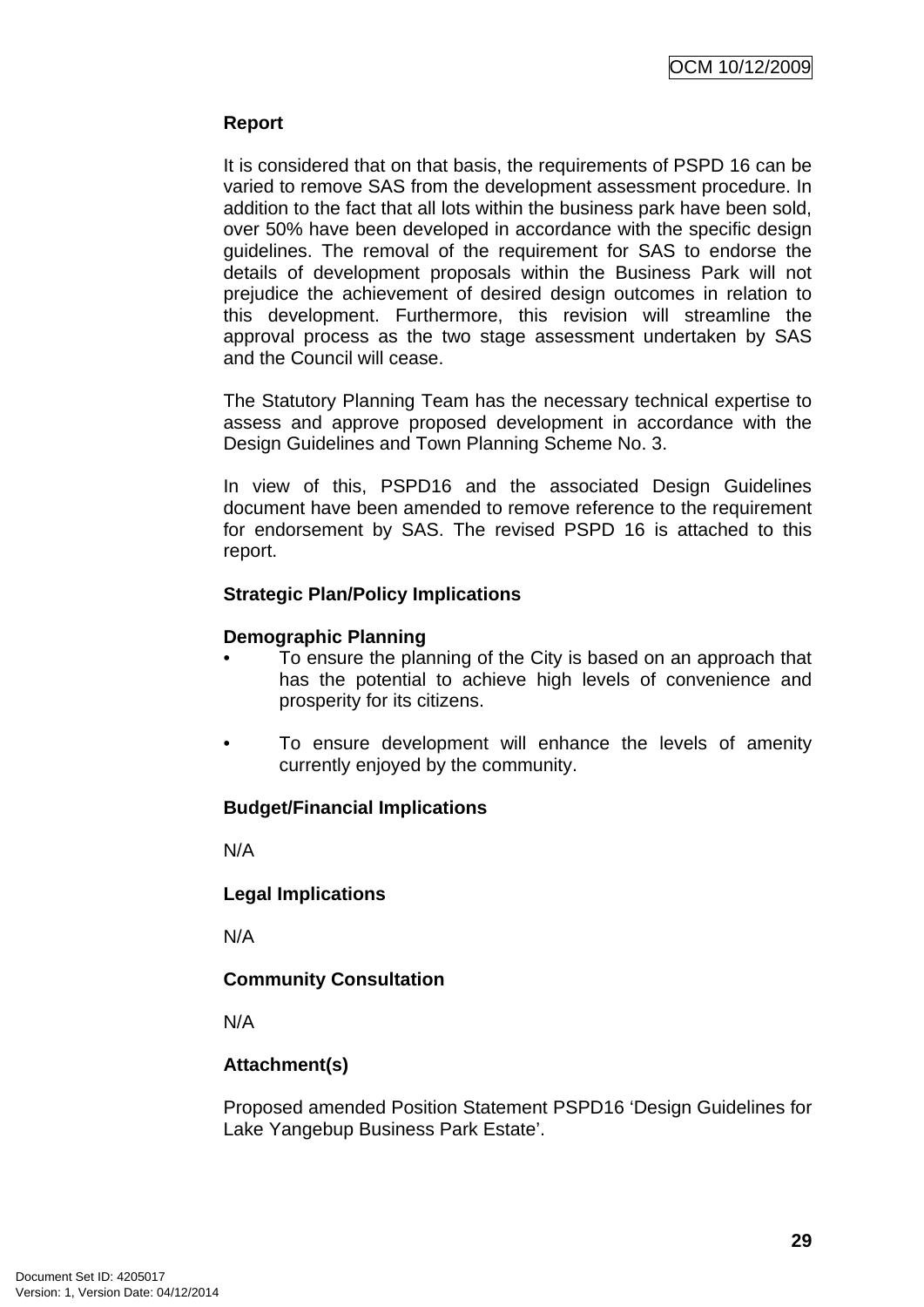**Report**

It is considered that on that basis, the requirements of PSPD 16 can be varied to remove SAS from the development assessment procedure. In addition to the fact that all lots within the business park have been sold, over 50% have been developed in accordance with the specific design guidelines. The removal of the requirement for SAS to endorse the details of development proposals within the Business Park will not prejudice the achievement of desired design outcomes in relation to this development. Furthermore, this revision will streamline the approval process as the two stage assessment undertaken by SAS and the Council will cease.

The Statutory Planning Team has the necessary technical expertise to assess and approve proposed development in accordance with the Design Guidelines and Town Planning Scheme No. 3.

In view of this, PSPD16 and the associated Design Guidelines document have been amended to remove reference to the requirement for endorsement by SAS. The revised PSPD 16 is attached to this report.

**Strategic Plan/Policy Implications**

**Demographic Planning**

- To ensure the planning of the City is based on an approach that has the potential to achieve high levels of convenience and prosperity for its citizens.

- To ensure development will enhance the levels of amenity currently enjoyed by the community.

**Budget/Financial Implications**

N/A

**Legal Implications**

N/A

**Community Consultation**

N/A

**Attachment(s)**

Proposed amended Position Statement PSPD16 'Design Guidelines for Lake Yangebup Business Park Estate'.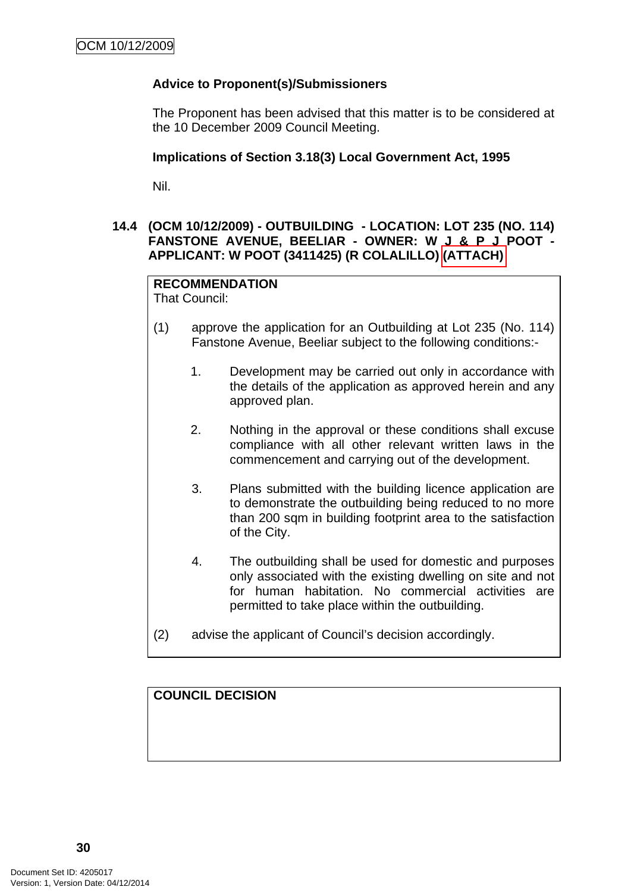**Advice to Proponent(s)/Submissioners**

The Proponent has been advised that this matter is to be considered at the 10 December 2009 Council Meeting.

**Implications of Section 3.18(3) Local Government Act, 1995**

Nil.

### 14.4 (OCM 10/12/2009) - OUTBUILDING - LOCATION: LOT 235 (NO. 114) FANSTONE AVENUE, BEELIAR - OWNER: W J & P J POOT - APPLICANT: W POOT (3411425) (R COLALILLO) (ATTACH)

**RECOMMENDATION**
That Council:

(1) approve the application for an Outbuilding at Lot 235 (No. 114) Fanstone Avenue, Beeliar subject to the following conditions:-

1. Development may be carried out only in accordance with the details of the application as approved herein and any approved plan.

2. Nothing in the approval or these conditions shall excuse compliance with all other relevant written laws in the commencement and carrying out of the development.

3. Plans submitted with the building licence application are to demonstrate the outbuilding being reduced to no more than 200 sqm in building footprint area to the satisfaction of the City.

4. The outbuilding shall be used for domestic and purposes only associated with the existing dwelling on site and not for human habitation. No commercial activities are permitted to take place within the outbuilding.

(2) advise the applicant of Council's decision accordingly.

**COUNCIL DECISION**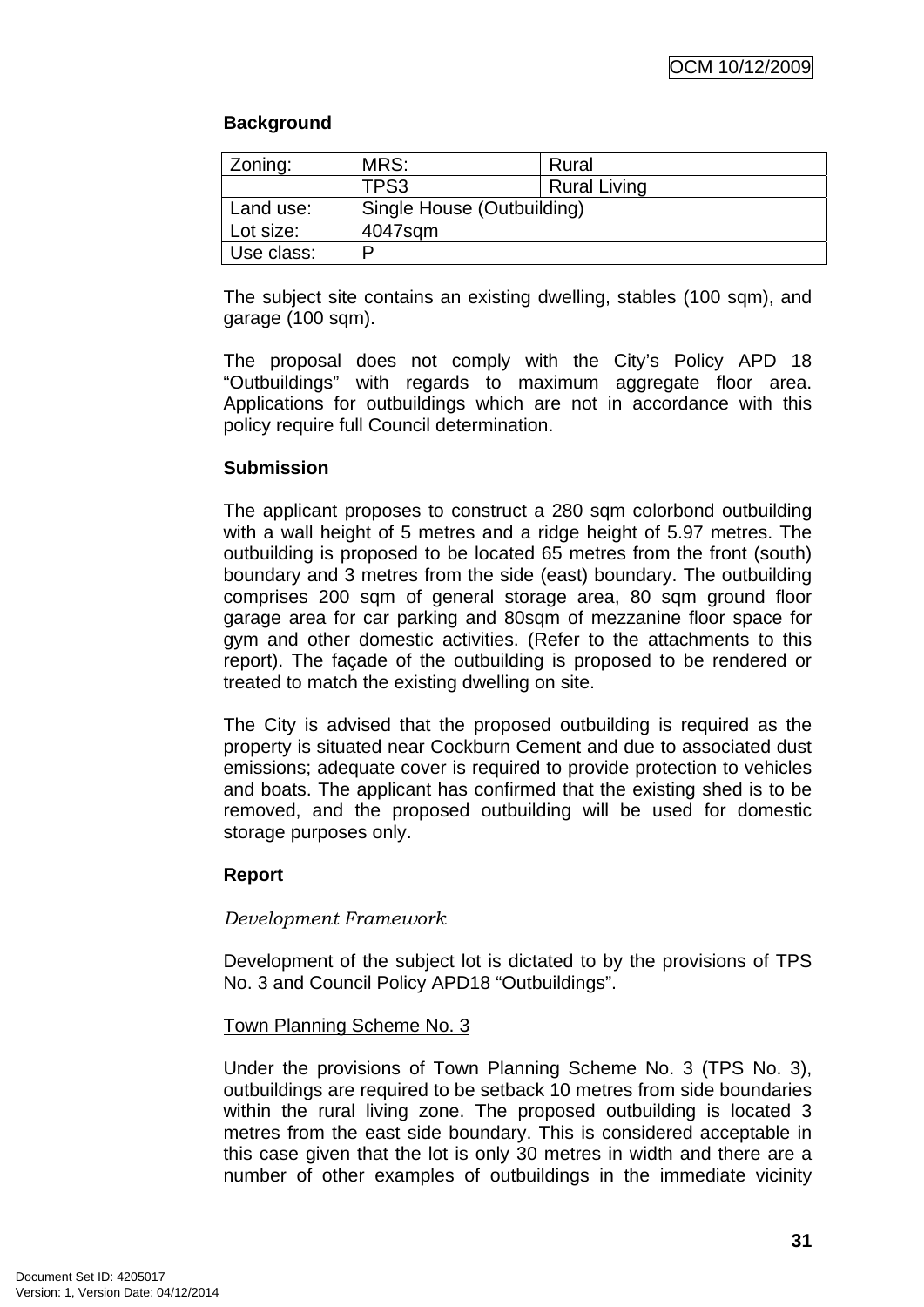**Background**

| Zoning: | MRS: | Rural |
|---|---|---|
| | TPS3 | Rural Living |
| Land use: | Single House (Outbuilding) | |
| Lot size: | 4047sqm | |
| Use class: | P | |

The subject site contains an existing dwelling, stables (100 sqm), and garage (100 sqm).

The proposal does not comply with the City's Policy APD 18 "Outbuildings" with regards to maximum aggregate floor area. Applications for outbuildings which are not in accordance with this policy require full Council determination.

**Submission**

The applicant proposes to construct a 280 sqm colorbond outbuilding with a wall height of 5 metres and a ridge height of 5.97 metres. The outbuilding is proposed to be located 65 metres from the front (south) boundary and 3 metres from the side (east) boundary. The outbuilding comprises 200 sqm of general storage area, 80 sqm ground floor garage area for car parking and 80sqm of mezzanine floor space for gym and other domestic activities. (Refer to the attachments to this report). The façade of the outbuilding is proposed to be rendered or treated to match the existing dwelling on site.

The City is advised that the proposed outbuilding is required as the property is situated near Cockburn Cement and due to associated dust emissions; adequate cover is required to provide protection to vehicles and boats. The applicant has confirmed that the existing shed is to be removed, and the proposed outbuilding will be used for domestic storage purposes only.

**Report**

*Development Framework*

Development of the subject lot is dictated to by the provisions of TPS No. 3 and Council Policy APD18 "Outbuildings".

<u>Town Planning Scheme No. 3</u>

Under the provisions of Town Planning Scheme No. 3 (TPS No. 3), outbuildings are required to be setback 10 metres from side boundaries within the rural living zone. The proposed outbuilding is located 3 metres from the east side boundary. This is considered acceptable in this case given that the lot is only 30 metres in width and there are a number of other examples of outbuildings in the immediate vicinity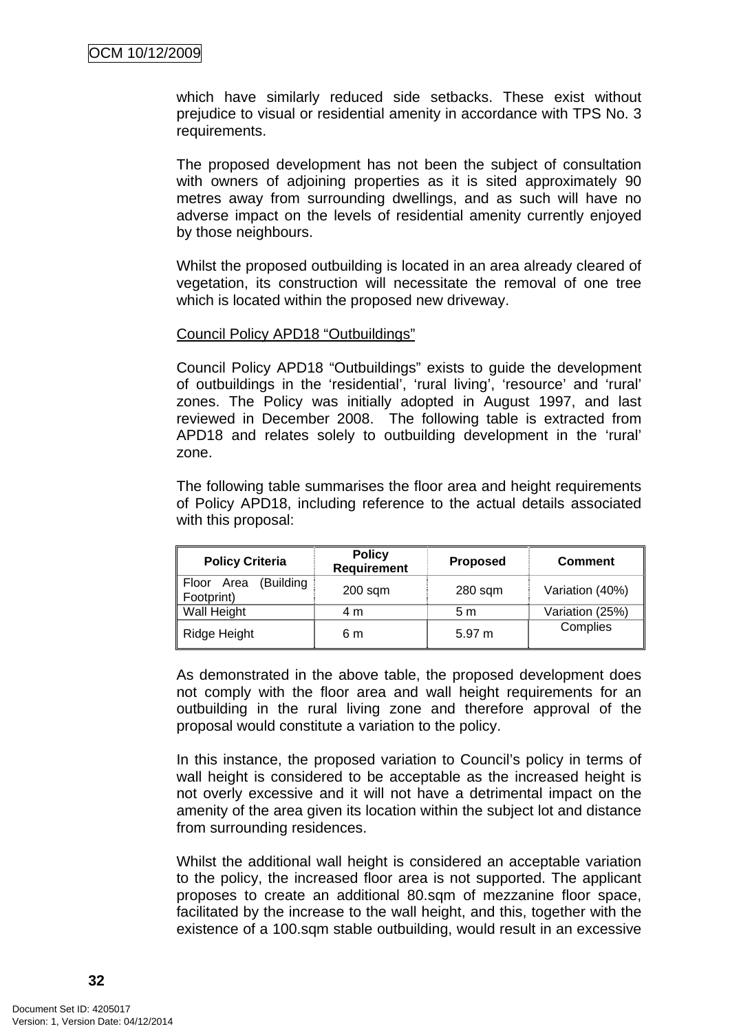which have similarly reduced side setbacks. These exist without prejudice to visual or residential amenity in accordance with TPS No. 3 requirements.

The proposed development has not been the subject of consultation with owners of adjoining properties as it is sited approximately 90 metres away from surrounding dwellings, and as such will have no adverse impact on the levels of residential amenity currently enjoyed by those neighbours.

Whilst the proposed outbuilding is located in an area already cleared of vegetation, its construction will necessitate the removal of one tree which is located within the proposed new driveway.

Council Policy APD18 "Outbuildings"

Council Policy APD18 "Outbuildings" exists to guide the development of outbuildings in the 'residential', 'rural living', 'resource' and 'rural' zones. The Policy was initially adopted in August 1997, and last reviewed in December 2008. The following table is extracted from APD18 and relates solely to outbuilding development in the 'rural' zone.

The following table summarises the floor area and height requirements of Policy APD18, including reference to the actual details associated with this proposal:

| Policy Criteria | Policy Requirement | Proposed | Comment |
|---|---|---|---|
| Floor Area (Building Footprint) | 200 sqm | 280 sqm | Variation (40%) |
| Wall Height | 4 m | 5 m | Variation (25%) |
| Ridge Height | 6 m | 5.97 m | Complies |

As demonstrated in the above table, the proposed development does not comply with the floor area and wall height requirements for an outbuilding in the rural living zone and therefore approval of the proposal would constitute a variation to the policy.

In this instance, the proposed variation to Council's policy in terms of wall height is considered to be acceptable as the increased height is not overly excessive and it will not have a detrimental impact on the amenity of the area given its location within the subject lot and distance from surrounding residences.

Whilst the additional wall height is considered an acceptable variation to the policy, the increased floor area is not supported. The applicant proposes to create an additional 80.sqm of mezzanine floor space, facilitated by the increase to the wall height, and this, together with the existence of a 100.sqm stable outbuilding, would result in an excessive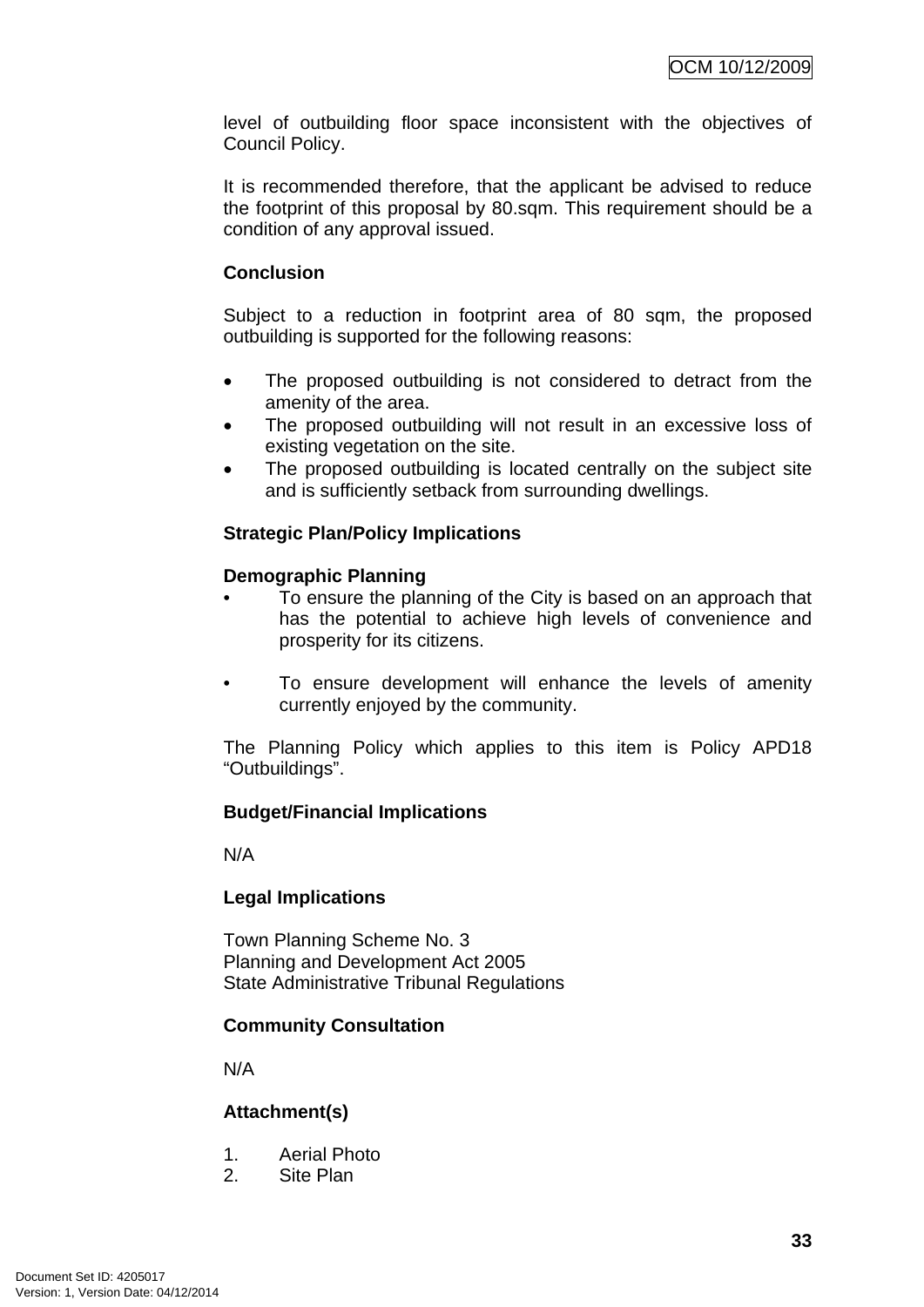level of outbuilding floor space inconsistent with the objectives of Council Policy.

It is recommended therefore, that the applicant be advised to reduce the footprint of this proposal by 80.sqm. This requirement should be a condition of any approval issued.

**Conclusion**

Subject to a reduction in footprint area of 80 sqm, the proposed outbuilding is supported for the following reasons:

- The proposed outbuilding is not considered to detract from the amenity of the area.
- The proposed outbuilding will not result in an excessive loss of existing vegetation on the site.
- The proposed outbuilding is located centrally on the subject site and is sufficiently setback from surrounding dwellings.

**Strategic Plan/Policy Implications**

**Demographic Planning**

- To ensure the planning of the City is based on an approach that has the potential to achieve high levels of convenience and prosperity for its citizens.

- To ensure development will enhance the levels of amenity currently enjoyed by the community.

The Planning Policy which applies to this item is Policy APD18 "Outbuildings".

**Budget/Financial Implications**

N/A

**Legal Implications**

Town Planning Scheme No. 3
Planning and Development Act 2005
State Administrative Tribunal Regulations

**Community Consultation**

N/A

**Attachment(s)**

1. Aerial Photo
2. Site Plan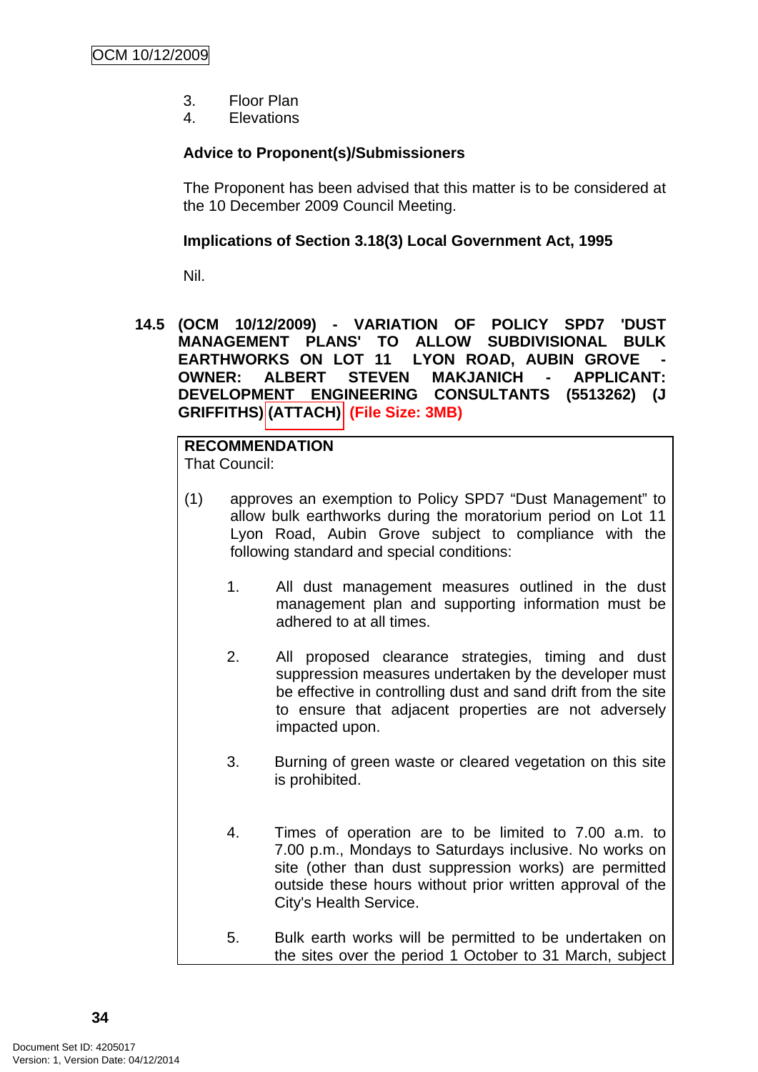3. Floor Plan
4. Elevations

**Advice to Proponent(s)/Submissioners**

The Proponent has been advised that this matter is to be considered at the 10 December 2009 Council Meeting.

**Implications of Section 3.18(3) Local Government Act, 1995**

Nil.

## 14.5 (OCM 10/12/2009) - VARIATION OF POLICY SPD7 'DUST MANAGEMENT PLANS' TO ALLOW SUBDIVISIONAL BULK EARTHWORKS ON LOT 11 LYON ROAD, AUBIN GROVE - OWNER: ALBERT STEVEN MAKJANICH - APPLICANT: DEVELOPMENT ENGINEERING CONSULTANTS (5513262) (J GRIFFITHS) (ATTACH) (File Size: 3MB)

**RECOMMENDATION**
That Council:

(1) approves an exemption to Policy SPD7 "Dust Management" to allow bulk earthworks during the moratorium period on Lot 11 Lyon Road, Aubin Grove subject to compliance with the following standard and special conditions:

1. All dust management measures outlined in the dust management plan and supporting information must be adhered to at all times.

2. All proposed clearance strategies, timing and dust suppression measures undertaken by the developer must be effective in controlling dust and sand drift from the site to ensure that adjacent properties are not adversely impacted upon.

3. Burning of green waste or cleared vegetation on this site is prohibited.

4. Times of operation are to be limited to 7.00 a.m. to 7.00 p.m., Mondays to Saturdays inclusive. No works on site (other than dust suppression works) are permitted outside these hours without prior written approval of the City's Health Service.

5. Bulk earth works will be permitted to be undertaken on the sites over the period 1 October to 31 March, subject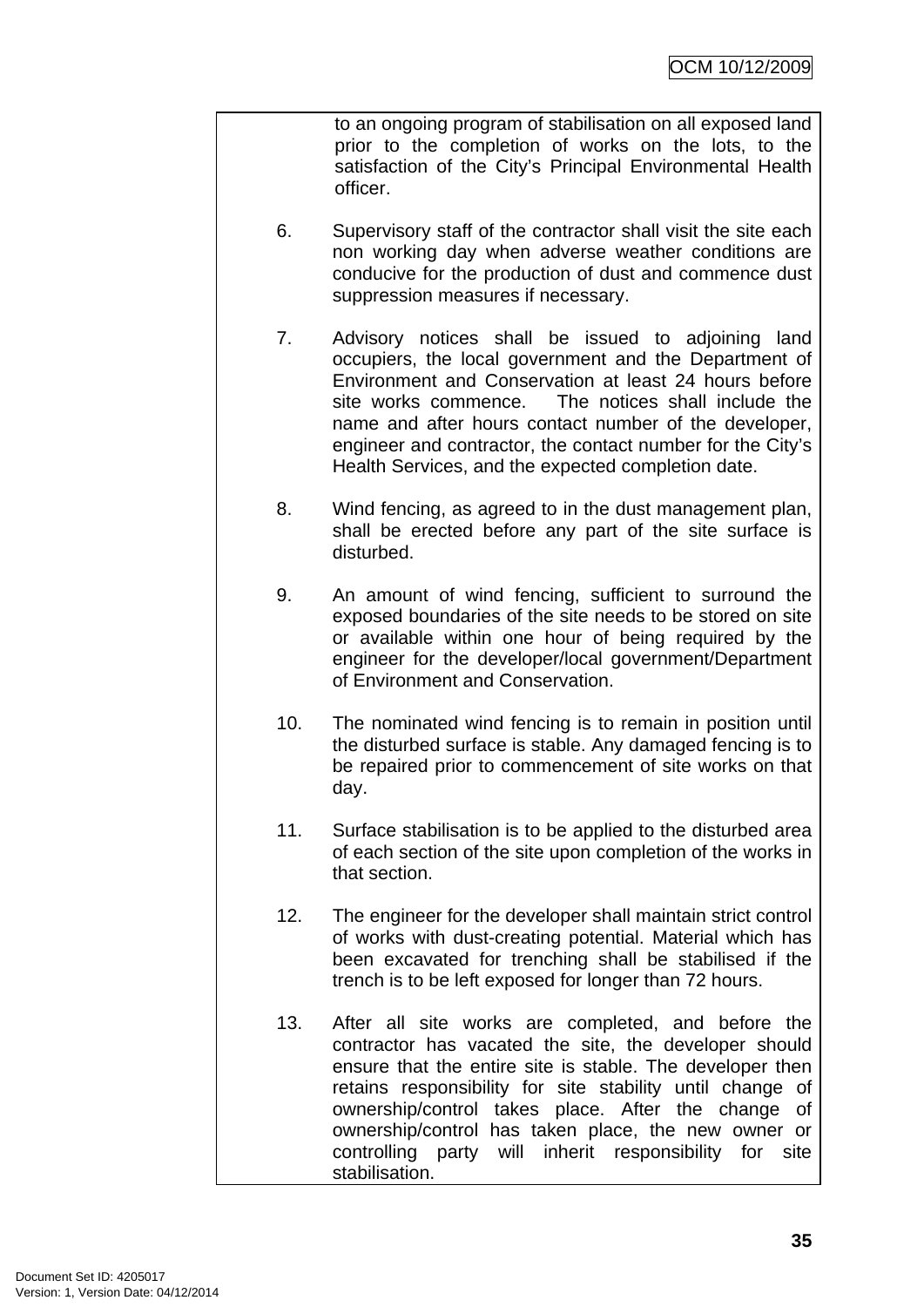to an ongoing program of stabilisation on all exposed land prior to the completion of works on the lots, to the satisfaction of the City's Principal Environmental Health officer.

6. Supervisory staff of the contractor shall visit the site each non working day when adverse weather conditions are conducive for the production of dust and commence dust suppression measures if necessary.

7. Advisory notices shall be issued to adjoining land occupiers, the local government and the Department of Environment and Conservation at least 24 hours before site works commence. The notices shall include the name and after hours contact number of the developer, engineer and contractor, the contact number for the City's Health Services, and the expected completion date.

8. Wind fencing, as agreed to in the dust management plan, shall be erected before any part of the site surface is disturbed.

9. An amount of wind fencing, sufficient to surround the exposed boundaries of the site needs to be stored on site or available within one hour of being required by the engineer for the developer/local government/Department of Environment and Conservation.

10. The nominated wind fencing is to remain in position until the disturbed surface is stable. Any damaged fencing is to be repaired prior to commencement of site works on that day.

11. Surface stabilisation is to be applied to the disturbed area of each section of the site upon completion of the works in that section.

12. The engineer for the developer shall maintain strict control of works with dust-creating potential. Material which has been excavated for trenching shall be stabilised if the trench is to be left exposed for longer than 72 hours.

13. After all site works are completed, and before the contractor has vacated the site, the developer should ensure that the entire site is stable. The developer then retains responsibility for site stability until change of ownership/control takes place. After the change of ownership/control has taken place, the new owner or controlling party will inherit responsibility for site stabilisation.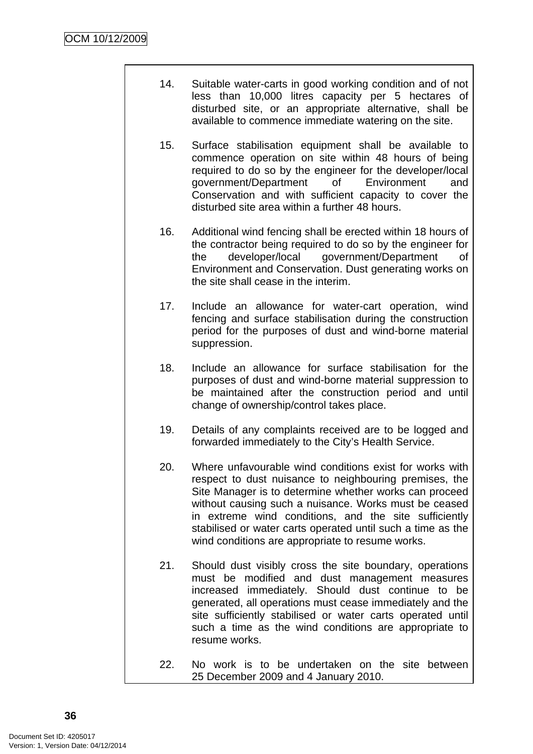14. Suitable water-carts in good working condition and of not less than 10,000 litres capacity per 5 hectares of disturbed site, or an appropriate alternative, shall be available to commence immediate watering on the site.

15. Surface stabilisation equipment shall be available to commence operation on site within 48 hours of being required to do so by the engineer for the developer/local government/Department of Environment and Conservation and with sufficient capacity to cover the disturbed site area within a further 48 hours.

16. Additional wind fencing shall be erected within 18 hours of the contractor being required to do so by the engineer for the developer/local government/Department of Environment and Conservation. Dust generating works on the site shall cease in the interim.

17. Include an allowance for water-cart operation, wind fencing and surface stabilisation during the construction period for the purposes of dust and wind-borne material suppression.

18. Include an allowance for surface stabilisation for the purposes of dust and wind-borne material suppression to be maintained after the construction period and until change of ownership/control takes place.

19. Details of any complaints received are to be logged and forwarded immediately to the City's Health Service.

20. Where unfavourable wind conditions exist for works with respect to dust nuisance to neighbouring premises, the Site Manager is to determine whether works can proceed without causing such a nuisance. Works must be ceased in extreme wind conditions, and the site sufficiently stabilised or water carts operated until such a time as the wind conditions are appropriate to resume works.

21. Should dust visibly cross the site boundary, operations must be modified and dust management measures increased immediately. Should dust continue to be generated, all operations must cease immediately and the site sufficiently stabilised or water carts operated until such a time as the wind conditions are appropriate to resume works.

22. No work is to be undertaken on the site between 25 December 2009 and 4 January 2010.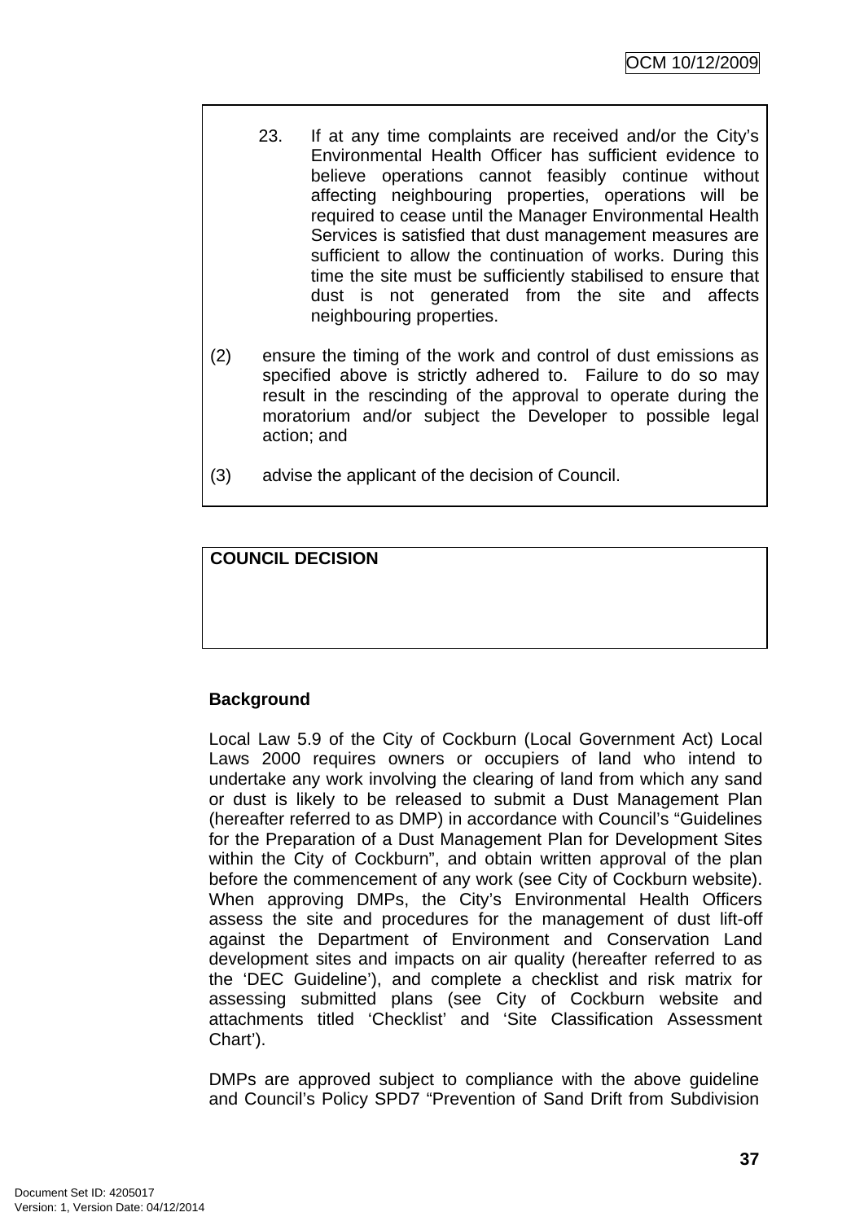23. If at any time complaints are received and/or the City's Environmental Health Officer has sufficient evidence to believe operations cannot feasibly continue without affecting neighbouring properties, operations will be required to cease until the Manager Environmental Health Services is satisfied that dust management measures are sufficient to allow the continuation of works. During this time the site must be sufficiently stabilised to ensure that dust is not generated from the site and affects neighbouring properties.

(2) ensure the timing of the work and control of dust emissions as specified above is strictly adhered to. Failure to do so may result in the rescinding of the approval to operate during the moratorium and/or subject the Developer to possible legal action; and

(3) advise the applicant of the decision of Council.

**COUNCIL DECISION**

**Background**

Local Law 5.9 of the City of Cockburn (Local Government Act) Local Laws 2000 requires owners or occupiers of land who intend to undertake any work involving the clearing of land from which any sand or dust is likely to be released to submit a Dust Management Plan (hereafter referred to as DMP) in accordance with Council's "Guidelines for the Preparation of a Dust Management Plan for Development Sites within the City of Cockburn", and obtain written approval of the plan before the commencement of any work (see City of Cockburn website). When approving DMPs, the City's Environmental Health Officers assess the site and procedures for the management of dust lift-off against the Department of Environment and Conservation Land development sites and impacts on air quality (hereafter referred to as the 'DEC Guideline'), and complete a checklist and risk matrix for assessing submitted plans (see City of Cockburn website and attachments titled 'Checklist' and 'Site Classification Assessment Chart').

DMPs are approved subject to compliance with the above guideline and Council's Policy SPD7 "Prevention of Sand Drift from Subdivision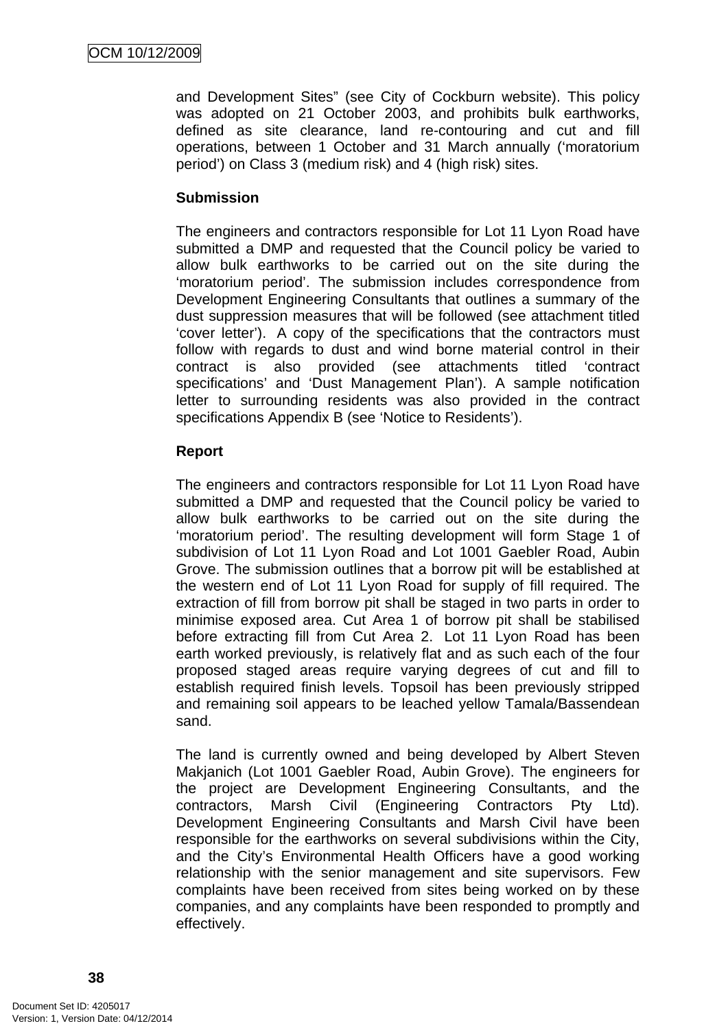and Development Sites" (see City of Cockburn website). This policy was adopted on 21 October 2003, and prohibits bulk earthworks, defined as site clearance, land re-contouring and cut and fill operations, between 1 October and 31 March annually ('moratorium period') on Class 3 (medium risk) and 4 (high risk) sites.

**Submission**

The engineers and contractors responsible for Lot 11 Lyon Road have submitted a DMP and requested that the Council policy be varied to allow bulk earthworks to be carried out on the site during the 'moratorium period'. The submission includes correspondence from Development Engineering Consultants that outlines a summary of the dust suppression measures that will be followed (see attachment titled 'cover letter'). A copy of the specifications that the contractors must follow with regards to dust and wind borne material control in their contract is also provided (see attachments titled 'contract specifications' and 'Dust Management Plan'). A sample notification letter to surrounding residents was also provided in the contract specifications Appendix B (see 'Notice to Residents').

**Report**

The engineers and contractors responsible for Lot 11 Lyon Road have submitted a DMP and requested that the Council policy be varied to allow bulk earthworks to be carried out on the site during the 'moratorium period'. The resulting development will form Stage 1 of subdivision of Lot 11 Lyon Road and Lot 1001 Gaebler Road, Aubin Grove. The submission outlines that a borrow pit will be established at the western end of Lot 11 Lyon Road for supply of fill required. The extraction of fill from borrow pit shall be staged in two parts in order to minimise exposed area. Cut Area 1 of borrow pit shall be stabilised before extracting fill from Cut Area 2. Lot 11 Lyon Road has been earth worked previously, is relatively flat and as such each of the four proposed staged areas require varying degrees of cut and fill to establish required finish levels. Topsoil has been previously stripped and remaining soil appears to be leached yellow Tamala/Bassendean sand.

The land is currently owned and being developed by Albert Steven Makjanich (Lot 1001 Gaebler Road, Aubin Grove). The engineers for the project are Development Engineering Consultants, and the contractors, Marsh Civil (Engineering Contractors Pty Ltd). Development Engineering Consultants and Marsh Civil have been responsible for the earthworks on several subdivisions within the City, and the City's Environmental Health Officers have a good working relationship with the senior management and site supervisors. Few complaints have been received from sites being worked on by these companies, and any complaints have been responded to promptly and effectively.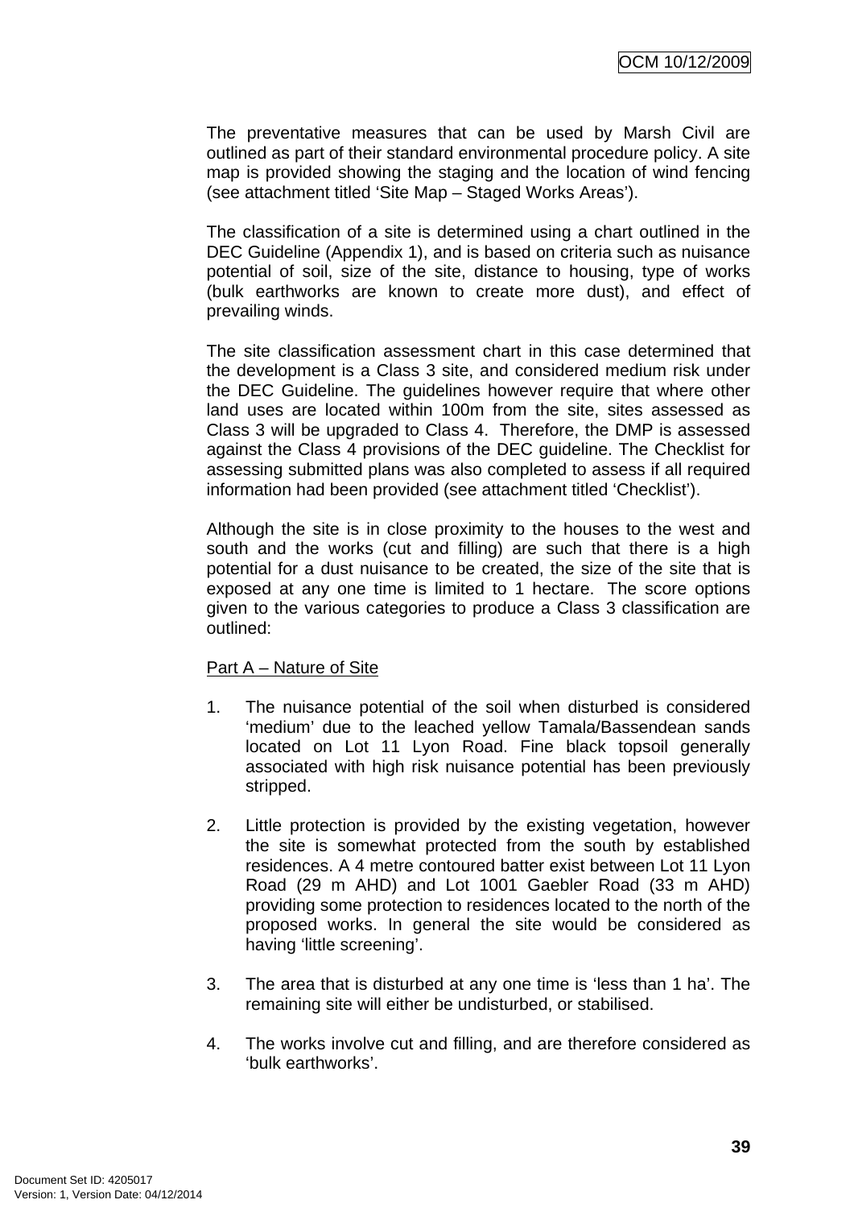The preventative measures that can be used by Marsh Civil are outlined as part of their standard environmental procedure policy. A site map is provided showing the staging and the location of wind fencing (see attachment titled 'Site Map – Staged Works Areas').

The classification of a site is determined using a chart outlined in the DEC Guideline (Appendix 1), and is based on criteria such as nuisance potential of soil, size of the site, distance to housing, type of works (bulk earthworks are known to create more dust), and effect of prevailing winds.

The site classification assessment chart in this case determined that the development is a Class 3 site, and considered medium risk under the DEC Guideline. The guidelines however require that where other land uses are located within 100m from the site, sites assessed as Class 3 will be upgraded to Class 4. Therefore, the DMP is assessed against the Class 4 provisions of the DEC guideline. The Checklist for assessing submitted plans was also completed to assess if all required information had been provided (see attachment titled 'Checklist').

Although the site is in close proximity to the houses to the west and south and the works (cut and filling) are such that there is a high potential for a dust nuisance to be created, the size of the site that is exposed at any one time is limited to 1 hectare. The score options given to the various categories to produce a Class 3 classification are outlined:

<u>Part A – Nature of Site</u>

1. The nuisance potential of the soil when disturbed is considered 'medium' due to the leached yellow Tamala/Bassendean sands located on Lot 11 Lyon Road. Fine black topsoil generally associated with high risk nuisance potential has been previously stripped.

2. Little protection is provided by the existing vegetation, however the site is somewhat protected from the south by established residences. A 4 metre contoured batter exist between Lot 11 Lyon Road (29 m AHD) and Lot 1001 Gaebler Road (33 m AHD) providing some protection to residences located to the north of the proposed works. In general the site would be considered as having 'little screening'.

3. The area that is disturbed at any one time is 'less than 1 ha'. The remaining site will either be undisturbed, or stabilised.

4. The works involve cut and filling, and are therefore considered as 'bulk earthworks'.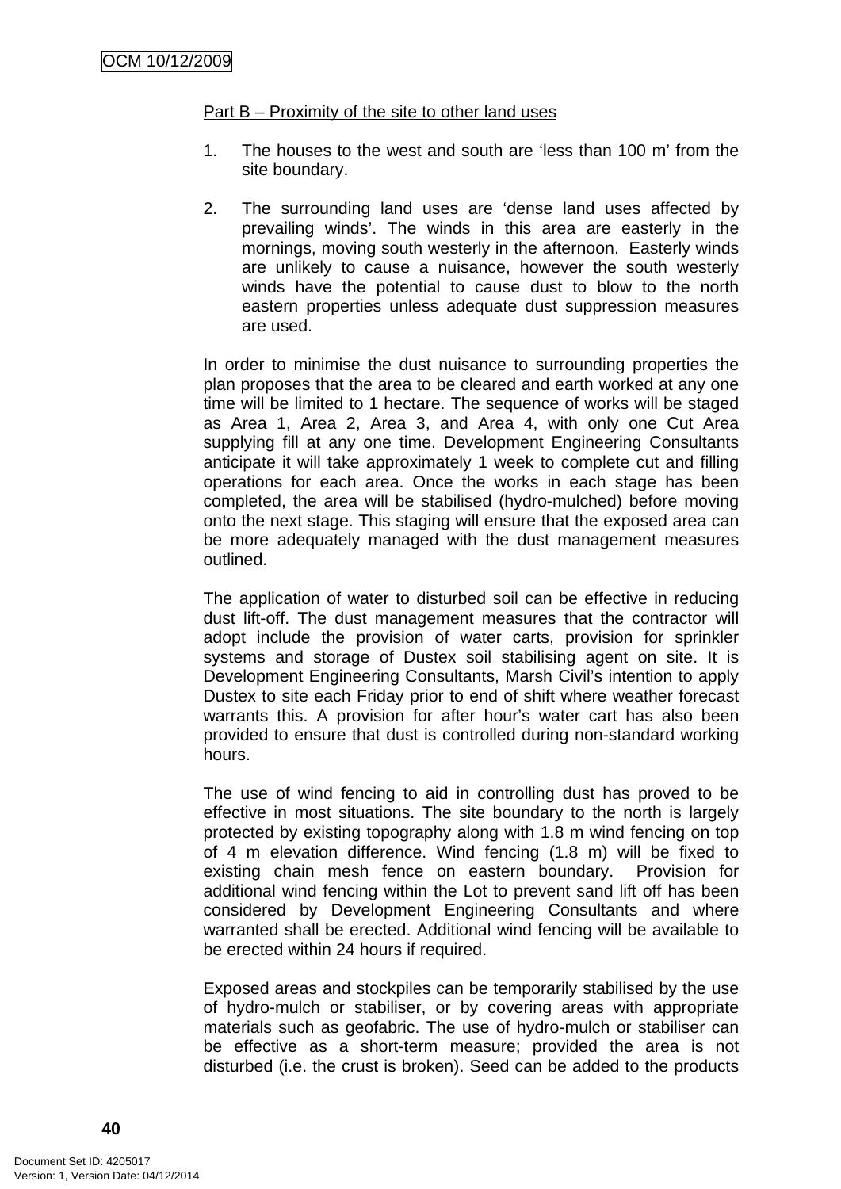Part B – Proximity of the site to other land uses

1. The houses to the west and south are 'less than 100 m' from the site boundary.

2. The surrounding land uses are 'dense land uses affected by prevailing winds'. The winds in this area are easterly in the mornings, moving south westerly in the afternoon. Easterly winds are unlikely to cause a nuisance, however the south westerly winds have the potential to cause dust to blow to the north eastern properties unless adequate dust suppression measures are used.

In order to minimise the dust nuisance to surrounding properties the plan proposes that the area to be cleared and earth worked at any one time will be limited to 1 hectare. The sequence of works will be staged as Area 1, Area 2, Area 3, and Area 4, with only one Cut Area supplying fill at any one time. Development Engineering Consultants anticipate it will take approximately 1 week to complete cut and filling operations for each area. Once the works in each stage has been completed, the area will be stabilised (hydro-mulched) before moving onto the next stage. This staging will ensure that the exposed area can be more adequately managed with the dust management measures outlined.

The application of water to disturbed soil can be effective in reducing dust lift-off. The dust management measures that the contractor will adopt include the provision of water carts, provision for sprinkler systems and storage of Dustex soil stabilising agent on site. It is Development Engineering Consultants, Marsh Civil's intention to apply Dustex to site each Friday prior to end of shift where weather forecast warrants this. A provision for after hour's water cart has also been provided to ensure that dust is controlled during non-standard working hours.

The use of wind fencing to aid in controlling dust has proved to be effective in most situations. The site boundary to the north is largely protected by existing topography along with 1.8 m wind fencing on top of 4 m elevation difference. Wind fencing (1.8 m) will be fixed to existing chain mesh fence on eastern boundary. Provision for additional wind fencing within the Lot to prevent sand lift off has been considered by Development Engineering Consultants and where warranted shall be erected. Additional wind fencing will be available to be erected within 24 hours if required.

Exposed areas and stockpiles can be temporarily stabilised by the use of hydro-mulch or stabiliser, or by covering areas with appropriate materials such as geofabric. The use of hydro-mulch or stabiliser can be effective as a short-term measure; provided the area is not disturbed (i.e. the crust is broken). Seed can be added to the products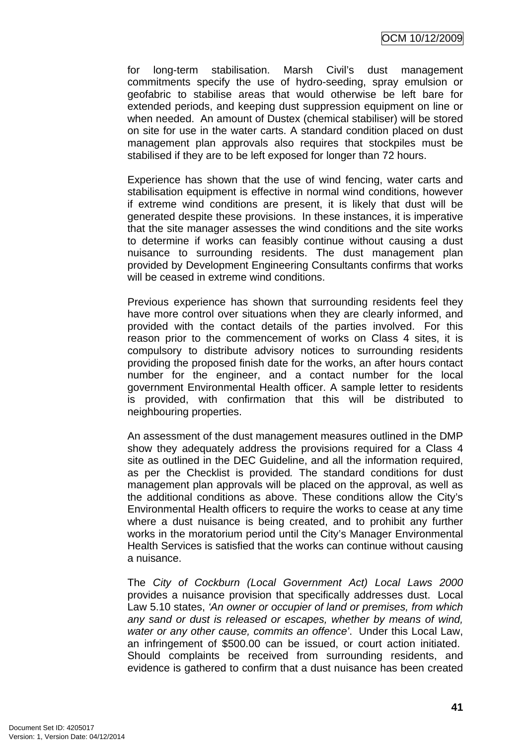for long-term stabilisation. Marsh Civil's dust management commitments specify the use of hydro-seeding, spray emulsion or geofabric to stabilise areas that would otherwise be left bare for extended periods, and keeping dust suppression equipment on line or when needed. An amount of Dustex (chemical stabiliser) will be stored on site for use in the water carts. A standard condition placed on dust management plan approvals also requires that stockpiles must be stabilised if they are to be left exposed for longer than 72 hours.

Experience has shown that the use of wind fencing, water carts and stabilisation equipment is effective in normal wind conditions, however if extreme wind conditions are present, it is likely that dust will be generated despite these provisions. In these instances, it is imperative that the site manager assesses the wind conditions and the site works to determine if works can feasibly continue without causing a dust nuisance to surrounding residents. The dust management plan provided by Development Engineering Consultants confirms that works will be ceased in extreme wind conditions.

Previous experience has shown that surrounding residents feel they have more control over situations when they are clearly informed, and provided with the contact details of the parties involved. For this reason prior to the commencement of works on Class 4 sites, it is compulsory to distribute advisory notices to surrounding residents providing the proposed finish date for the works, an after hours contact number for the engineer, and a contact number for the local government Environmental Health officer. A sample letter to residents is provided, with confirmation that this will be distributed to neighbouring properties.

An assessment of the dust management measures outlined in the DMP show they adequately address the provisions required for a Class 4 site as outlined in the DEC Guideline, and all the information required, as per the Checklist is provided. The standard conditions for dust management plan approvals will be placed on the approval, as well as the additional conditions as above. These conditions allow the City's Environmental Health officers to require the works to cease at any time where a dust nuisance is being created, and to prohibit any further works in the moratorium period until the City's Manager Environmental Health Services is satisfied that the works can continue without causing a nuisance.

The *City of Cockburn (Local Government Act) Local Laws 2000* provides a nuisance provision that specifically addresses dust. Local Law 5.10 states, *'An owner or occupier of land or premises, from which any sand or dust is released or escapes, whether by means of wind, water or any other cause, commits an offence'*. Under this Local Law, an infringement of $500.00 can be issued, or court action initiated. Should complaints be received from surrounding residents, and evidence is gathered to confirm that a dust nuisance has been created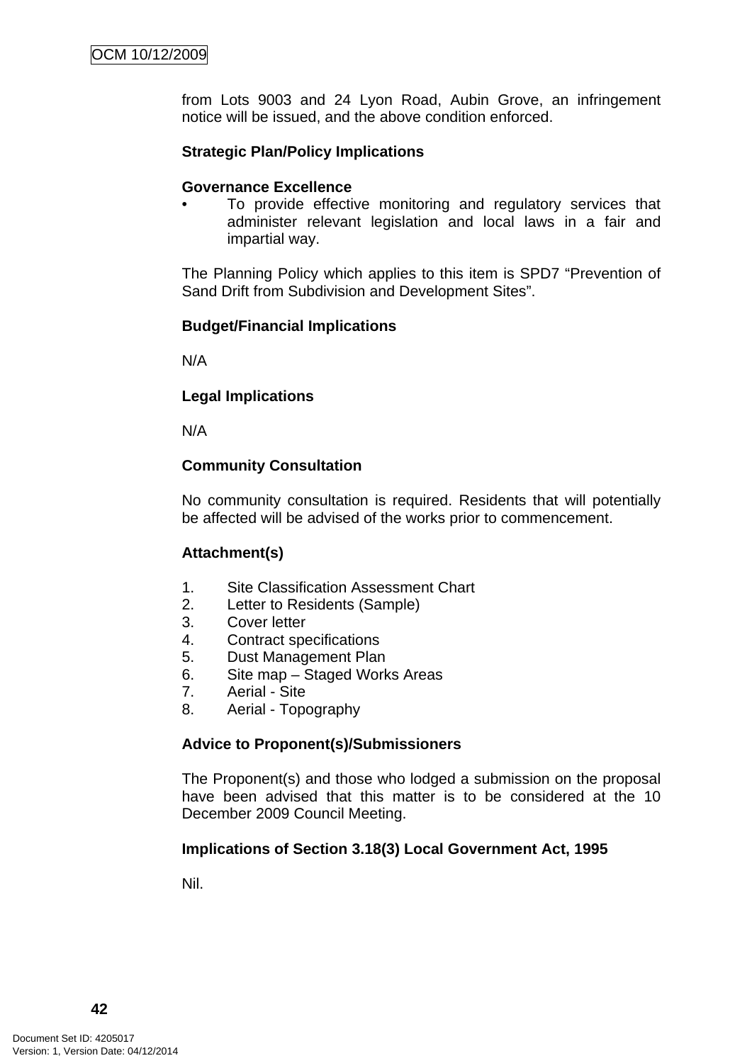from Lots 9003 and 24 Lyon Road, Aubin Grove, an infringement notice will be issued, and the above condition enforced.

**Strategic Plan/Policy Implications**

**Governance Excellence**

- To provide effective monitoring and regulatory services that administer relevant legislation and local laws in a fair and impartial way.

The Planning Policy which applies to this item is SPD7 "Prevention of Sand Drift from Subdivision and Development Sites".

**Budget/Financial Implications**

N/A

**Legal Implications**

N/A

**Community Consultation**

No community consultation is required. Residents that will potentially be affected will be advised of the works prior to commencement.

**Attachment(s)**

1. Site Classification Assessment Chart
2. Letter to Residents (Sample)
3. Cover letter
4. Contract specifications
5. Dust Management Plan
6. Site map – Staged Works Areas
7. Aerial - Site
8. Aerial - Topography

**Advice to Proponent(s)/Submissioners**

The Proponent(s) and those who lodged a submission on the proposal have been advised that this matter is to be considered at the 10 December 2009 Council Meeting.

**Implications of Section 3.18(3) Local Government Act, 1995**

Nil.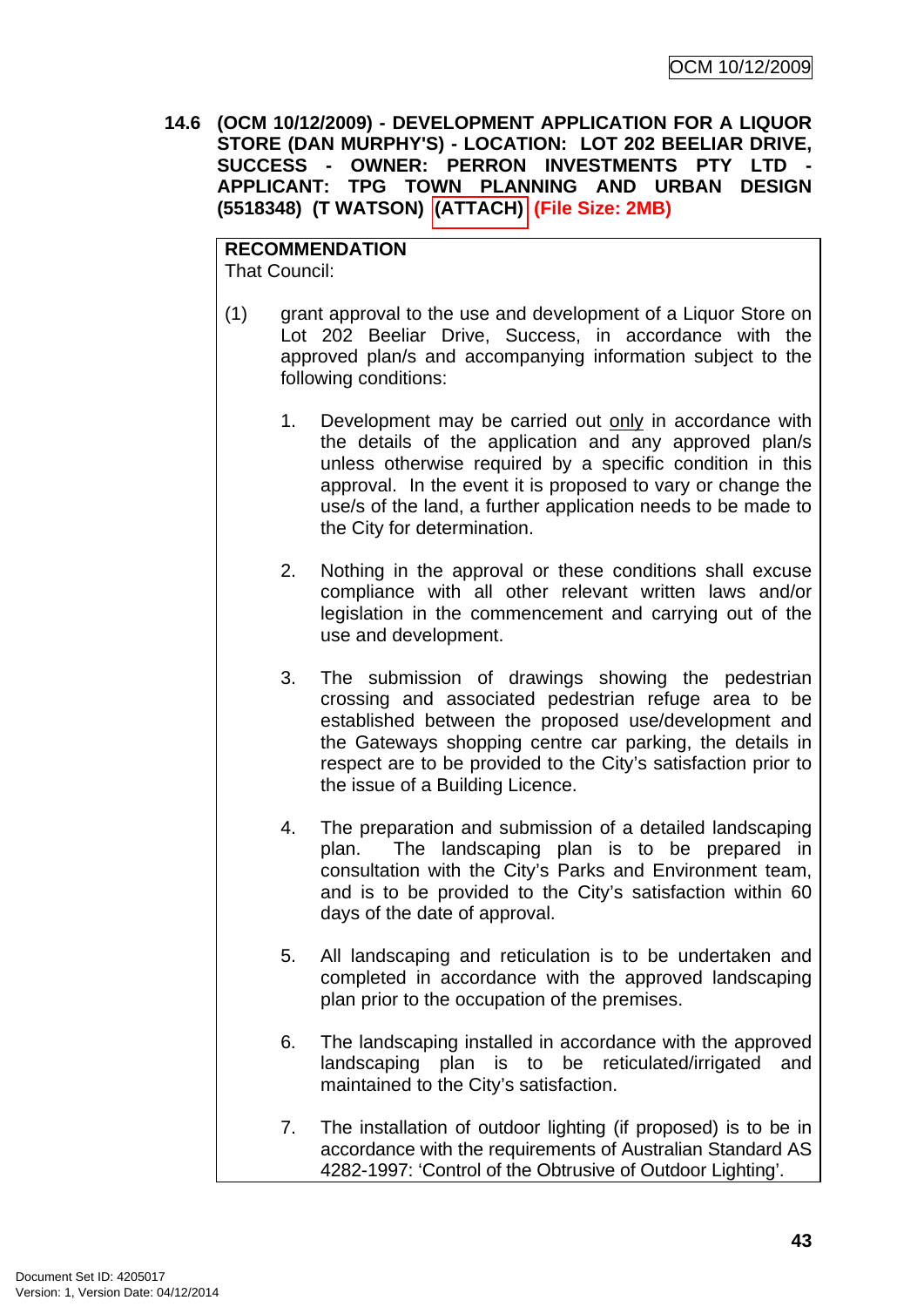## 14.6 (OCM 10/12/2009) - DEVELOPMENT APPLICATION FOR A LIQUOR STORE (DAN MURPHY'S) - LOCATION: LOT 202 BEELIAR DRIVE, SUCCESS - OWNER: PERRON INVESTMENTS PTY LTD - APPLICANT: TPG TOWN PLANNING AND URBAN DESIGN (5518348) (T WATSON) (ATTACH) (File Size: 2MB)

**RECOMMENDATION**
That Council:

(1) grant approval to the use and development of a Liquor Store on Lot 202 Beeliar Drive, Success, in accordance with the approved plan/s and accompanying information subject to the following conditions:

1. Development may be carried out only in accordance with the details of the application and any approved plan/s unless otherwise required by a specific condition in this approval. In the event it is proposed to vary or change the use/s of the land, a further application needs to be made to the City for determination.

2. Nothing in the approval or these conditions shall excuse compliance with all other relevant written laws and/or legislation in the commencement and carrying out of the use and development.

3. The submission of drawings showing the pedestrian crossing and associated pedestrian refuge area to be established between the proposed use/development and the Gateways shopping centre car parking, the details in respect are to be provided to the City's satisfaction prior to the issue of a Building Licence.

4. The preparation and submission of a detailed landscaping plan. The landscaping plan is to be prepared in consultation with the City's Parks and Environment team, and is to be provided to the City's satisfaction within 60 days of the date of approval.

5. All landscaping and reticulation is to be undertaken and completed in accordance with the approved landscaping plan prior to the occupation of the premises.

6. The landscaping installed in accordance with the approved landscaping plan is to be reticulated/irrigated and maintained to the City's satisfaction.

7. The installation of outdoor lighting (if proposed) is to be in accordance with the requirements of Australian Standard AS 4282-1997: 'Control of the Obtrusive of Outdoor Lighting'.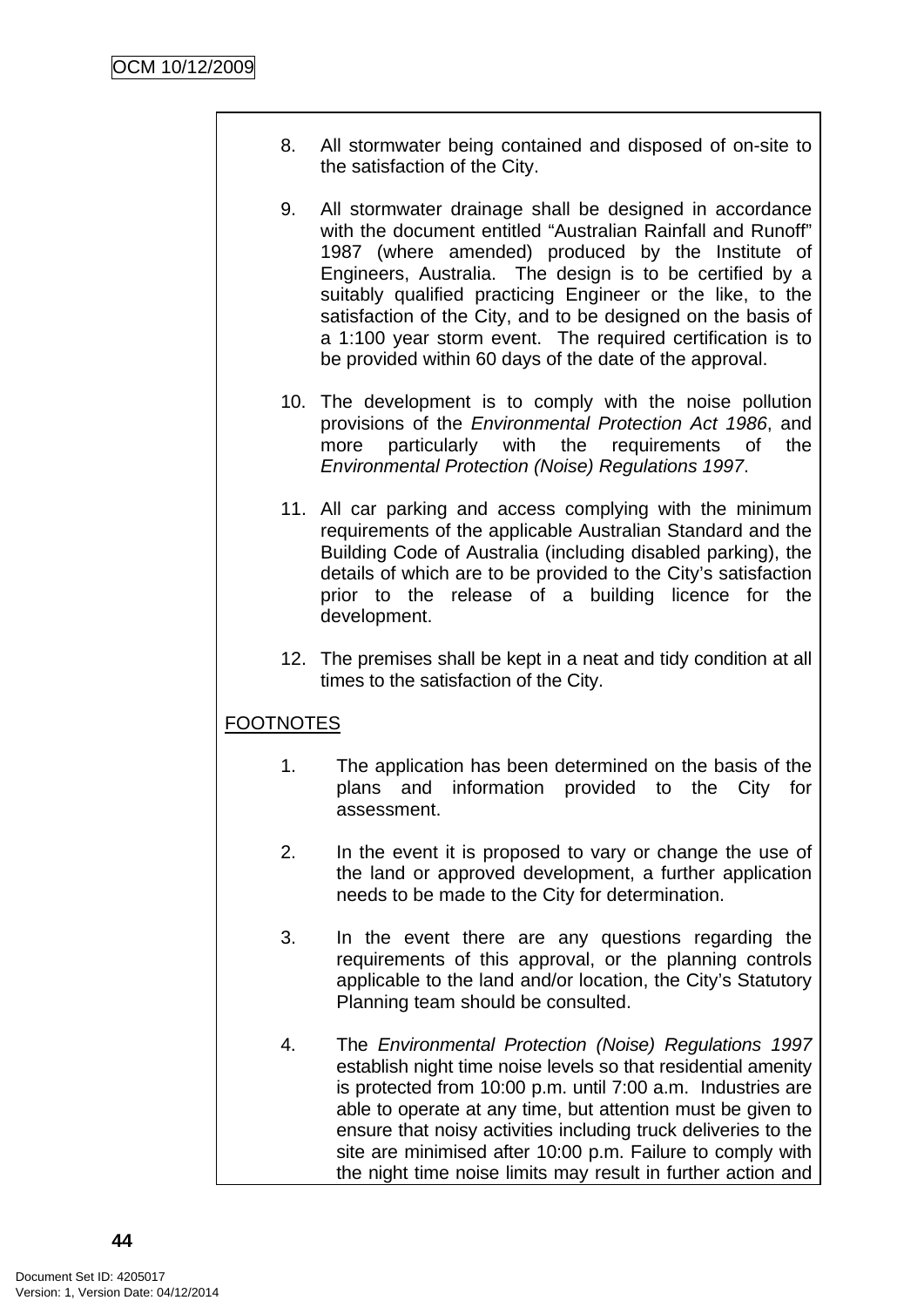8. All stormwater being contained and disposed of on-site to the satisfaction of the City.

9. All stormwater drainage shall be designed in accordance with the document entitled "Australian Rainfall and Runoff" 1987 (where amended) produced by the Institute of Engineers, Australia. The design is to be certified by a suitably qualified practicing Engineer or the like, to the satisfaction of the City, and to be designed on the basis of a 1:100 year storm event. The required certification is to be provided within 60 days of the date of the approval.

10. The development is to comply with the noise pollution provisions of the *Environmental Protection Act 1986*, and more particularly with the requirements of the *Environmental Protection (Noise) Regulations 1997*.

11. All car parking and access complying with the minimum requirements of the applicable Australian Standard and the Building Code of Australia (including disabled parking), the details of which are to be provided to the City's satisfaction prior to the release of a building licence for the development.

12. The premises shall be kept in a neat and tidy condition at all times to the satisfaction of the City.

<u>FOOTNOTES</u>

1. The application has been determined on the basis of the plans and information provided to the City for assessment.

2. In the event it is proposed to vary or change the use of the land or approved development, a further application needs to be made to the City for determination.

3. In the event there are any questions regarding the requirements of this approval, or the planning controls applicable to the land and/or location, the City's Statutory Planning team should be consulted.

4. The *Environmental Protection (Noise) Regulations 1997* establish night time noise levels so that residential amenity is protected from 10:00 p.m. until 7:00 a.m. Industries are able to operate at any time, but attention must be given to ensure that noisy activities including truck deliveries to the site are minimised after 10:00 p.m. Failure to comply with the night time noise limits may result in further action and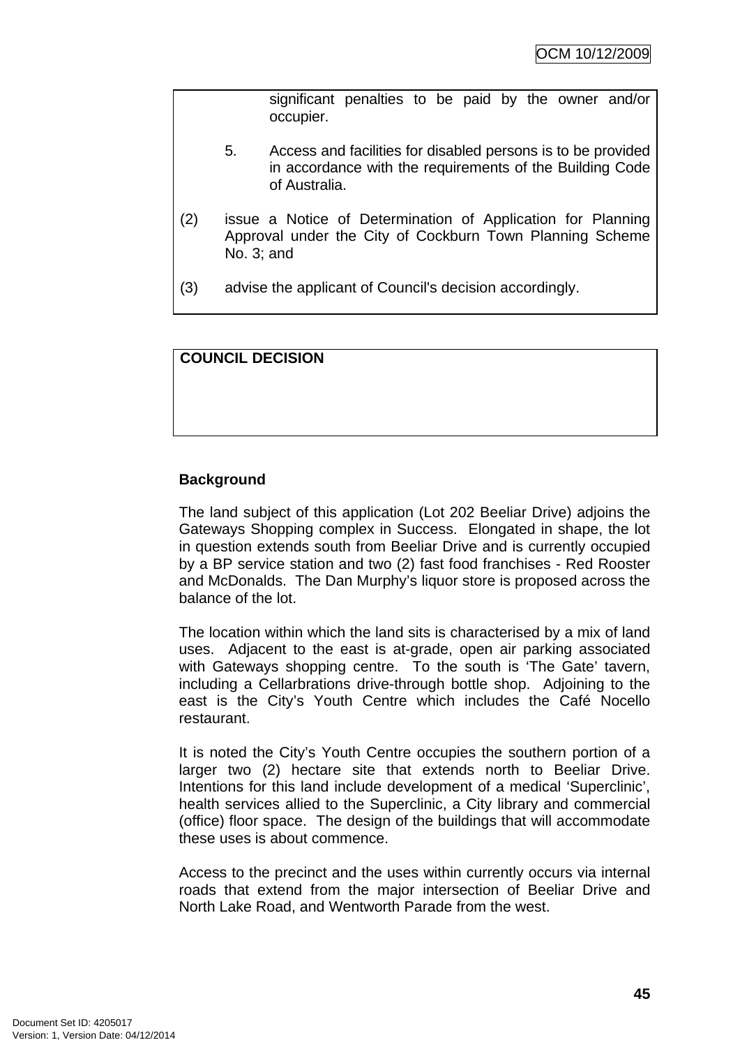significant penalties to be paid by the owner and/or occupier.

5. Access and facilities for disabled persons is to be provided in accordance with the requirements of the Building Code of Australia.

(2) issue a Notice of Determination of Application for Planning Approval under the City of Cockburn Town Planning Scheme No. 3; and

(3) advise the applicant of Council's decision accordingly.

**COUNCIL DECISION**

**Background**

The land subject of this application (Lot 202 Beeliar Drive) adjoins the Gateways Shopping complex in Success. Elongated in shape, the lot in question extends south from Beeliar Drive and is currently occupied by a BP service station and two (2) fast food franchises - Red Rooster and McDonalds. The Dan Murphy's liquor store is proposed across the balance of the lot.

The location within which the land sits is characterised by a mix of land uses. Adjacent to the east is at-grade, open air parking associated with Gateways shopping centre. To the south is 'The Gate' tavern, including a Cellarbrations drive-through bottle shop. Adjoining to the east is the City's Youth Centre which includes the Café Nocello restaurant.

It is noted the City's Youth Centre occupies the southern portion of a larger two (2) hectare site that extends north to Beeliar Drive. Intentions for this land include development of a medical 'Superclinic', health services allied to the Superclinic, a City library and commercial (office) floor space. The design of the buildings that will accommodate these uses is about commence.

Access to the precinct and the uses within currently occurs via internal roads that extend from the major intersection of Beeliar Drive and North Lake Road, and Wentworth Parade from the west.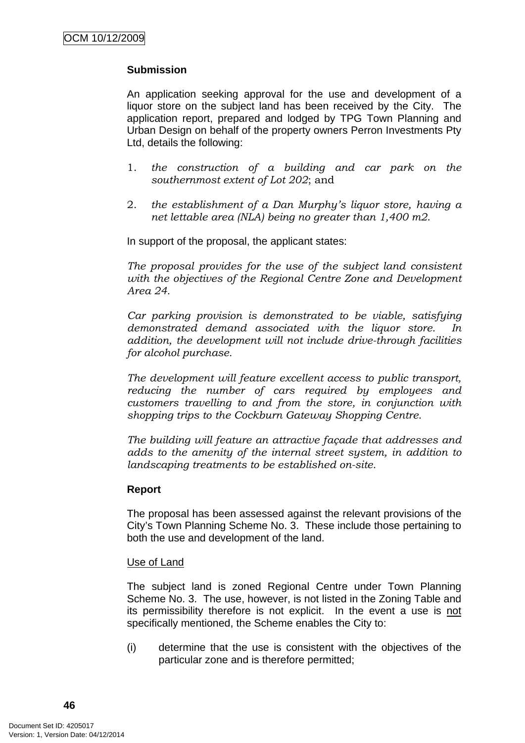**Submission**

An application seeking approval for the use and development of a liquor store on the subject land has been received by the City. The application report, prepared and lodged by TPG Town Planning and Urban Design on behalf of the property owners Perron Investments Pty Ltd, details the following:

1. *the construction of a building and car park on the southernmost extent of Lot 202*; and

2. *the establishment of a Dan Murphy's liquor store, having a net lettable area (NLA) being no greater than 1,400 m2*.

In support of the proposal, the applicant states:

*The proposal provides for the use of the subject land consistent with the objectives of the Regional Centre Zone and Development Area 24.*

*Car parking provision is demonstrated to be viable, satisfying demonstrated demand associated with the liquor store. In addition, the development will not include drive-through facilities for alcohol purchase.*

*The development will feature excellent access to public transport, reducing the number of cars required by employees and customers travelling to and from the store, in conjunction with shopping trips to the Cockburn Gateway Shopping Centre.*

*The building will feature an attractive façade that addresses and adds to the amenity of the internal street system, in addition to landscaping treatments to be established on-site.*

**Report**

The proposal has been assessed against the relevant provisions of the City's Town Planning Scheme No. 3. These include those pertaining to both the use and development of the land.

Use of Land

The subject land is zoned Regional Centre under Town Planning Scheme No. 3. The use, however, is not listed in the Zoning Table and its permissibility therefore is not explicit. In the event a use is not specifically mentioned, the Scheme enables the City to:

(i) determine that the use is consistent with the objectives of the particular zone and is therefore permitted;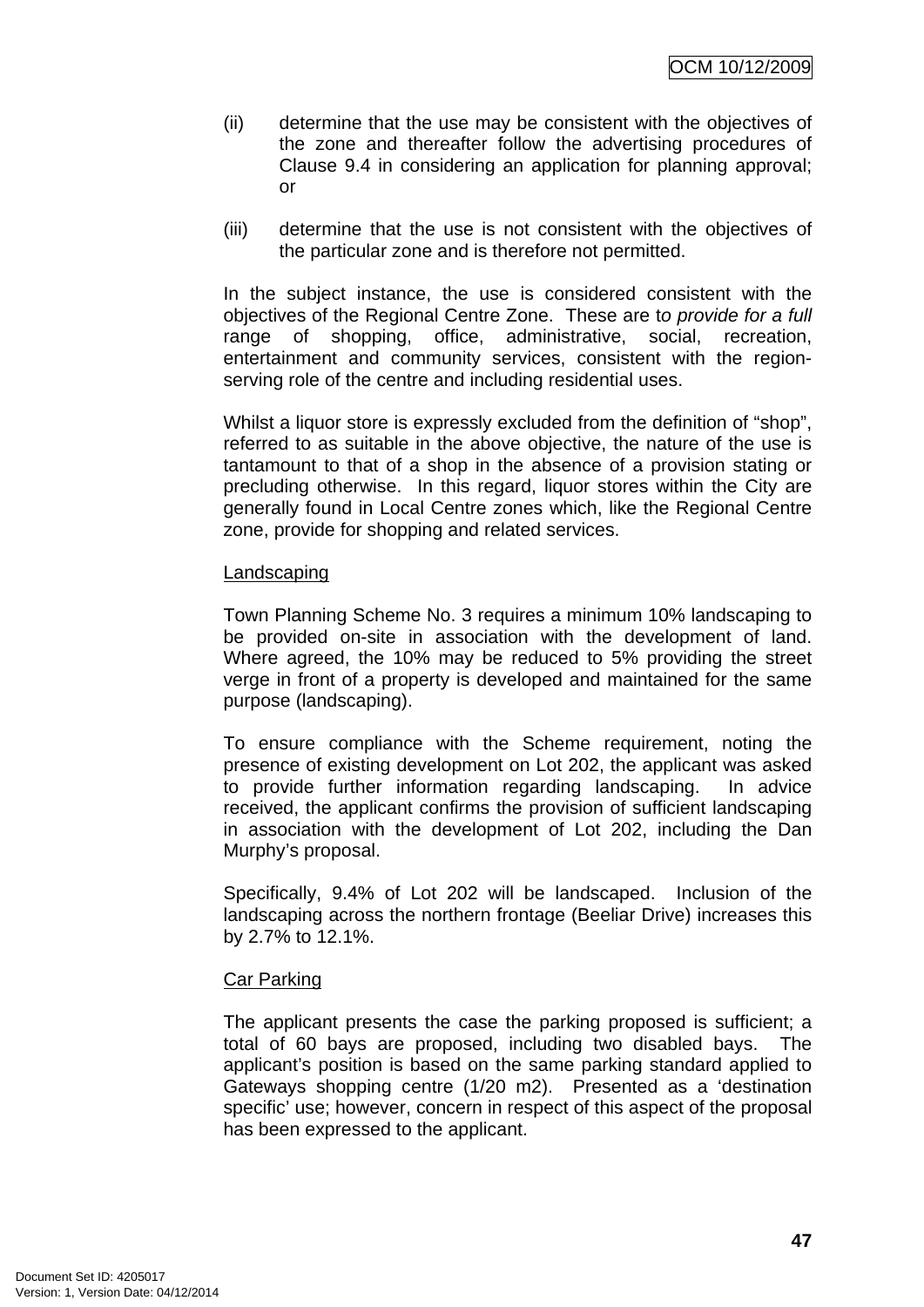(ii) determine that the use may be consistent with the objectives of the zone and thereafter follow the advertising procedures of Clause 9.4 in considering an application for planning approval; or

(iii) determine that the use is not consistent with the objectives of the particular zone and is therefore not permitted.

In the subject instance, the use is considered consistent with the objectives of the Regional Centre Zone. These are t*o provide for a full* range of shopping, office, administrative, social, recreation, entertainment and community services, consistent with the region-serving role of the centre and including residential uses.

Whilst a liquor store is expressly excluded from the definition of "shop", referred to as suitable in the above objective, the nature of the use is tantamount to that of a shop in the absence of a provision stating or precluding otherwise. In this regard, liquor stores within the City are generally found in Local Centre zones which, like the Regional Centre zone, provide for shopping and related services.

<u>Landscaping</u>

Town Planning Scheme No. 3 requires a minimum 10% landscaping to be provided on-site in association with the development of land. Where agreed, the 10% may be reduced to 5% providing the street verge in front of a property is developed and maintained for the same purpose (landscaping).

To ensure compliance with the Scheme requirement, noting the presence of existing development on Lot 202, the applicant was asked to provide further information regarding landscaping. In advice received, the applicant confirms the provision of sufficient landscaping in association with the development of Lot 202, including the Dan Murphy's proposal.

Specifically, 9.4% of Lot 202 will be landscaped. Inclusion of the landscaping across the northern frontage (Beeliar Drive) increases this by 2.7% to 12.1%.

<u>Car Parking</u>

The applicant presents the case the parking proposed is sufficient; a total of 60 bays are proposed, including two disabled bays. The applicant's position is based on the same parking standard applied to Gateways shopping centre (1/20 m2). Presented as a 'destination specific' use; however, concern in respect of this aspect of the proposal has been expressed to the applicant.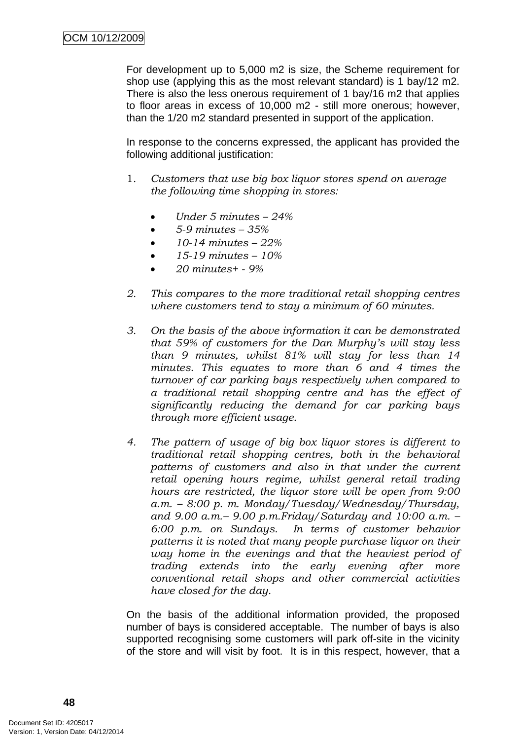For development up to 5,000 m2 is size, the Scheme requirement for shop use (applying this as the most relevant standard) is 1 bay/12 m2. There is also the less onerous requirement of 1 bay/16 m2 that applies to floor areas in excess of 10,000 m2 - still more onerous; however, than the 1/20 m2 standard presented in support of the application.

In response to the concerns expressed, the applicant has provided the following additional justification:

1. *Customers that use big box liquor stores spend on average the following time shopping in stores:*

   - *Under 5 minutes – 24%*
   - *5-9 minutes – 35%*
   - *10-14 minutes – 22%*
   - *15-19 minutes – 10%*
   - *20 minutes+ - 9%*

2. *This compares to the more traditional retail shopping centres where customers tend to stay a minimum of 60 minutes.*

3. *On the basis of the above information it can be demonstrated that 59% of customers for the Dan Murphy's will stay less than 9 minutes, whilst 81% will stay for less than 14 minutes. This equates to more than 6 and 4 times the turnover of car parking bays respectively when compared to a traditional retail shopping centre and has the effect of significantly reducing the demand for car parking bays through more efficient usage.*

4. *The pattern of usage of big box liquor stores is different to traditional retail shopping centres, both in the behavioral patterns of customers and also in that under the current retail opening hours regime, whilst general retail trading hours are restricted, the liquor store will be open from 9:00 a.m. – 8:00 p. m. Monday/Tuesday/Wednesday/Thursday, and 9.00 a.m.– 9.00 p.m.Friday/Saturday and 10:00 a.m. – 6:00 p.m. on Sundays. In terms of customer behavior patterns it is noted that many people purchase liquor on their way home in the evenings and that the heaviest period of trading extends into the early evening after more conventional retail shops and other commercial activities have closed for the day.*

On the basis of the additional information provided, the proposed number of bays is considered acceptable. The number of bays is also supported recognising some customers will park off-site in the vicinity of the store and will visit by foot. It is in this respect, however, that a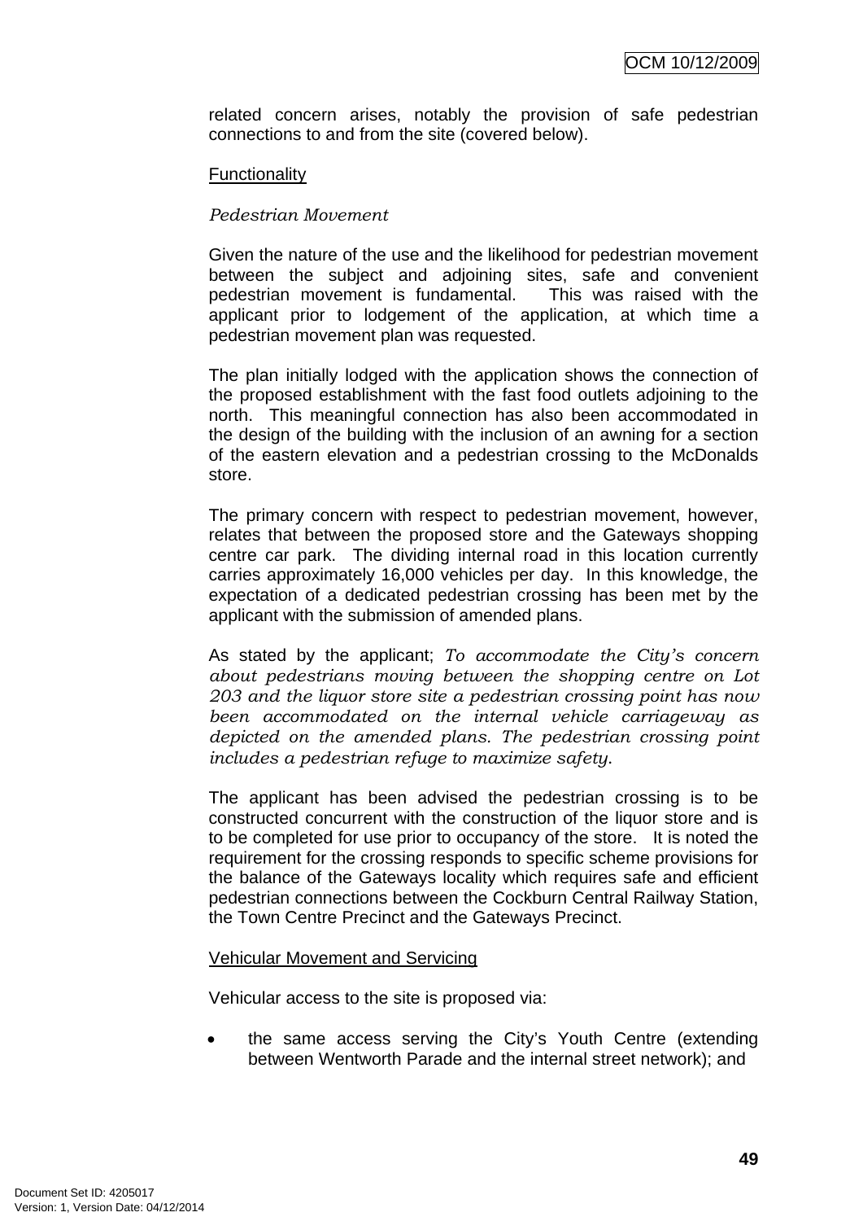related concern arises, notably the provision of safe pedestrian connections to and from the site (covered below).

Functionality

*Pedestrian Movement*

Given the nature of the use and the likelihood for pedestrian movement between the subject and adjoining sites, safe and convenient pedestrian movement is fundamental. This was raised with the applicant prior to lodgement of the application, at which time a pedestrian movement plan was requested.

The plan initially lodged with the application shows the connection of the proposed establishment with the fast food outlets adjoining to the north. This meaningful connection has also been accommodated in the design of the building with the inclusion of an awning for a section of the eastern elevation and a pedestrian crossing to the McDonalds store.

The primary concern with respect to pedestrian movement, however, relates that between the proposed store and the Gateways shopping centre car park. The dividing internal road in this location currently carries approximately 16,000 vehicles per day. In this knowledge, the expectation of a dedicated pedestrian crossing has been met by the applicant with the submission of amended plans.

As stated by the applicant; *To accommodate the City's concern about pedestrians moving between the shopping centre on Lot 203 and the liquor store site a pedestrian crossing point has now been accommodated on the internal vehicle carriageway as depicted on the amended plans. The pedestrian crossing point includes a pedestrian refuge to maximize safety.*

The applicant has been advised the pedestrian crossing is to be constructed concurrent with the construction of the liquor store and is to be completed for use prior to occupancy of the store. It is noted the requirement for the crossing responds to specific scheme provisions for the balance of the Gateways locality which requires safe and efficient pedestrian connections between the Cockburn Central Railway Station, the Town Centre Precinct and the Gateways Precinct.

Vehicular Movement and Servicing

Vehicular access to the site is proposed via:

- the same access serving the City's Youth Centre (extending between Wentworth Parade and the internal street network); and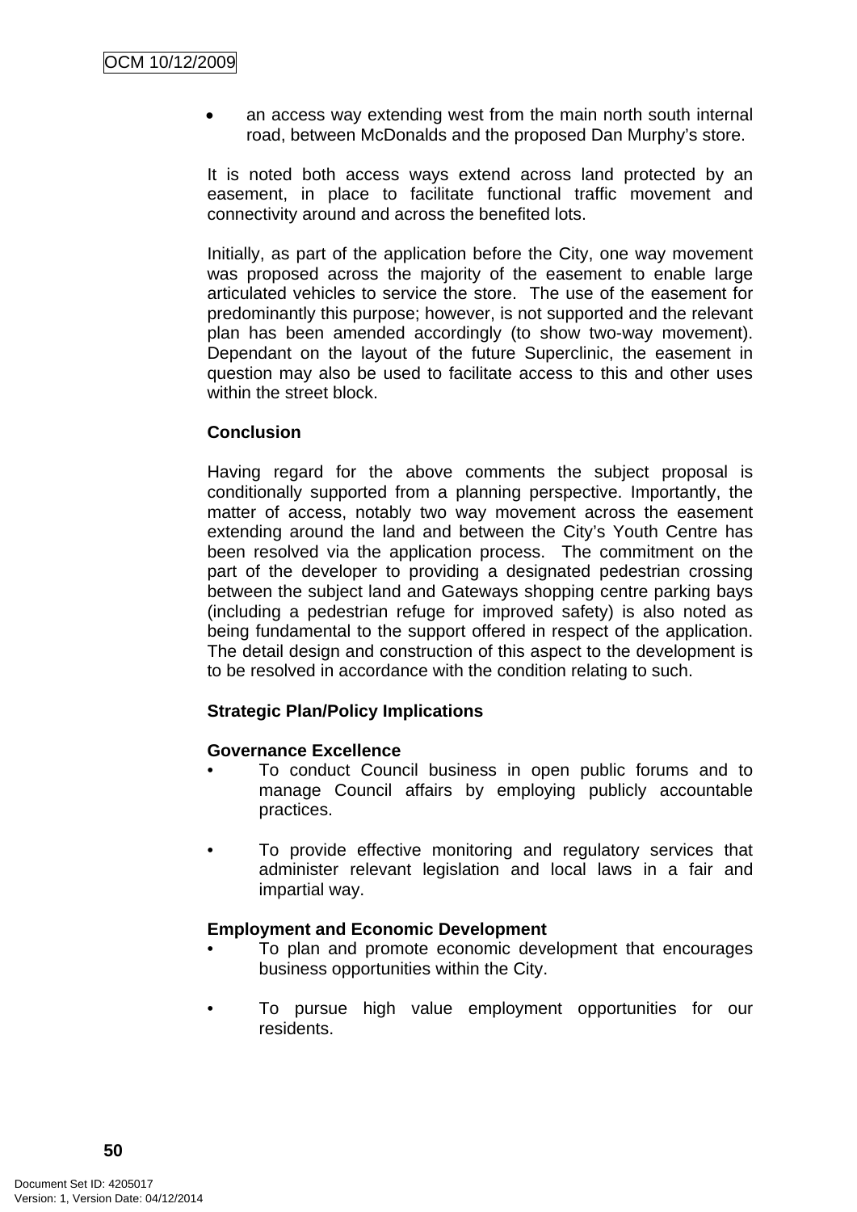- an access way extending west from the main north south internal road, between McDonalds and the proposed Dan Murphy's store.

It is noted both access ways extend across land protected by an easement, in place to facilitate functional traffic movement and connectivity around and across the benefited lots.

Initially, as part of the application before the City, one way movement was proposed across the majority of the easement to enable large articulated vehicles to service the store. The use of the easement for predominantly this purpose; however, is not supported and the relevant plan has been amended accordingly (to show two-way movement). Dependant on the layout of the future Superclinic, the easement in question may also be used to facilitate access to this and other uses within the street block.

**Conclusion**

Having regard for the above comments the subject proposal is conditionally supported from a planning perspective. Importantly, the matter of access, notably two way movement across the easement extending around the land and between the City's Youth Centre has been resolved via the application process. The commitment on the part of the developer to providing a designated pedestrian crossing between the subject land and Gateways shopping centre parking bays (including a pedestrian refuge for improved safety) is also noted as being fundamental to the support offered in respect of the application. The detail design and construction of this aspect to the development is to be resolved in accordance with the condition relating to such.

**Strategic Plan/Policy Implications**

**Governance Excellence**

- To conduct Council business in open public forums and to manage Council affairs by employing publicly accountable practices.
- To provide effective monitoring and regulatory services that administer relevant legislation and local laws in a fair and impartial way.

**Employment and Economic Development**

- To plan and promote economic development that encourages business opportunities within the City.
- To pursue high value employment opportunities for our residents.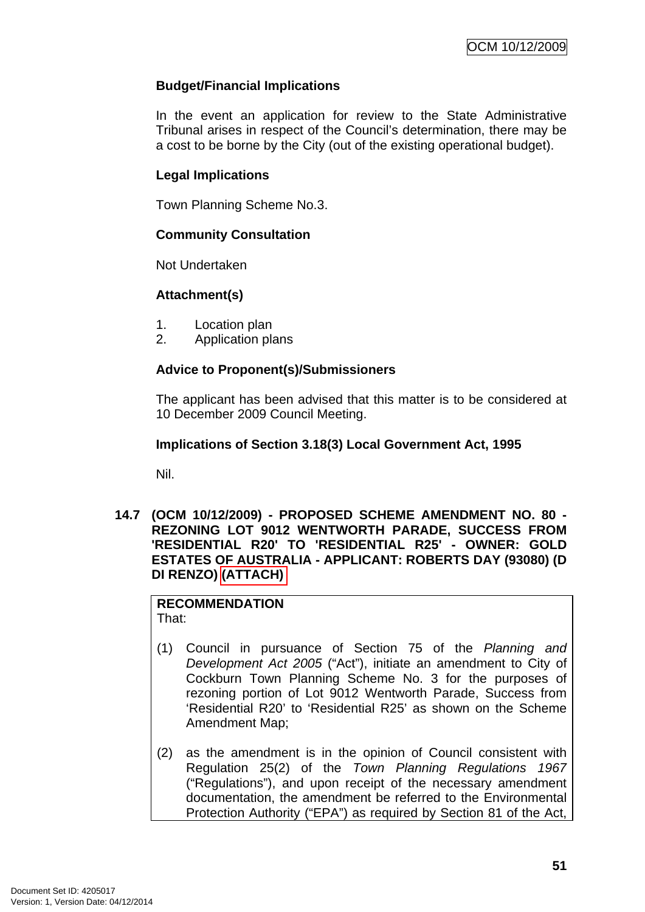### Budget/Financial Implications

In the event an application for review to the State Administrative Tribunal arises in respect of the Council's determination, there may be a cost to be borne by the City (out of the existing operational budget).

### Legal Implications

Town Planning Scheme No.3.

### Community Consultation

Not Undertaken

### Attachment(s)

1. Location plan
2. Application plans

### Advice to Proponent(s)/Submissioners

The applicant has been advised that this matter is to be considered at 10 December 2009 Council Meeting.

### Implications of Section 3.18(3) Local Government Act, 1995

Nil.

## 14.7 (OCM 10/12/2009) - PROPOSED SCHEME AMENDMENT NO. 80 - REZONING LOT 9012 WENTWORTH PARADE, SUCCESS FROM 'RESIDENTIAL R20' TO 'RESIDENTIAL R25' - OWNER: GOLD ESTATES OF AUSTRALIA - APPLICANT: ROBERTS DAY (93080) (D DI RENZO) (ATTACH)

**RECOMMENDATION**
That:

(1) Council in pursuance of Section 75 of the *Planning and Development Act 2005* ("Act"), initiate an amendment to City of Cockburn Town Planning Scheme No. 3 for the purposes of rezoning portion of Lot 9012 Wentworth Parade, Success from 'Residential R20' to 'Residential R25' as shown on the Scheme Amendment Map;

(2) as the amendment is in the opinion of Council consistent with Regulation 25(2) of the *Town Planning Regulations 1967* ("Regulations"), and upon receipt of the necessary amendment documentation, the amendment be referred to the Environmental Protection Authority ("EPA") as required by Section 81 of the Act,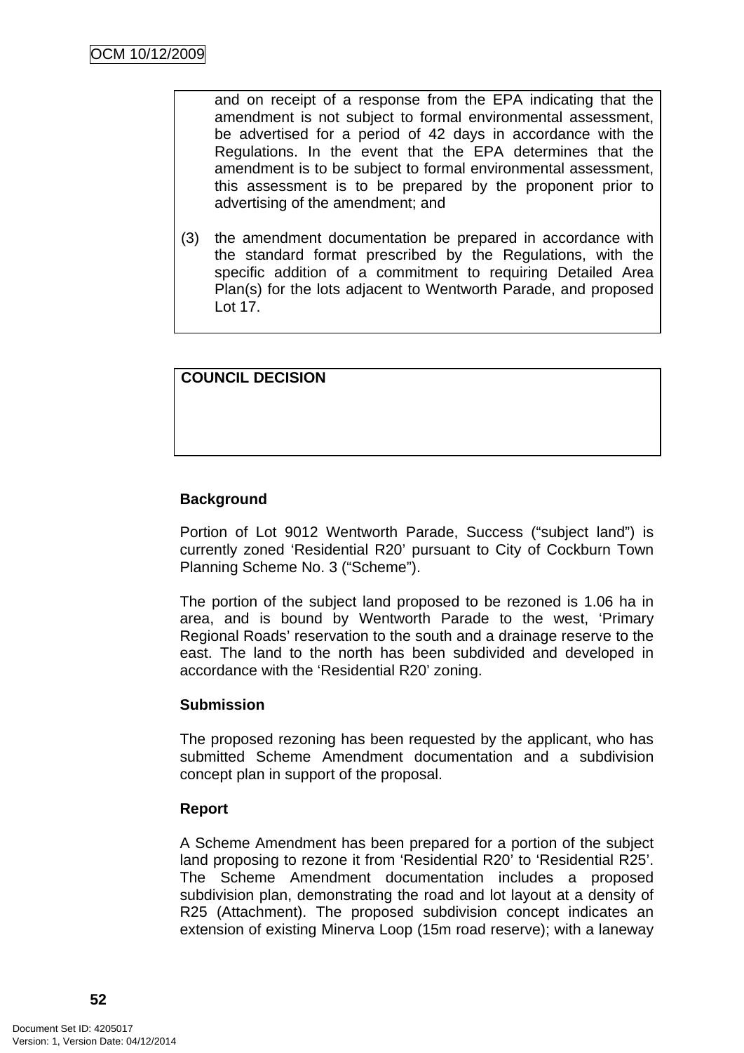and on receipt of a response from the EPA indicating that the amendment is not subject to formal environmental assessment, be advertised for a period of 42 days in accordance with the Regulations. In the event that the EPA determines that the amendment is to be subject to formal environmental assessment, this assessment is to be prepared by the proponent prior to advertising of the amendment; and

(3) the amendment documentation be prepared in accordance with the standard format prescribed by the Regulations, with the specific addition of a commitment to requiring Detailed Area Plan(s) for the lots adjacent to Wentworth Parade, and proposed Lot 17.

**COUNCIL DECISION**

**Background**

Portion of Lot 9012 Wentworth Parade, Success ("subject land") is currently zoned 'Residential R20' pursuant to City of Cockburn Town Planning Scheme No. 3 ("Scheme").

The portion of the subject land proposed to be rezoned is 1.06 ha in area, and is bound by Wentworth Parade to the west, 'Primary Regional Roads' reservation to the south and a drainage reserve to the east. The land to the north has been subdivided and developed in accordance with the 'Residential R20' zoning.

**Submission**

The proposed rezoning has been requested by the applicant, who has submitted Scheme Amendment documentation and a subdivision concept plan in support of the proposal.

**Report**

A Scheme Amendment has been prepared for a portion of the subject land proposing to rezone it from 'Residential R20' to 'Residential R25'. The Scheme Amendment documentation includes a proposed subdivision plan, demonstrating the road and lot layout at a density of R25 (Attachment). The proposed subdivision concept indicates an extension of existing Minerva Loop (15m road reserve); with a laneway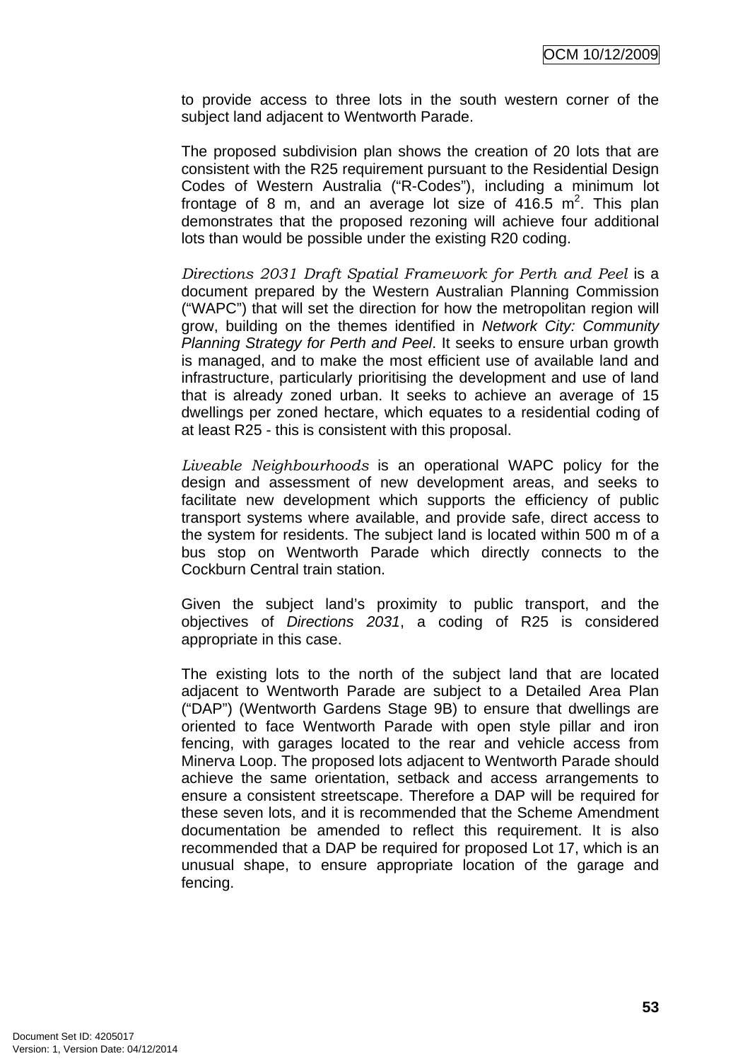to provide access to three lots in the south western corner of the subject land adjacent to Wentworth Parade.

The proposed subdivision plan shows the creation of 20 lots that are consistent with the R25 requirement pursuant to the Residential Design Codes of Western Australia ("R-Codes"), including a minimum lot frontage of 8 m, and an average lot size of 416.5 $m^2$. This plan demonstrates that the proposed rezoning will achieve four additional lots than would be possible under the existing R20 coding.

*Directions 2031 Draft Spatial Framework for Perth and Peel* is a document prepared by the Western Australian Planning Commission ("WAPC") that will set the direction for how the metropolitan region will grow, building on the themes identified in *Network City: Community Planning Strategy for Perth and Peel*. It seeks to ensure urban growth is managed, and to make the most efficient use of available land and infrastructure, particularly prioritising the development and use of land that is already zoned urban. It seeks to achieve an average of 15 dwellings per zoned hectare, which equates to a residential coding of at least R25 - this is consistent with this proposal.

*Liveable Neighbourhoods* is an operational WAPC policy for the design and assessment of new development areas, and seeks to facilitate new development which supports the efficiency of public transport systems where available, and provide safe, direct access to the system for residents. The subject land is located within 500 m of a bus stop on Wentworth Parade which directly connects to the Cockburn Central train station.

Given the subject land's proximity to public transport, and the objectives of *Directions 2031*, a coding of R25 is considered appropriate in this case.

The existing lots to the north of the subject land that are located adjacent to Wentworth Parade are subject to a Detailed Area Plan ("DAP") (Wentworth Gardens Stage 9B) to ensure that dwellings are oriented to face Wentworth Parade with open style pillar and iron fencing, with garages located to the rear and vehicle access from Minerva Loop. The proposed lots adjacent to Wentworth Parade should achieve the same orientation, setback and access arrangements to ensure a consistent streetscape. Therefore a DAP will be required for these seven lots, and it is recommended that the Scheme Amendment documentation be amended to reflect this requirement. It is also recommended that a DAP be required for proposed Lot 17, which is an unusual shape, to ensure appropriate location of the garage and fencing.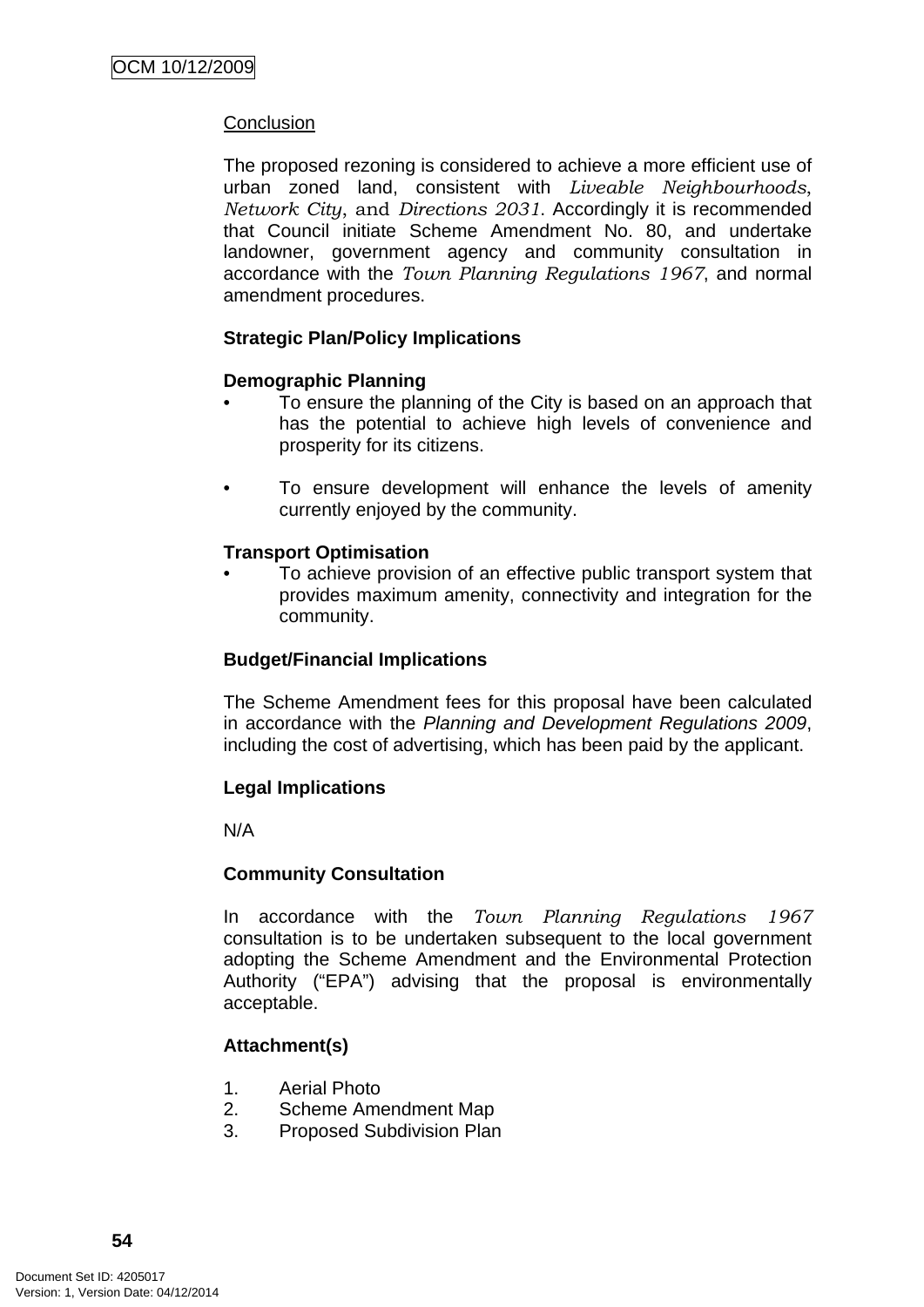Conclusion

The proposed rezoning is considered to achieve a more efficient use of urban zoned land, consistent with *Liveable Neighbourhoods*, *Network City*, and *Directions 2031*. Accordingly it is recommended that Council initiate Scheme Amendment No. 80, and undertake landowner, government agency and community consultation in accordance with the *Town Planning Regulations 1967*, and normal amendment procedures.

**Strategic Plan/Policy Implications**

**Demographic Planning**

- To ensure the planning of the City is based on an approach that has the potential to achieve high levels of convenience and prosperity for its citizens.

- To ensure development will enhance the levels of amenity currently enjoyed by the community.

**Transport Optimisation**

- To achieve provision of an effective public transport system that provides maximum amenity, connectivity and integration for the community.

**Budget/Financial Implications**

The Scheme Amendment fees for this proposal have been calculated in accordance with the *Planning and Development Regulations 2009*, including the cost of advertising, which has been paid by the applicant.

**Legal Implications**

N/A

**Community Consultation**

In accordance with the *Town Planning Regulations 1967* consultation is to be undertaken subsequent to the local government adopting the Scheme Amendment and the Environmental Protection Authority ("EPA") advising that the proposal is environmentally acceptable.

**Attachment(s)**

1. Aerial Photo
2. Scheme Amendment Map
3. Proposed Subdivision Plan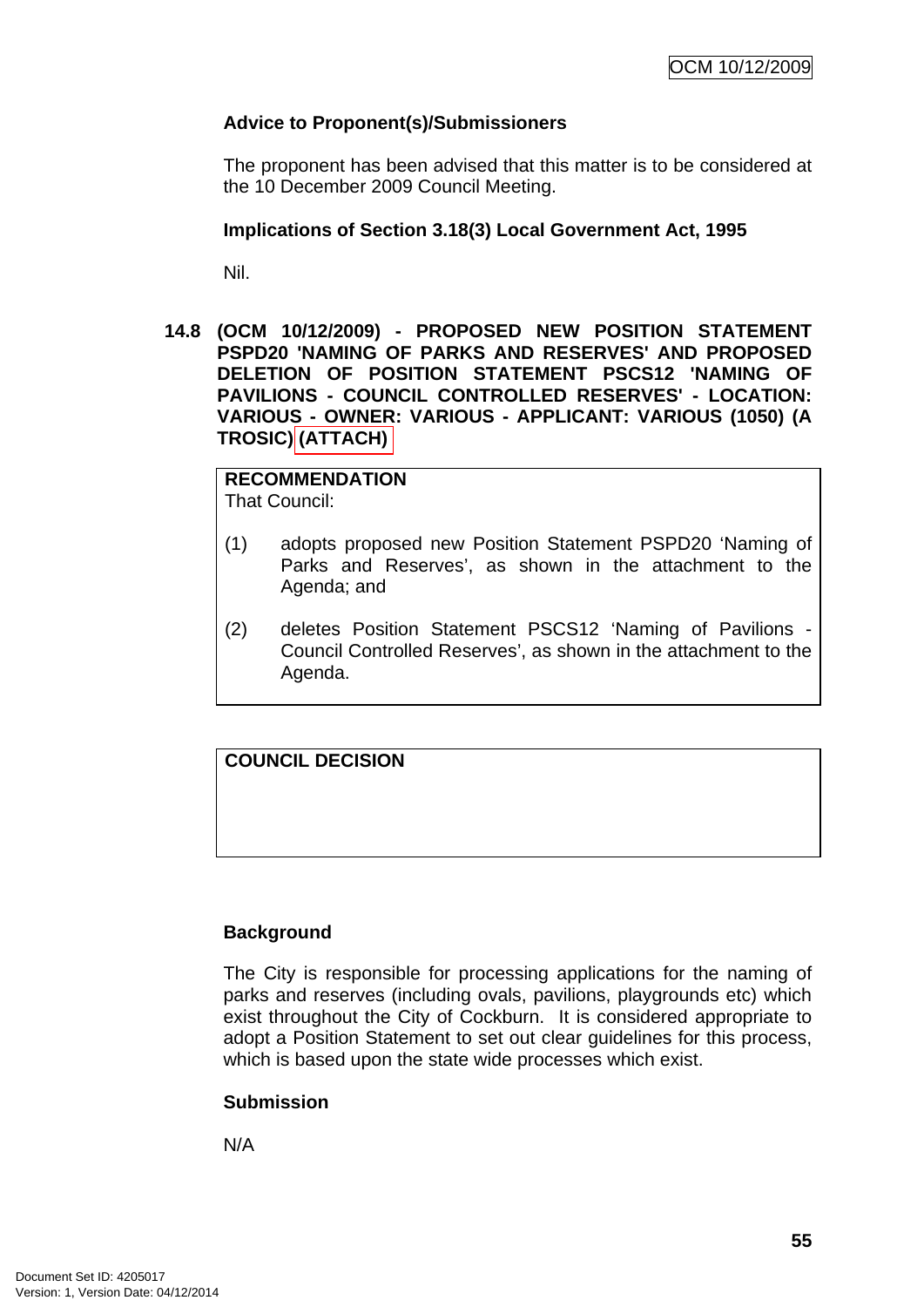**Advice to Proponent(s)/Submissioners**

The proponent has been advised that this matter is to be considered at the 10 December 2009 Council Meeting.

**Implications of Section 3.18(3) Local Government Act, 1995**

Nil.

## 14.8 (OCM 10/12/2009) - PROPOSED NEW POSITION STATEMENT PSPD20 'NAMING OF PARKS AND RESERVES' AND PROPOSED DELETION OF POSITION STATEMENT PSCS12 'NAMING OF PAVILIONS - COUNCIL CONTROLLED RESERVES' - LOCATION: VARIOUS - OWNER: VARIOUS - APPLICANT: VARIOUS (1050) (A TROSIC) (ATTACH)

**RECOMMENDATION**

That Council:

(1) adopts proposed new Position Statement PSPD20 'Naming of Parks and Reserves', as shown in the attachment to the Agenda; and

(2) deletes Position Statement PSCS12 'Naming of Pavilions - Council Controlled Reserves', as shown in the attachment to the Agenda.

**COUNCIL DECISION**

**Background**

The City is responsible for processing applications for the naming of parks and reserves (including ovals, pavilions, playgrounds etc) which exist throughout the City of Cockburn. It is considered appropriate to adopt a Position Statement to set out clear guidelines for this process, which is based upon the state wide processes which exist.

**Submission**

N/A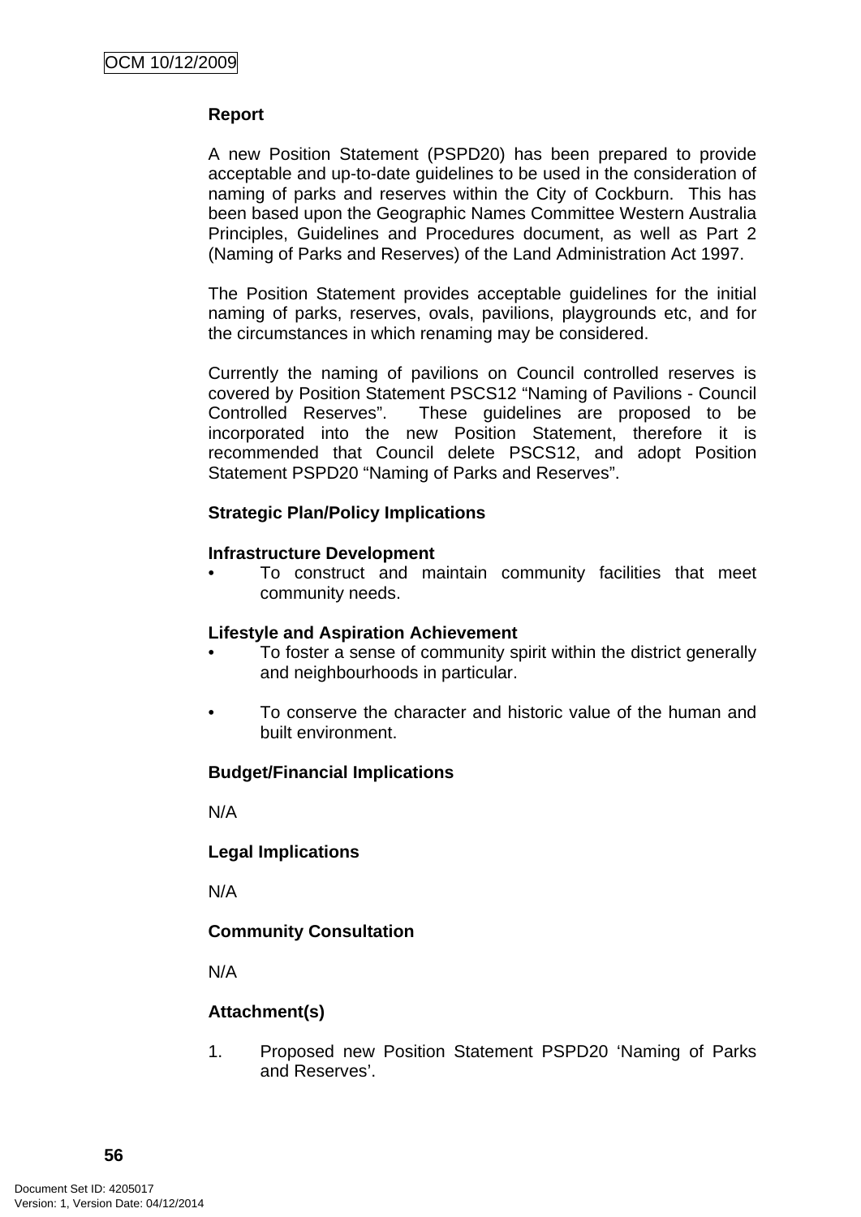**Report**

A new Position Statement (PSPD20) has been prepared to provide acceptable and up-to-date guidelines to be used in the consideration of naming of parks and reserves within the City of Cockburn. This has been based upon the Geographic Names Committee Western Australia Principles, Guidelines and Procedures document, as well as Part 2 (Naming of Parks and Reserves) of the Land Administration Act 1997.

The Position Statement provides acceptable guidelines for the initial naming of parks, reserves, ovals, pavilions, playgrounds etc, and for the circumstances in which renaming may be considered.

Currently the naming of pavilions on Council controlled reserves is covered by Position Statement PSCS12 "Naming of Pavilions - Council Controlled Reserves". These guidelines are proposed to be incorporated into the new Position Statement, therefore it is recommended that Council delete PSCS12, and adopt Position Statement PSPD20 "Naming of Parks and Reserves".

**Strategic Plan/Policy Implications**

**Infrastructure Development**

- To construct and maintain community facilities that meet community needs.

**Lifestyle and Aspiration Achievement**

- To foster a sense of community spirit within the district generally and neighbourhoods in particular.
- To conserve the character and historic value of the human and built environment.

**Budget/Financial Implications**

N/A

**Legal Implications**

N/A

**Community Consultation**

N/A

**Attachment(s)**

1. Proposed new Position Statement PSPD20 'Naming of Parks and Reserves'.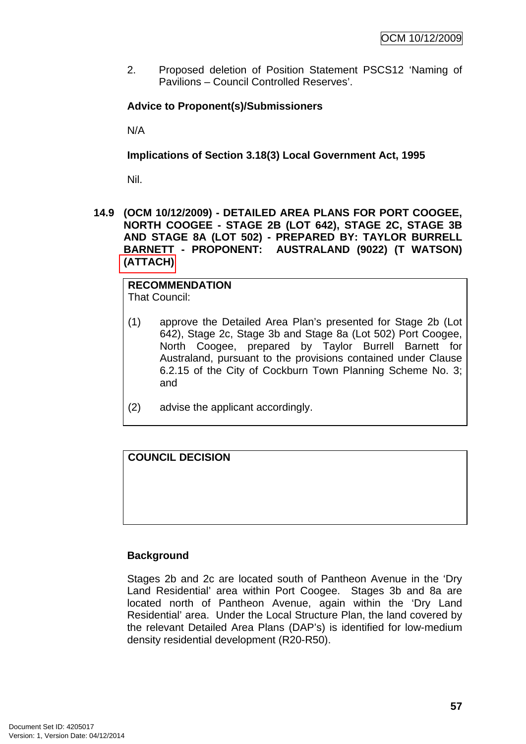2. Proposed deletion of Position Statement PSCS12 'Naming of Pavilions – Council Controlled Reserves'.

**Advice to Proponent(s)/Submissioners**

N/A

**Implications of Section 3.18(3) Local Government Act, 1995**

Nil.

## 14.9 (OCM 10/12/2009) - DETAILED AREA PLANS FOR PORT COOGEE, NORTH COOGEE - STAGE 2B (LOT 642), STAGE 2C, STAGE 3B AND STAGE 8A (LOT 502) - PREPARED BY: TAYLOR BURRELL BARNETT - PROPONENT: AUSTRALAND (9022) (T WATSON) (ATTACH)

**RECOMMENDATION**
That Council:

(1) approve the Detailed Area Plan's presented for Stage 2b (Lot 642), Stage 2c, Stage 3b and Stage 8a (Lot 502) Port Coogee, North Coogee, prepared by Taylor Burrell Barnett for Australand, pursuant to the provisions contained under Clause 6.2.15 of the City of Cockburn Town Planning Scheme No. 3; and

(2) advise the applicant accordingly.

**COUNCIL DECISION**

**Background**

Stages 2b and 2c are located south of Pantheon Avenue in the 'Dry Land Residential' area within Port Coogee. Stages 3b and 8a are located north of Pantheon Avenue, again within the 'Dry Land Residential' area. Under the Local Structure Plan, the land covered by the relevant Detailed Area Plans (DAP's) is identified for low-medium density residential development (R20-R50).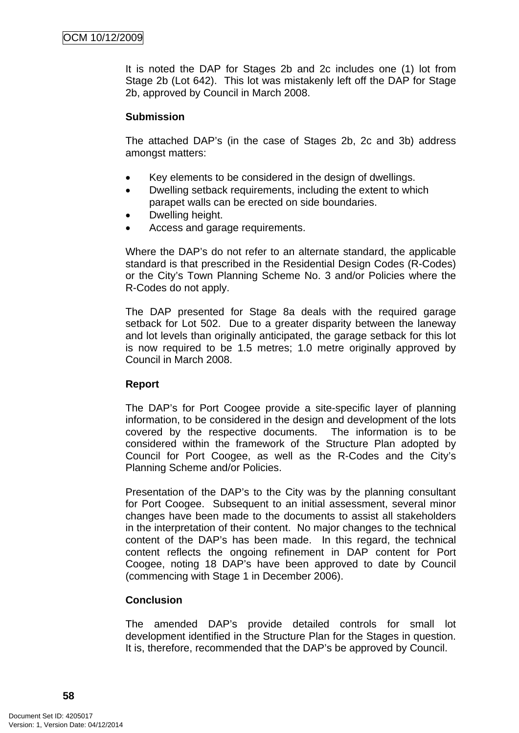It is noted the DAP for Stages 2b and 2c includes one (1) lot from Stage 2b (Lot 642). This lot was mistakenly left off the DAP for Stage 2b, approved by Council in March 2008.

**Submission**

The attached DAP's (in the case of Stages 2b, 2c and 3b) address amongst matters:

- Key elements to be considered in the design of dwellings.
- Dwelling setback requirements, including the extent to which parapet walls can be erected on side boundaries.
- Dwelling height.
- Access and garage requirements.

Where the DAP's do not refer to an alternate standard, the applicable standard is that prescribed in the Residential Design Codes (R-Codes) or the City's Town Planning Scheme No. 3 and/or Policies where the R-Codes do not apply.

The DAP presented for Stage 8a deals with the required garage setback for Lot 502. Due to a greater disparity between the laneway and lot levels than originally anticipated, the garage setback for this lot is now required to be 1.5 metres; 1.0 metre originally approved by Council in March 2008.

**Report**

The DAP's for Port Coogee provide a site-specific layer of planning information, to be considered in the design and development of the lots covered by the respective documents. The information is to be considered within the framework of the Structure Plan adopted by Council for Port Coogee, as well as the R-Codes and the City's Planning Scheme and/or Policies.

Presentation of the DAP's to the City was by the planning consultant for Port Coogee. Subsequent to an initial assessment, several minor changes have been made to the documents to assist all stakeholders in the interpretation of their content. No major changes to the technical content of the DAP's has been made. In this regard, the technical content reflects the ongoing refinement in DAP content for Port Coogee, noting 18 DAP's have been approved to date by Council (commencing with Stage 1 in December 2006).

**Conclusion**

The amended DAP's provide detailed controls for small lot development identified in the Structure Plan for the Stages in question. It is, therefore, recommended that the DAP's be approved by Council.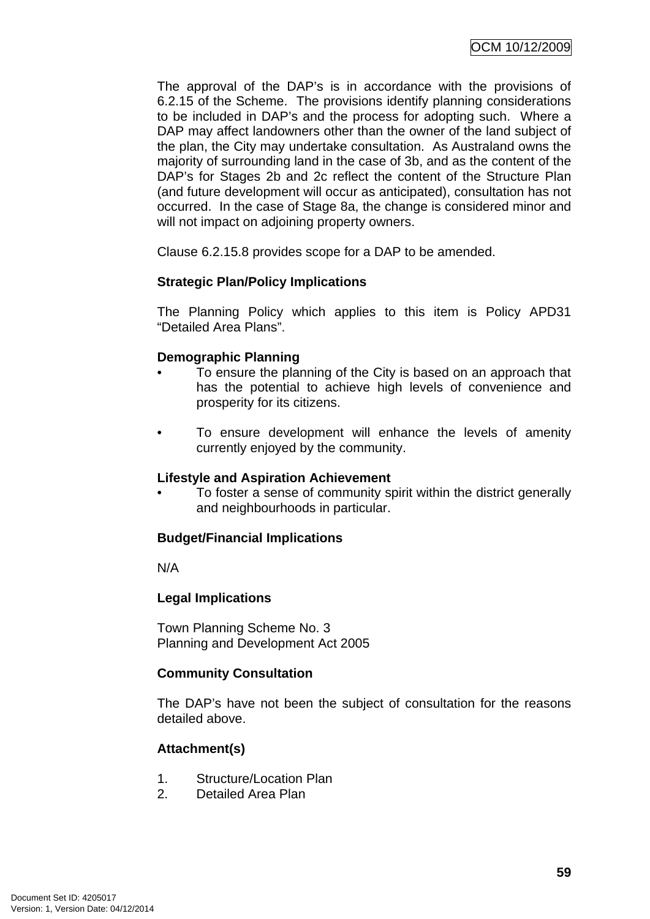The approval of the DAP's is in accordance with the provisions of 6.2.15 of the Scheme. The provisions identify planning considerations to be included in DAP's and the process for adopting such. Where a DAP may affect landowners other than the owner of the land subject of the plan, the City may undertake consultation. As Australand owns the majority of surrounding land in the case of 3b, and as the content of the DAP's for Stages 2b and 2c reflect the content of the Structure Plan (and future development will occur as anticipated), consultation has not occurred. In the case of Stage 8a, the change is considered minor and will not impact on adjoining property owners.

Clause 6.2.15.8 provides scope for a DAP to be amended.

**Strategic Plan/Policy Implications**

The Planning Policy which applies to this item is Policy APD31 "Detailed Area Plans".

**Demographic Planning**

- To ensure the planning of the City is based on an approach that has the potential to achieve high levels of convenience and prosperity for its citizens.
- To ensure development will enhance the levels of amenity currently enjoyed by the community.

**Lifestyle and Aspiration Achievement**

- To foster a sense of community spirit within the district generally and neighbourhoods in particular.

**Budget/Financial Implications**

N/A

**Legal Implications**

Town Planning Scheme No. 3
Planning and Development Act 2005

**Community Consultation**

The DAP's have not been the subject of consultation for the reasons detailed above.

**Attachment(s)**

1. Structure/Location Plan
2. Detailed Area Plan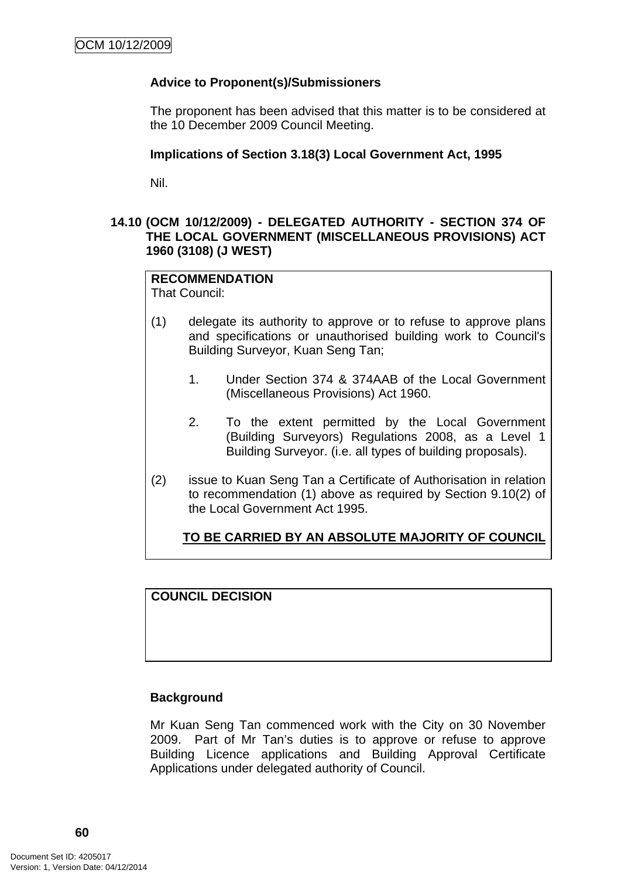**Advice to Proponent(s)/Submissioners**

The proponent has been advised that this matter is to be considered at the 10 December 2009 Council Meeting.

**Implications of Section 3.18(3) Local Government Act, 1995**

Nil.

### 14.10 (OCM 10/12/2009) - DELEGATED AUTHORITY - SECTION 374 OF THE LOCAL GOVERNMENT (MISCELLANEOUS PROVISIONS) ACT 1960 (3108) (J WEST)

**RECOMMENDATION**
That Council:

(1) delegate its authority to approve or to refuse to approve plans and specifications or unauthorised building work to Council's Building Surveyor, Kuan Seng Tan;

1. Under Section 374 & 374AAB of the Local Government (Miscellaneous Provisions) Act 1960.

2. To the extent permitted by the Local Government (Building Surveyors) Regulations 2008, as a Level 1 Building Surveyor. (i.e. all types of building proposals).

(2) issue to Kuan Seng Tan a Certificate of Authorisation in relation to recommendation (1) above as required by Section 9.10(2) of the Local Government Act 1995.

**TO BE CARRIED BY AN ABSOLUTE MAJORITY OF COUNCIL**

**COUNCIL DECISION**

**Background**

Mr Kuan Seng Tan commenced work with the City on 30 November 2009. Part of Mr Tan's duties is to approve or refuse to approve Building Licence applications and Building Approval Certificate Applications under delegated authority of Council.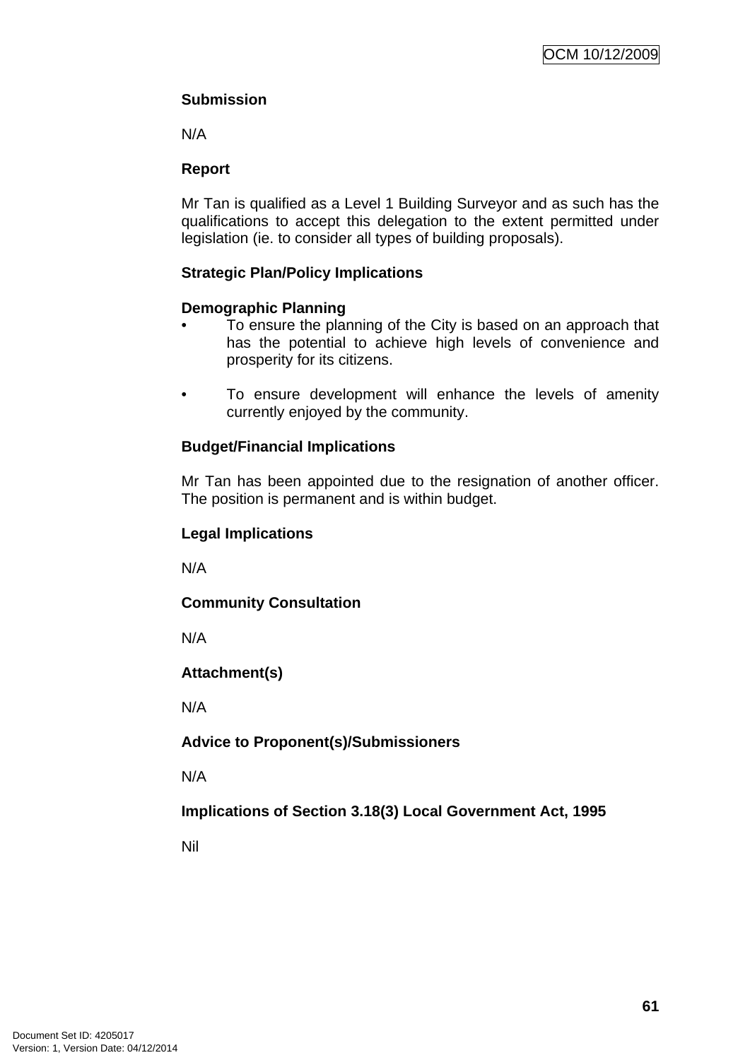**Submission**

N/A

**Report**

Mr Tan is qualified as a Level 1 Building Surveyor and as such has the qualifications to accept this delegation to the extent permitted under legislation (ie. to consider all types of building proposals).

**Strategic Plan/Policy Implications**

**Demographic Planning**

- To ensure the planning of the City is based on an approach that has the potential to achieve high levels of convenience and prosperity for its citizens.

- To ensure development will enhance the levels of amenity currently enjoyed by the community.

**Budget/Financial Implications**

Mr Tan has been appointed due to the resignation of another officer. The position is permanent and is within budget.

**Legal Implications**

N/A

**Community Consultation**

N/A

**Attachment(s)**

N/A

**Advice to Proponent(s)/Submissioners**

N/A

**Implications of Section 3.18(3) Local Government Act, 1995**

Nil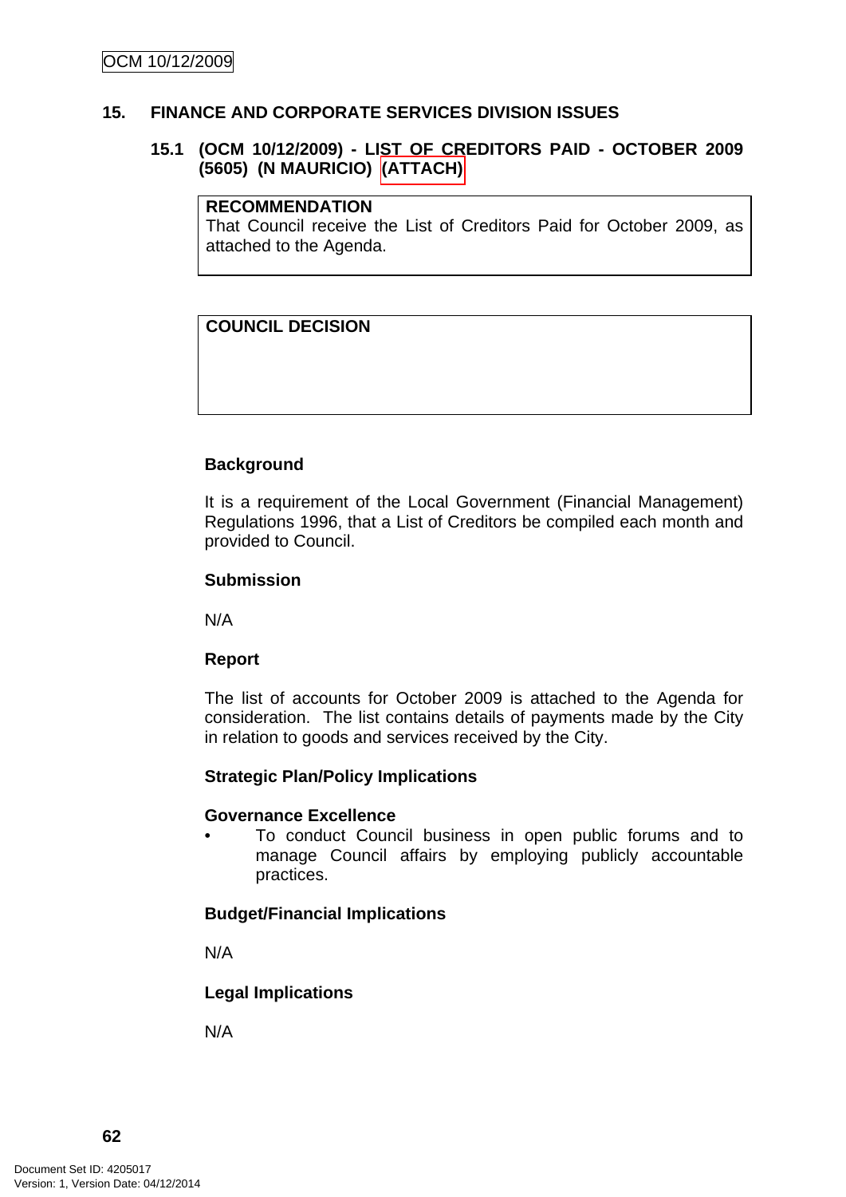## 15. FINANCE AND CORPORATE SERVICES DIVISION ISSUES

### 15.1 (OCM 10/12/2009) - LIST OF CREDITORS PAID - OCTOBER 2009 (5605) (N MAURICIO) (ATTACH)

| **RECOMMENDATION** |
|---|
| That Council receive the List of Creditors Paid for October 2009, as attached to the Agenda. |

| **COUNCIL DECISION** |
|---|
| |

**Background**

It is a requirement of the Local Government (Financial Management) Regulations 1996, that a List of Creditors be compiled each month and provided to Council.

**Submission**

N/A

**Report**

The list of accounts for October 2009 is attached to the Agenda for consideration. The list contains details of payments made by the City in relation to goods and services received by the City.

**Strategic Plan/Policy Implications**

**Governance Excellence**

- To conduct Council business in open public forums and to manage Council affairs by employing publicly accountable practices.

**Budget/Financial Implications**

N/A

**Legal Implications**

N/A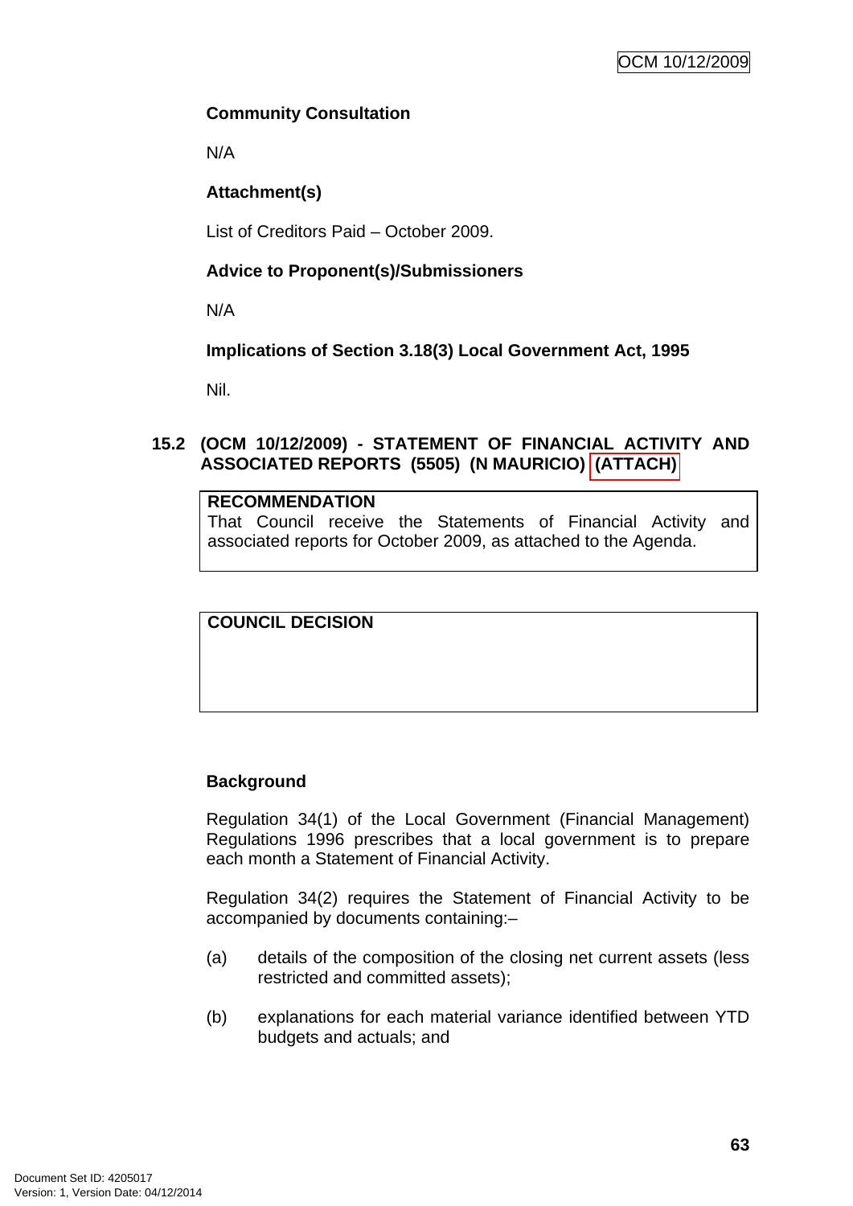**Community Consultation**

N/A

**Attachment(s)**

List of Creditors Paid – October 2009.

**Advice to Proponent(s)/Submissioners**

N/A

**Implications of Section 3.18(3) Local Government Act, 1995**

Nil.

## 15.2 (OCM 10/12/2009) - STATEMENT OF FINANCIAL ACTIVITY AND ASSOCIATED REPORTS (5505) (N MAURICIO) (ATTACH)

| **RECOMMENDATION** |
|---|
| That Council receive the Statements of Financial Activity and associated reports for October 2009, as attached to the Agenda. |

| **COUNCIL DECISION** |
|---|
| |

**Background**

Regulation 34(1) of the Local Government (Financial Management) Regulations 1996 prescribes that a local government is to prepare each month a Statement of Financial Activity.

Regulation 34(2) requires the Statement of Financial Activity to be accompanied by documents containing:–

(a) details of the composition of the closing net current assets (less restricted and committed assets);

(b) explanations for each material variance identified between YTD budgets and actuals; and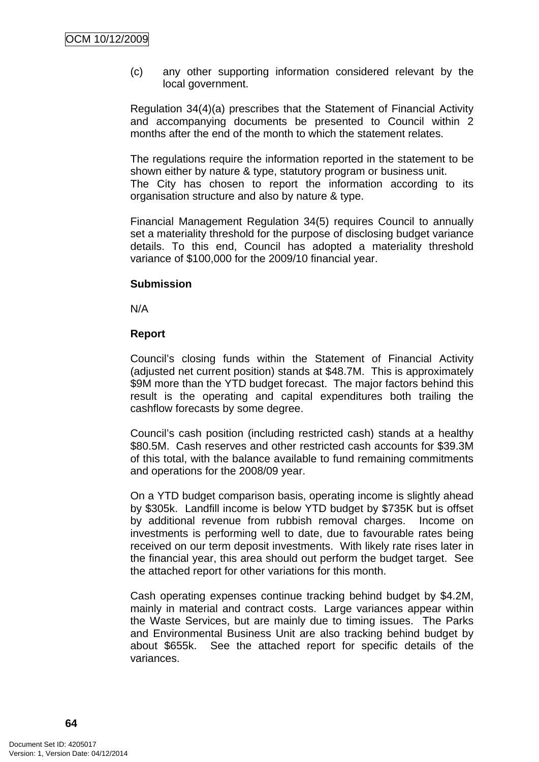(c) any other supporting information considered relevant by the local government.

Regulation 34(4)(a) prescribes that the Statement of Financial Activity and accompanying documents be presented to Council within 2 months after the end of the month to which the statement relates.

The regulations require the information reported in the statement to be shown either by nature & type, statutory program or business unit.
The City has chosen to report the information according to its organisation structure and also by nature & type.

Financial Management Regulation 34(5) requires Council to annually set a materiality threshold for the purpose of disclosing budget variance details. To this end, Council has adopted a materiality threshold variance of $100,000 for the 2009/10 financial year.

**Submission**

N/A

**Report**

Council's closing funds within the Statement of Financial Activity (adjusted net current position) stands at $48.7M. This is approximately $9M more than the YTD budget forecast. The major factors behind this result is the operating and capital expenditures both trailing the cashflow forecasts by some degree.

Council's cash position (including restricted cash) stands at a healthy $80.5M. Cash reserves and other restricted cash accounts for $39.3M of this total, with the balance available to fund remaining commitments and operations for the 2008/09 year.

On a YTD budget comparison basis, operating income is slightly ahead by $305k. Landfill income is below YTD budget by $735K but is offset by additional revenue from rubbish removal charges. Income on investments is performing well to date, due to favourable rates being received on our term deposit investments. With likely rate rises later in the financial year, this area should out perform the budget target. See the attached report for other variations for this month.

Cash operating expenses continue tracking behind budget by $4.2M, mainly in material and contract costs. Large variances appear within the Waste Services, but are mainly due to timing issues. The Parks and Environmental Business Unit are also tracking behind budget by about $655k. See the attached report for specific details of the variances.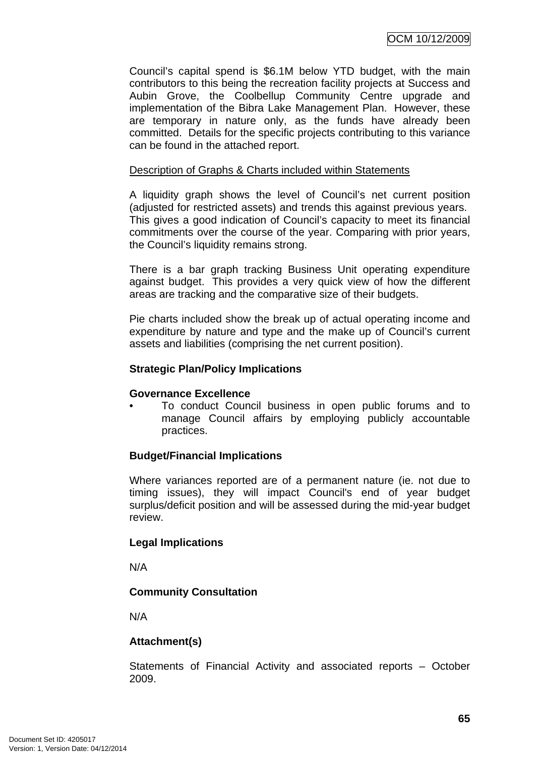Council's capital spend is $6.1M below YTD budget, with the main contributors to this being the recreation facility projects at Success and Aubin Grove, the Coolbellup Community Centre upgrade and implementation of the Bibra Lake Management Plan. However, these are temporary in nature only, as the funds have already been committed. Details for the specific projects contributing to this variance can be found in the attached report.

<u>Description of Graphs & Charts included within Statements</u>

A liquidity graph shows the level of Council's net current position (adjusted for restricted assets) and trends this against previous years. This gives a good indication of Council's capacity to meet its financial commitments over the course of the year. Comparing with prior years, the Council's liquidity remains strong.

There is a bar graph tracking Business Unit operating expenditure against budget. This provides a very quick view of how the different areas are tracking and the comparative size of their budgets.

Pie charts included show the break up of actual operating income and expenditure by nature and type and the make up of Council's current assets and liabilities (comprising the net current position).

**Strategic Plan/Policy Implications**

**Governance Excellence**

- To conduct Council business in open public forums and to manage Council affairs by employing publicly accountable practices.

**Budget/Financial Implications**

Where variances reported are of a permanent nature (ie. not due to timing issues), they will impact Council's end of year budget surplus/deficit position and will be assessed during the mid-year budget review.

**Legal Implications**

N/A

**Community Consultation**

N/A

**Attachment(s)**

Statements of Financial Activity and associated reports – October 2009.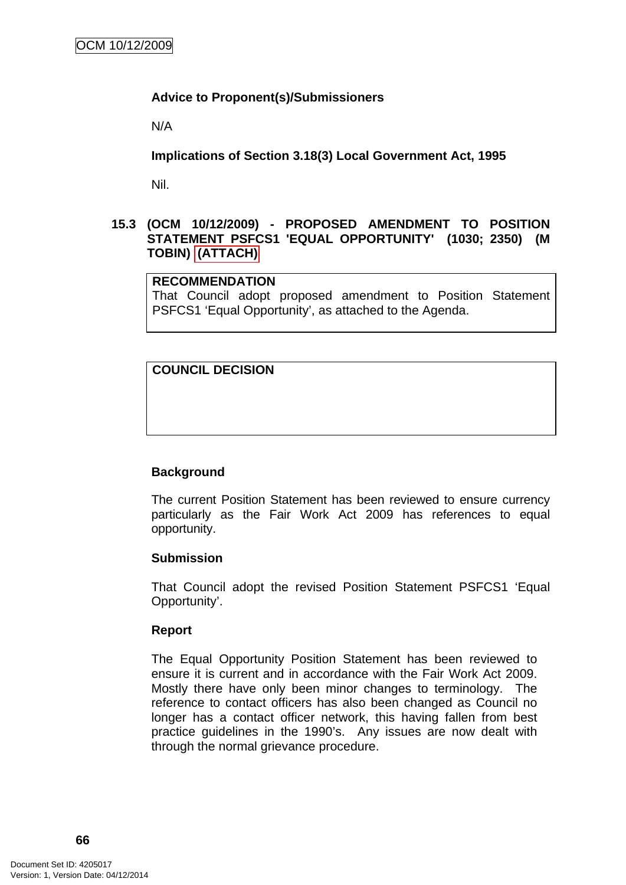**Advice to Proponent(s)/Submissioners**

N/A

**Implications of Section 3.18(3) Local Government Act, 1995**

Nil.

## 15.3 (OCM 10/12/2009) - PROPOSED AMENDMENT TO POSITION STATEMENT PSFCS1 'EQUAL OPPORTUNITY' (1030; 2350) (M TOBIN) (ATTACH)

| **RECOMMENDATION** |
|---|
| That Council adopt proposed amendment to Position Statement PSFCS1 'Equal Opportunity', as attached to the Agenda. |

| **COUNCIL DECISION** |
|---|
| |

**Background**

The current Position Statement has been reviewed to ensure currency particularly as the Fair Work Act 2009 has references to equal opportunity.

**Submission**

That Council adopt the revised Position Statement PSFCS1 'Equal Opportunity'.

**Report**

The Equal Opportunity Position Statement has been reviewed to ensure it is current and in accordance with the Fair Work Act 2009. Mostly there have only been minor changes to terminology. The reference to contact officers has also been changed as Council no longer has a contact officer network, this having fallen from best practice guidelines in the 1990's. Any issues are now dealt with through the normal grievance procedure.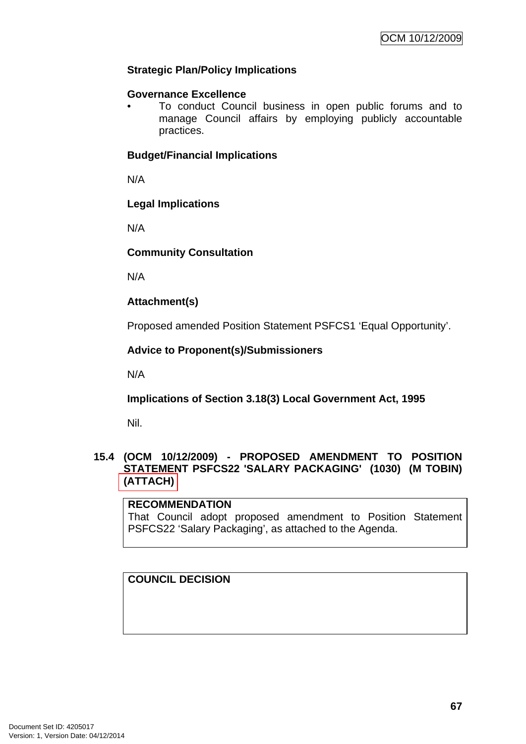### Strategic Plan/Policy Implications

**Governance Excellence**

- To conduct Council business in open public forums and to manage Council affairs by employing publicly accountable practices.

### Budget/Financial Implications

N/A

### Legal Implications

N/A

### Community Consultation

N/A

### Attachment(s)

Proposed amended Position Statement PSFCS1 'Equal Opportunity'.

### Advice to Proponent(s)/Submissioners

N/A

### Implications of Section 3.18(3) Local Government Act, 1995

Nil.

## 15.4 (OCM 10/12/2009) - PROPOSED AMENDMENT TO POSITION STATEMENT PSFCS22 'SALARY PACKAGING' (1030) (M TOBIN) (ATTACH)

| RECOMMENDATION |
|---|
| That Council adopt proposed amendment to Position Statement PSFCS22 'Salary Packaging', as attached to the Agenda. |

| COUNCIL DECISION |
|---|
| |

Document Set ID: 4205017
Version: 1, Version Date: 04/12/2014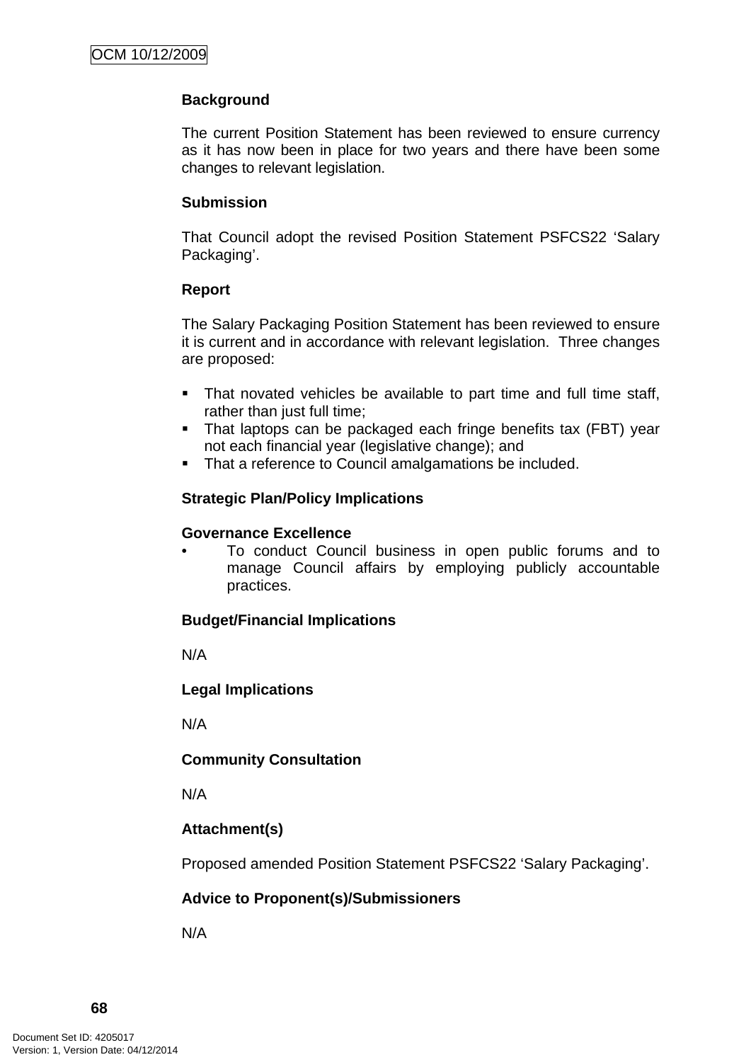**Background**

The current Position Statement has been reviewed to ensure currency as it has now been in place for two years and there have been some changes to relevant legislation.

**Submission**

That Council adopt the revised Position Statement PSFCS22 'Salary Packaging'.

**Report**

The Salary Packaging Position Statement has been reviewed to ensure it is current and in accordance with relevant legislation. Three changes are proposed:

- That novated vehicles be available to part time and full time staff, rather than just full time;
- That laptops can be packaged each fringe benefits tax (FBT) year not each financial year (legislative change); and
- That a reference to Council amalgamations be included.

**Strategic Plan/Policy Implications**

**Governance Excellence**

- To conduct Council business in open public forums and to manage Council affairs by employing publicly accountable practices.

**Budget/Financial Implications**

N/A

**Legal Implications**

N/A

**Community Consultation**

N/A

**Attachment(s)**

Proposed amended Position Statement PSFCS22 'Salary Packaging'.

**Advice to Proponent(s)/Submissioners**

N/A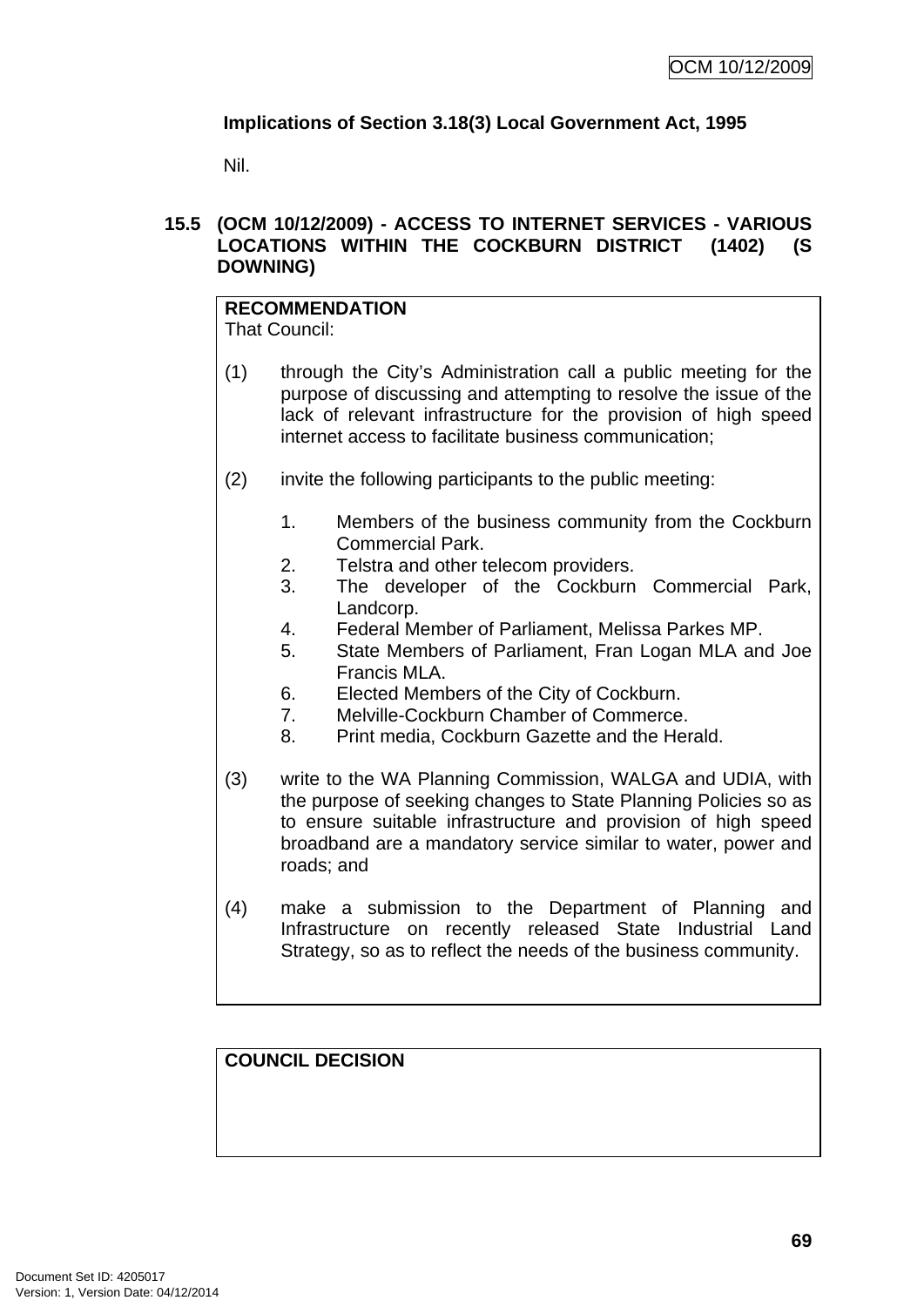**Implications of Section 3.18(3) Local Government Act, 1995**

Nil.

### 15.5 (OCM 10/12/2009) - ACCESS TO INTERNET SERVICES - VARIOUS LOCATIONS WITHIN THE COCKBURN DISTRICT (1402) (S DOWNING)

**RECOMMENDATION**
That Council:

(1) through the City's Administration call a public meeting for the purpose of discussing and attempting to resolve the issue of the lack of relevant infrastructure for the provision of high speed internet access to facilitate business communication;

(2) invite the following participants to the public meeting:

1. Members of the business community from the Cockburn Commercial Park.
2. Telstra and other telecom providers.
3. The developer of the Cockburn Commercial Park, Landcorp.
4. Federal Member of Parliament, Melissa Parkes MP.
5. State Members of Parliament, Fran Logan MLA and Joe Francis MLA.
6. Elected Members of the City of Cockburn.
7. Melville-Cockburn Chamber of Commerce.
8. Print media, Cockburn Gazette and the Herald.

(3) write to the WA Planning Commission, WALGA and UDIA, with the purpose of seeking changes to State Planning Policies so as to ensure suitable infrastructure and provision of high speed broadband are a mandatory service similar to water, power and roads; and

(4) make a submission to the Department of Planning and Infrastructure on recently released State Industrial Land Strategy, so as to reflect the needs of the business community.

**COUNCIL DECISION**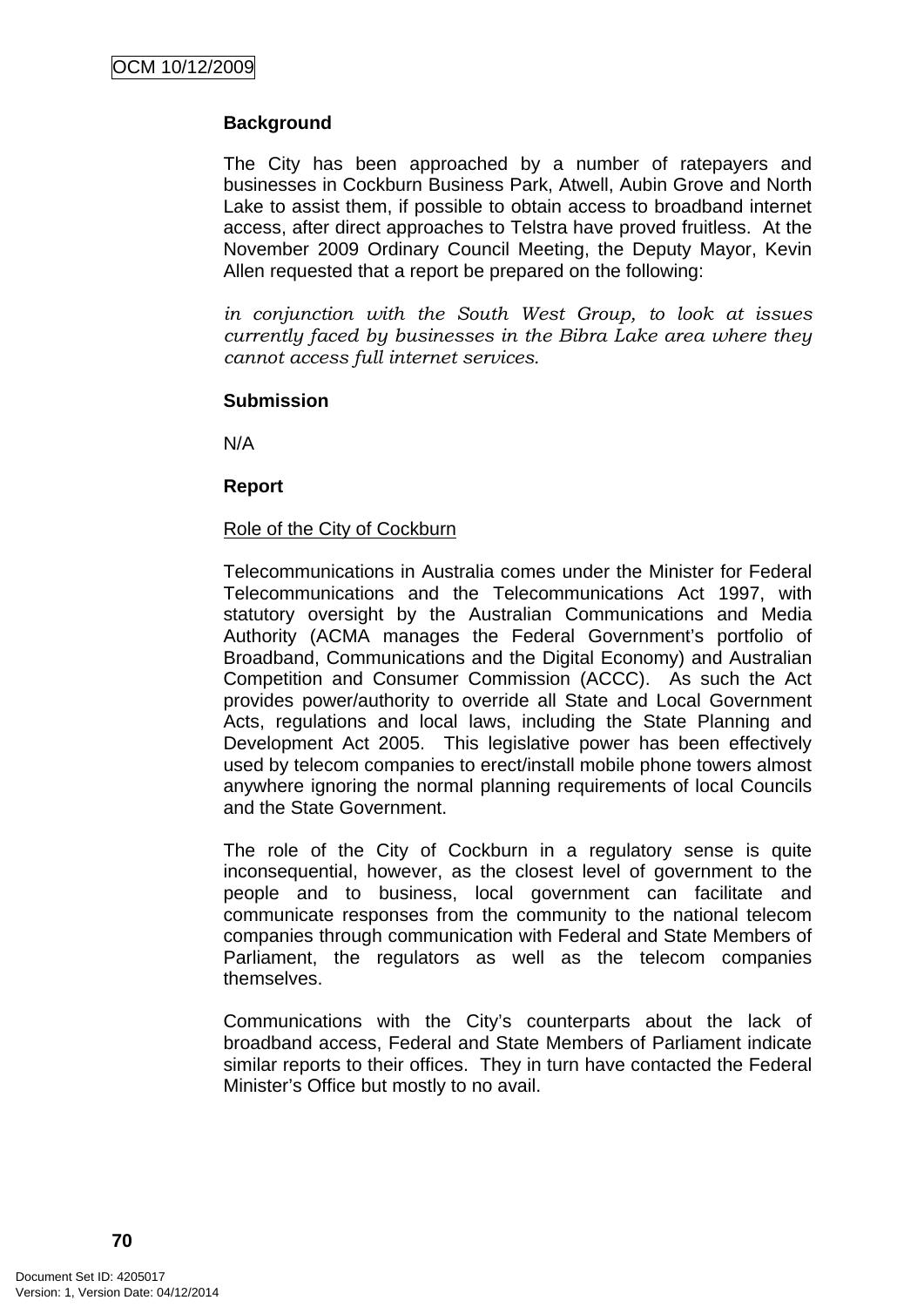**Background**

The City has been approached by a number of ratepayers and businesses in Cockburn Business Park, Atwell, Aubin Grove and North Lake to assist them, if possible to obtain access to broadband internet access, after direct approaches to Telstra have proved fruitless. At the November 2009 Ordinary Council Meeting, the Deputy Mayor, Kevin Allen requested that a report be prepared on the following:

*in conjunction with the South West Group, to look at issues currently faced by businesses in the Bibra Lake area where they cannot access full internet services.*

**Submission**

N/A

**Report**

Role of the City of Cockburn

Telecommunications in Australia comes under the Minister for Federal Telecommunications and the Telecommunications Act 1997, with statutory oversight by the Australian Communications and Media Authority (ACMA manages the Federal Government's portfolio of Broadband, Communications and the Digital Economy) and Australian Competition and Consumer Commission (ACCC). As such the Act provides power/authority to override all State and Local Government Acts, regulations and local laws, including the State Planning and Development Act 2005. This legislative power has been effectively used by telecom companies to erect/install mobile phone towers almost anywhere ignoring the normal planning requirements of local Councils and the State Government.

The role of the City of Cockburn in a regulatory sense is quite inconsequential, however, as the closest level of government to the people and to business, local government can facilitate and communicate responses from the community to the national telecom companies through communication with Federal and State Members of Parliament, the regulators as well as the telecom companies themselves.

Communications with the City's counterparts about the lack of broadband access, Federal and State Members of Parliament indicate similar reports to their offices. They in turn have contacted the Federal Minister's Office but mostly to no avail.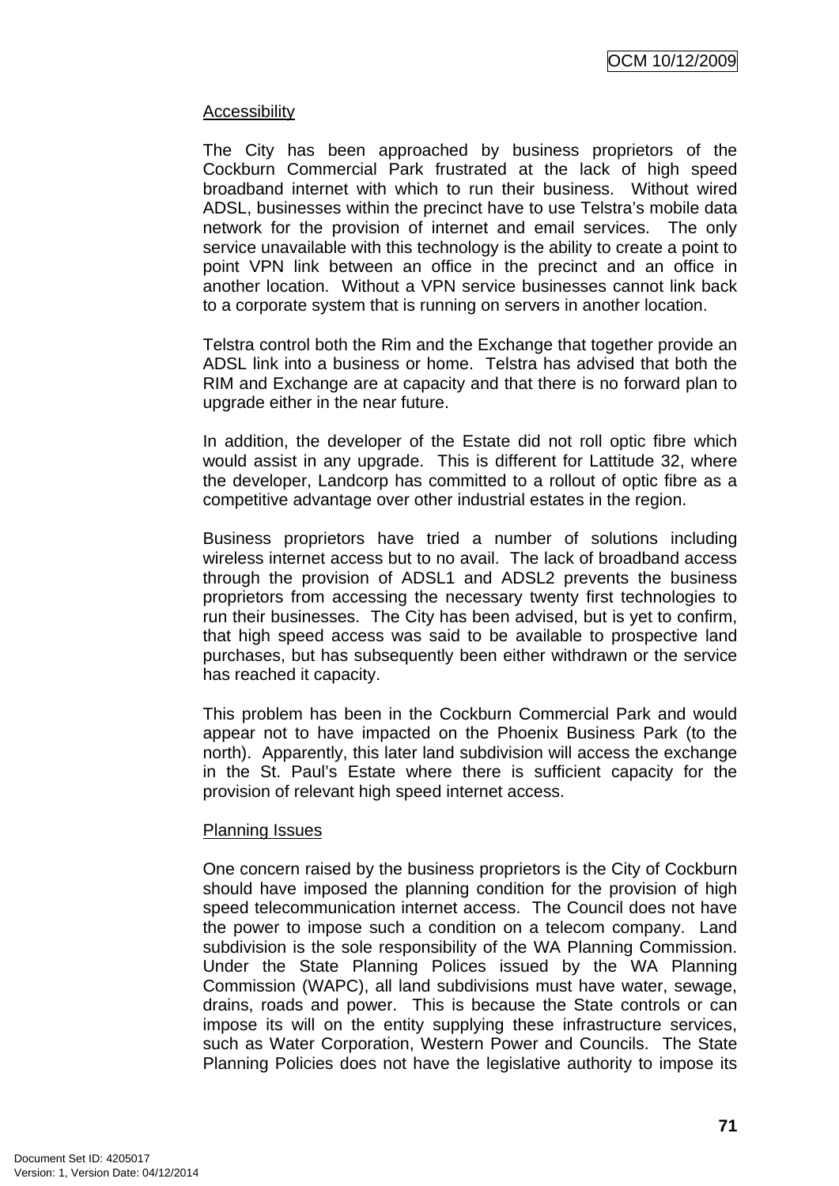Accessibility

The City has been approached by business proprietors of the Cockburn Commercial Park frustrated at the lack of high speed broadband internet with which to run their business. Without wired ADSL, businesses within the precinct have to use Telstra's mobile data network for the provision of internet and email services. The only service unavailable with this technology is the ability to create a point to point VPN link between an office in the precinct and an office in another location. Without a VPN service businesses cannot link back to a corporate system that is running on servers in another location.

Telstra control both the Rim and the Exchange that together provide an ADSL link into a business or home. Telstra has advised that both the RIM and Exchange are at capacity and that there is no forward plan to upgrade either in the near future.

In addition, the developer of the Estate did not roll optic fibre which would assist in any upgrade. This is different for Lattitude 32, where the developer, Landcorp has committed to a rollout of optic fibre as a competitive advantage over other industrial estates in the region.

Business proprietors have tried a number of solutions including wireless internet access but to no avail. The lack of broadband access through the provision of ADSL1 and ADSL2 prevents the business proprietors from accessing the necessary twenty first technologies to run their businesses. The City has been advised, but is yet to confirm, that high speed access was said to be available to prospective land purchases, but has subsequently been either withdrawn or the service has reached it capacity.

This problem has been in the Cockburn Commercial Park and would appear not to have impacted on the Phoenix Business Park (to the north). Apparently, this later land subdivision will access the exchange in the St. Paul's Estate where there is sufficient capacity for the provision of relevant high speed internet access.

Planning Issues

One concern raised by the business proprietors is the City of Cockburn should have imposed the planning condition for the provision of high speed telecommunication internet access. The Council does not have the power to impose such a condition on a telecom company. Land subdivision is the sole responsibility of the WA Planning Commission. Under the State Planning Polices issued by the WA Planning Commission (WAPC), all land subdivisions must have water, sewage, drains, roads and power. This is because the State controls or can impose its will on the entity supplying these infrastructure services, such as Water Corporation, Western Power and Councils. The State Planning Policies does not have the legislative authority to impose its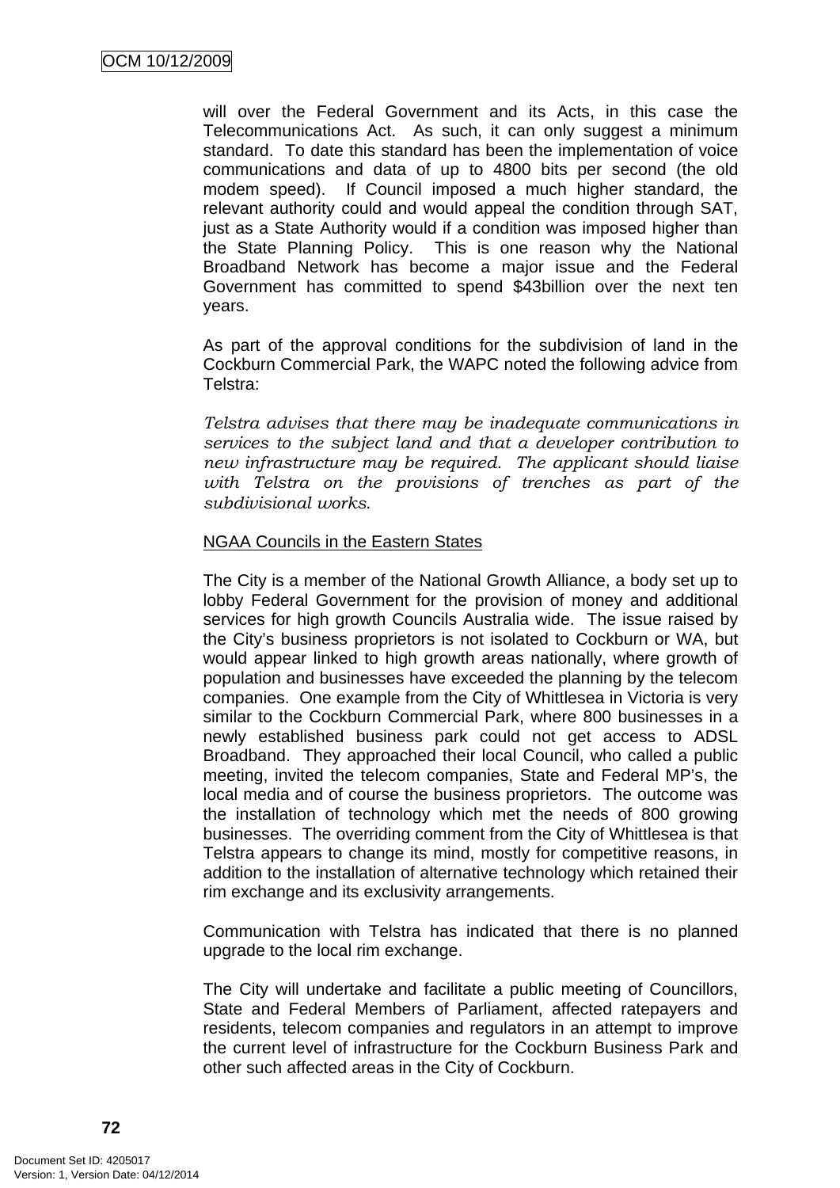will over the Federal Government and its Acts, in this case the Telecommunications Act. As such, it can only suggest a minimum standard. To date this standard has been the implementation of voice communications and data of up to 4800 bits per second (the old modem speed). If Council imposed a much higher standard, the relevant authority could and would appeal the condition through SAT, just as a State Authority would if a condition was imposed higher than the State Planning Policy. This is one reason why the National Broadband Network has become a major issue and the Federal Government has committed to spend $43billion over the next ten years.

As part of the approval conditions for the subdivision of land in the Cockburn Commercial Park, the WAPC noted the following advice from Telstra:

*Telstra advises that there may be inadequate communications in services to the subject land and that a developer contribution to new infrastructure may be required. The applicant should liaise with Telstra on the provisions of trenches as part of the subdivisional works.*

NGAA Councils in the Eastern States

The City is a member of the National Growth Alliance, a body set up to lobby Federal Government for the provision of money and additional services for high growth Councils Australia wide. The issue raised by the City's business proprietors is not isolated to Cockburn or WA, but would appear linked to high growth areas nationally, where growth of population and businesses have exceeded the planning by the telecom companies. One example from the City of Whittlesea in Victoria is very similar to the Cockburn Commercial Park, where 800 businesses in a newly established business park could not get access to ADSL Broadband. They approached their local Council, who called a public meeting, invited the telecom companies, State and Federal MP's, the local media and of course the business proprietors. The outcome was the installation of technology which met the needs of 800 growing businesses. The overriding comment from the City of Whittlesea is that Telstra appears to change its mind, mostly for competitive reasons, in addition to the installation of alternative technology which retained their rim exchange and its exclusivity arrangements.

Communication with Telstra has indicated that there is no planned upgrade to the local rim exchange.

The City will undertake and facilitate a public meeting of Councillors, State and Federal Members of Parliament, affected ratepayers and residents, telecom companies and regulators in an attempt to improve the current level of infrastructure for the Cockburn Business Park and other such affected areas in the City of Cockburn.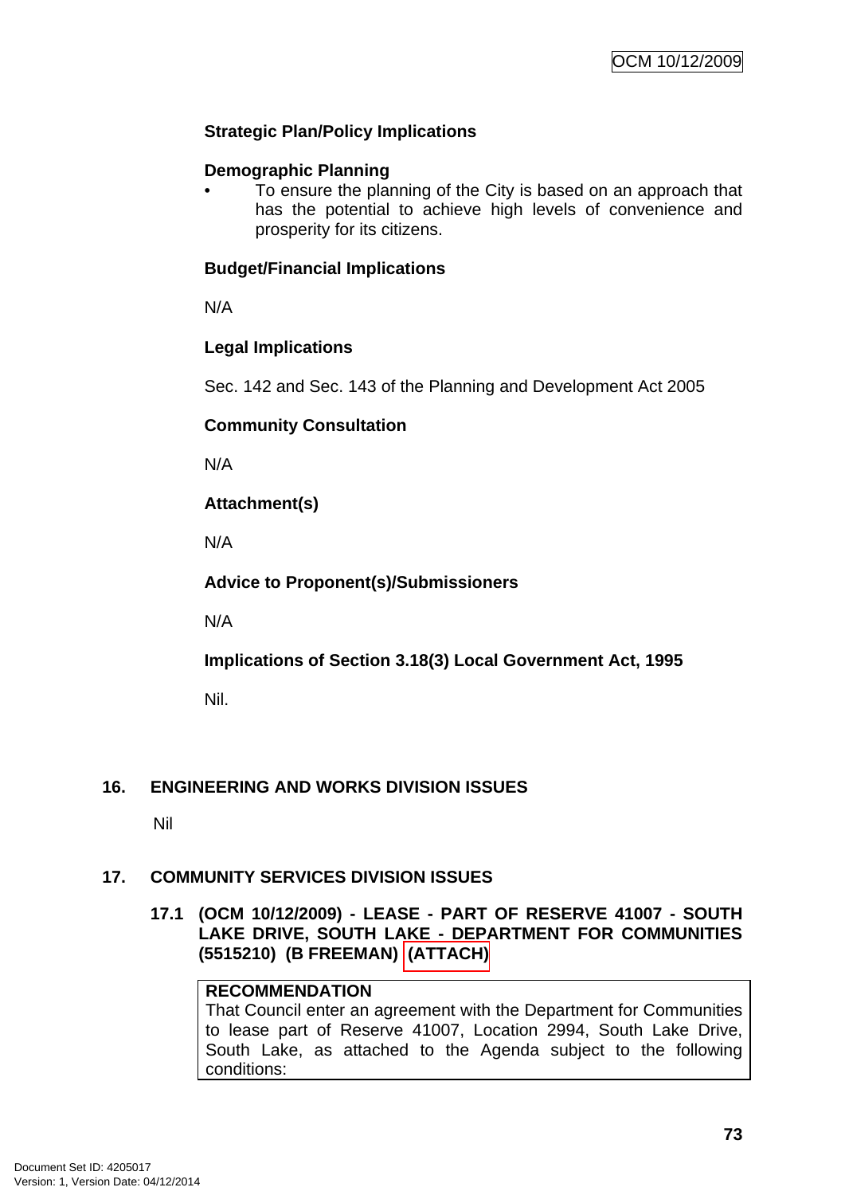**Strategic Plan/Policy Implications**

**Demographic Planning**

- To ensure the planning of the City is based on an approach that has the potential to achieve high levels of convenience and prosperity for its citizens.

**Budget/Financial Implications**

N/A

**Legal Implications**

Sec. 142 and Sec. 143 of the Planning and Development Act 2005

**Community Consultation**

N/A

**Attachment(s)**

N/A

**Advice to Proponent(s)/Submissioners**

N/A

**Implications of Section 3.18(3) Local Government Act, 1995**

Nil.

## 16. ENGINEERING AND WORKS DIVISION ISSUES

Nil

## 17. COMMUNITY SERVICES DIVISION ISSUES

### 17.1 (OCM 10/12/2009) - LEASE - PART OF RESERVE 41007 - SOUTH LAKE DRIVE, SOUTH LAKE - DEPARTMENT FOR COMMUNITIES (5515210) (B FREEMAN) (ATTACH)

**RECOMMENDATION**
That Council enter an agreement with the Department for Communities to lease part of Reserve 41007, Location 2994, South Lake Drive, South Lake, as attached to the Agenda subject to the following conditions: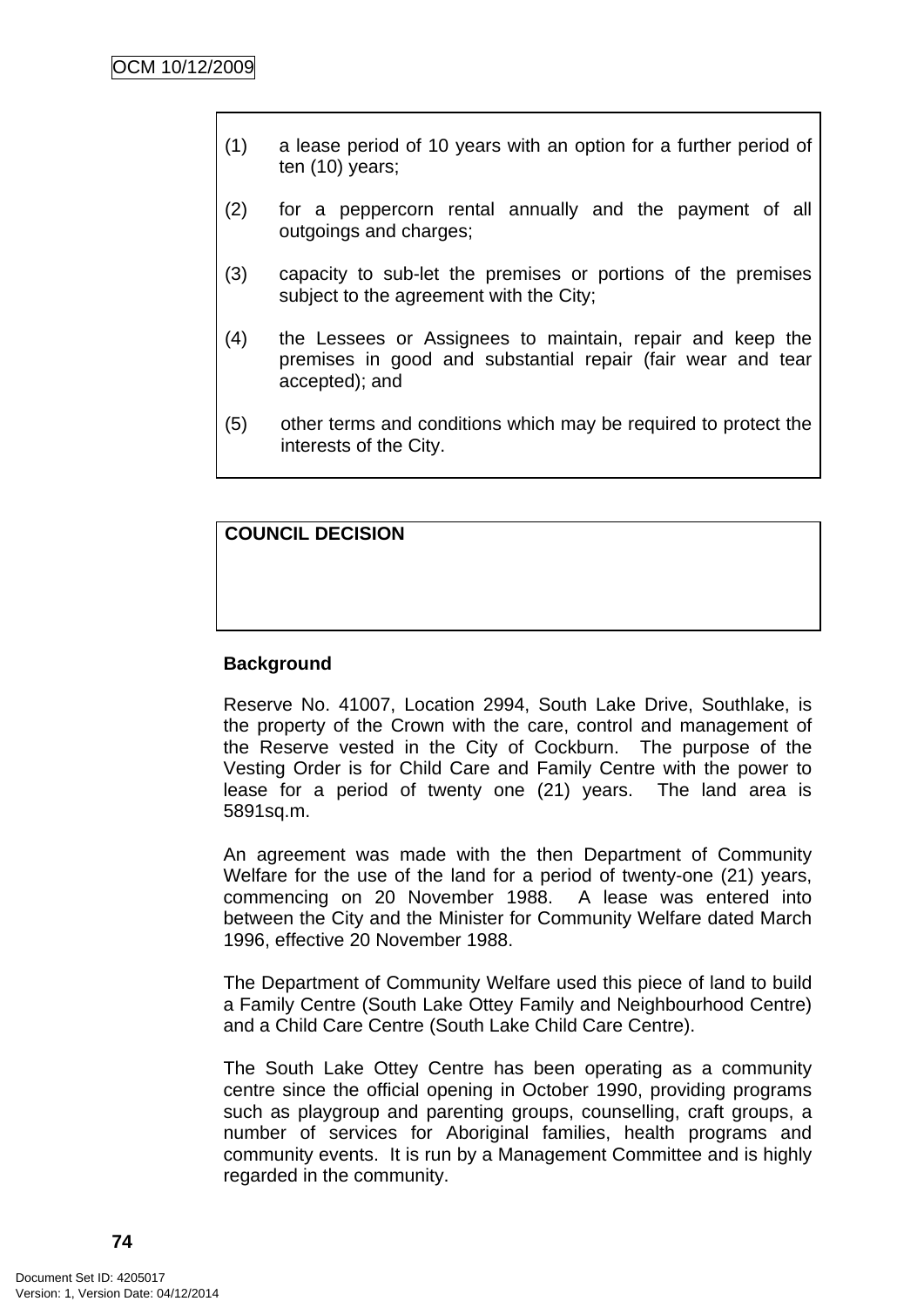(1) a lease period of 10 years with an option for a further period of ten (10) years;

(2) for a peppercorn rental annually and the payment of all outgoings and charges;

(3) capacity to sub-let the premises or portions of the premises subject to the agreement with the City;

(4) the Lessees or Assignees to maintain, repair and keep the premises in good and substantial repair (fair wear and tear accepted); and

(5) other terms and conditions which may be required to protect the interests of the City.

**COUNCIL DECISION**

**Background**

Reserve No. 41007, Location 2994, South Lake Drive, Southlake, is the property of the Crown with the care, control and management of the Reserve vested in the City of Cockburn. The purpose of the Vesting Order is for Child Care and Family Centre with the power to lease for a period of twenty one (21) years. The land area is 5891sq.m.

An agreement was made with the then Department of Community Welfare for the use of the land for a period of twenty-one (21) years, commencing on 20 November 1988. A lease was entered into between the City and the Minister for Community Welfare dated March 1996, effective 20 November 1988.

The Department of Community Welfare used this piece of land to build a Family Centre (South Lake Ottey Family and Neighbourhood Centre) and a Child Care Centre (South Lake Child Care Centre).

The South Lake Ottey Centre has been operating as a community centre since the official opening in October 1990, providing programs such as playgroup and parenting groups, counselling, craft groups, a number of services for Aboriginal families, health programs and community events. It is run by a Management Committee and is highly regarded in the community.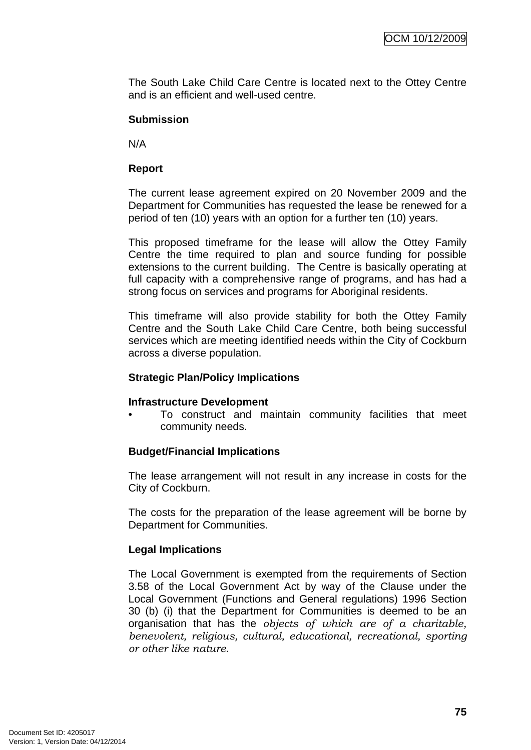The South Lake Child Care Centre is located next to the Ottey Centre and is an efficient and well-used centre.

**Submission**

N/A

**Report**

The current lease agreement expired on 20 November 2009 and the Department for Communities has requested the lease be renewed for a period of ten (10) years with an option for a further ten (10) years.

This proposed timeframe for the lease will allow the Ottey Family Centre the time required to plan and source funding for possible extensions to the current building. The Centre is basically operating at full capacity with a comprehensive range of programs, and has had a strong focus on services and programs for Aboriginal residents.

This timeframe will also provide stability for both the Ottey Family Centre and the South Lake Child Care Centre, both being successful services which are meeting identified needs within the City of Cockburn across a diverse population.

**Strategic Plan/Policy Implications**

**Infrastructure Development**

- To construct and maintain community facilities that meet community needs.

**Budget/Financial Implications**

The lease arrangement will not result in any increase in costs for the City of Cockburn.

The costs for the preparation of the lease agreement will be borne by Department for Communities.

**Legal Implications**

The Local Government is exempted from the requirements of Section 3.58 of the Local Government Act by way of the Clause under the Local Government (Functions and General regulations) 1996 Section 30 (b) (i) that the Department for Communities is deemed to be an organisation that has the *objects of which are of a charitable, benevolent, religious, cultural, educational, recreational, sporting or other like nature*.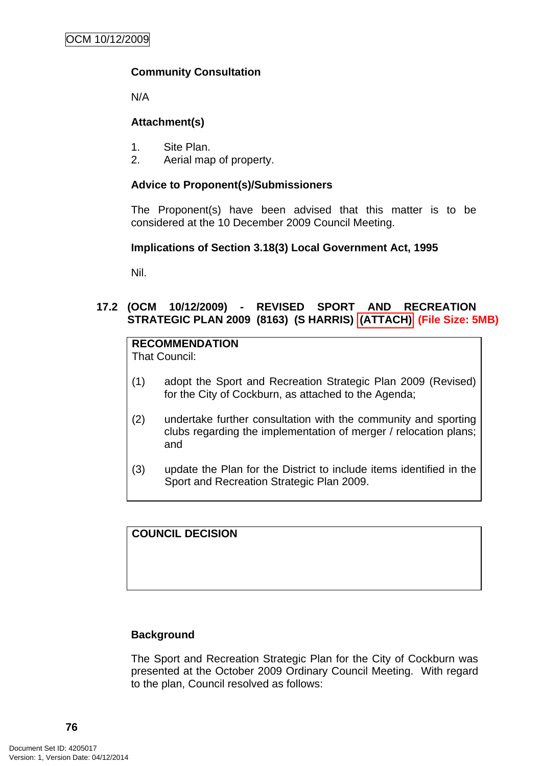**Community Consultation**

N/A

**Attachment(s)**

1. Site Plan.
2. Aerial map of property.

**Advice to Proponent(s)/Submissioners**

The Proponent(s) have been advised that this matter is to be considered at the 10 December 2009 Council Meeting.

**Implications of Section 3.18(3) Local Government Act, 1995**

Nil.

### 17.2 (OCM 10/12/2009) - REVISED SPORT AND RECREATION STRATEGIC PLAN 2009 (8163) (S HARRIS) (ATTACH) (File Size: 5MB)

**RECOMMENDATION**
That Council:

(1) adopt the Sport and Recreation Strategic Plan 2009 (Revised) for the City of Cockburn, as attached to the Agenda;

(2) undertake further consultation with the community and sporting clubs regarding the implementation of merger / relocation plans; and

(3) update the Plan for the District to include items identified in the Sport and Recreation Strategic Plan 2009.

**COUNCIL DECISION**

**Background**

The Sport and Recreation Strategic Plan for the City of Cockburn was presented at the October 2009 Ordinary Council Meeting. With regard to the plan, Council resolved as follows: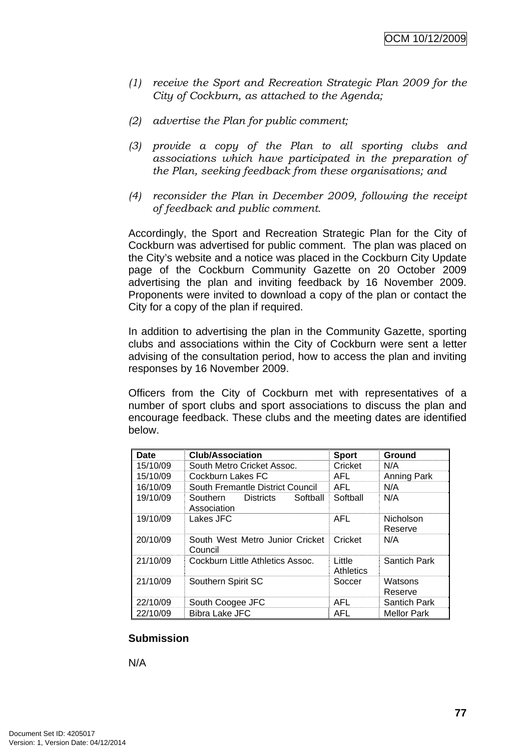*(1) receive the Sport and Recreation Strategic Plan 2009 for the City of Cockburn, as attached to the Agenda;*

*(2) advertise the Plan for public comment;*

*(3) provide a copy of the Plan to all sporting clubs and associations which have participated in the preparation of the Plan, seeking feedback from these organisations; and*

*(4) reconsider the Plan in December 2009, following the receipt of feedback and public comment.*

Accordingly, the Sport and Recreation Strategic Plan for the City of Cockburn was advertised for public comment. The plan was placed on the City's website and a notice was placed in the Cockburn City Update page of the Cockburn Community Gazette on 20 October 2009 advertising the plan and inviting feedback by 16 November 2009. Proponents were invited to download a copy of the plan or contact the City for a copy of the plan if required.

In addition to advertising the plan in the Community Gazette, sporting clubs and associations within the City of Cockburn were sent a letter advising of the consultation period, how to access the plan and inviting responses by 16 November 2009.

Officers from the City of Cockburn met with representatives of a number of sport clubs and sport associations to discuss the plan and encourage feedback. These clubs and the meeting dates are identified below.

| Date | Club/Association | Sport | Ground |
|---|---|---|---|
| 15/10/09 | South Metro Cricket Assoc. | Cricket | N/A |
| 15/10/09 | Cockburn Lakes FC | AFL | Anning Park |
| 16/10/09 | South Fremantle District Council | AFL | N/A |
| 19/10/09 | Southern Districts Softball Association | Softball | N/A |
| 19/10/09 | Lakes JFC | AFL | Nicholson Reserve |
| 20/10/09 | South West Metro Junior Cricket Council | Cricket | N/A |
| 21/10/09 | Cockburn Little Athletics Assoc. | Little Athletics | Santich Park |
| 21/10/09 | Southern Spirit SC | Soccer | Watsons Reserve |
| 22/10/09 | South Coogee JFC | AFL | Santich Park |
| 22/10/09 | Bibra Lake JFC | AFL | Mellor Park |

**Submission**

N/A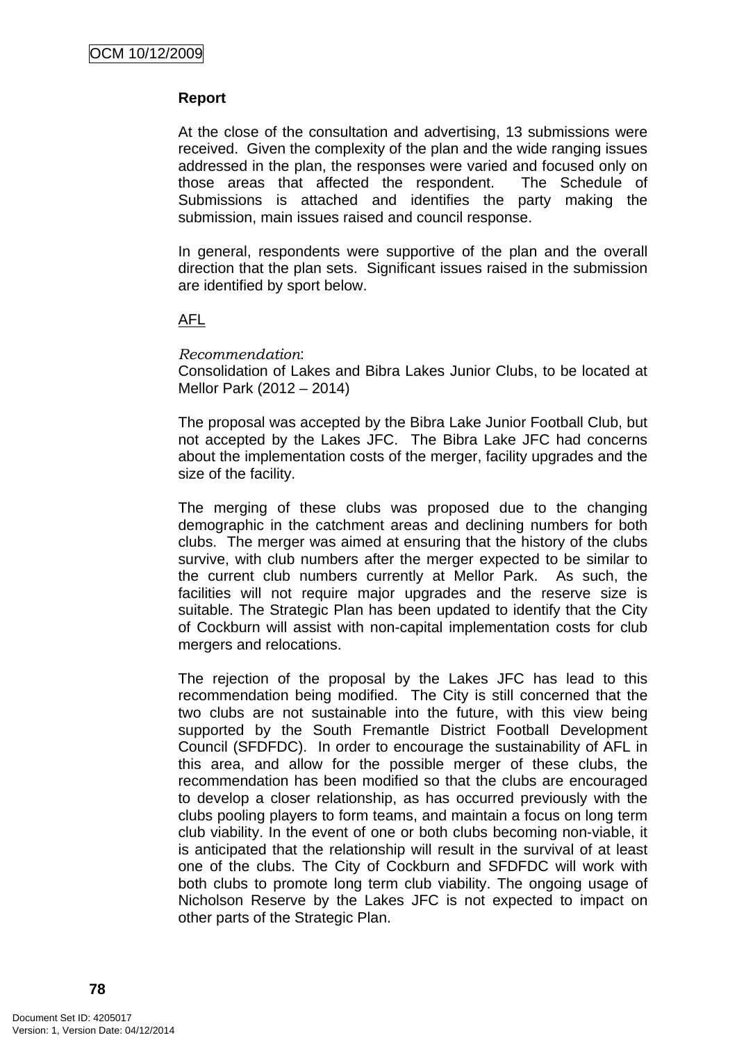**Report**

At the close of the consultation and advertising, 13 submissions were received. Given the complexity of the plan and the wide ranging issues addressed in the plan, the responses were varied and focused only on those areas that affected the respondent. The Schedule of Submissions is attached and identifies the party making the submission, main issues raised and council response.

In general, respondents were supportive of the plan and the overall direction that the plan sets. Significant issues raised in the submission are identified by sport below.

<u>AFL</u>

*Recommendation*:
Consolidation of Lakes and Bibra Lakes Junior Clubs, to be located at Mellor Park (2012 – 2014)

The proposal was accepted by the Bibra Lake Junior Football Club, but not accepted by the Lakes JFC. The Bibra Lake JFC had concerns about the implementation costs of the merger, facility upgrades and the size of the facility.

The merging of these clubs was proposed due to the changing demographic in the catchment areas and declining numbers for both clubs. The merger was aimed at ensuring that the history of the clubs survive, with club numbers after the merger expected to be similar to the current club numbers currently at Mellor Park. As such, the facilities will not require major upgrades and the reserve size is suitable. The Strategic Plan has been updated to identify that the City of Cockburn will assist with non-capital implementation costs for club mergers and relocations.

The rejection of the proposal by the Lakes JFC has lead to this recommendation being modified. The City is still concerned that the two clubs are not sustainable into the future, with this view being supported by the South Fremantle District Football Development Council (SFDFDC). In order to encourage the sustainability of AFL in this area, and allow for the possible merger of these clubs, the recommendation has been modified so that the clubs are encouraged to develop a closer relationship, as has occurred previously with the clubs pooling players to form teams, and maintain a focus on long term club viability. In the event of one or both clubs becoming non-viable, it is anticipated that the relationship will result in the survival of at least one of the clubs. The City of Cockburn and SFDFDC will work with both clubs to promote long term club viability. The ongoing usage of Nicholson Reserve by the Lakes JFC is not expected to impact on other parts of the Strategic Plan.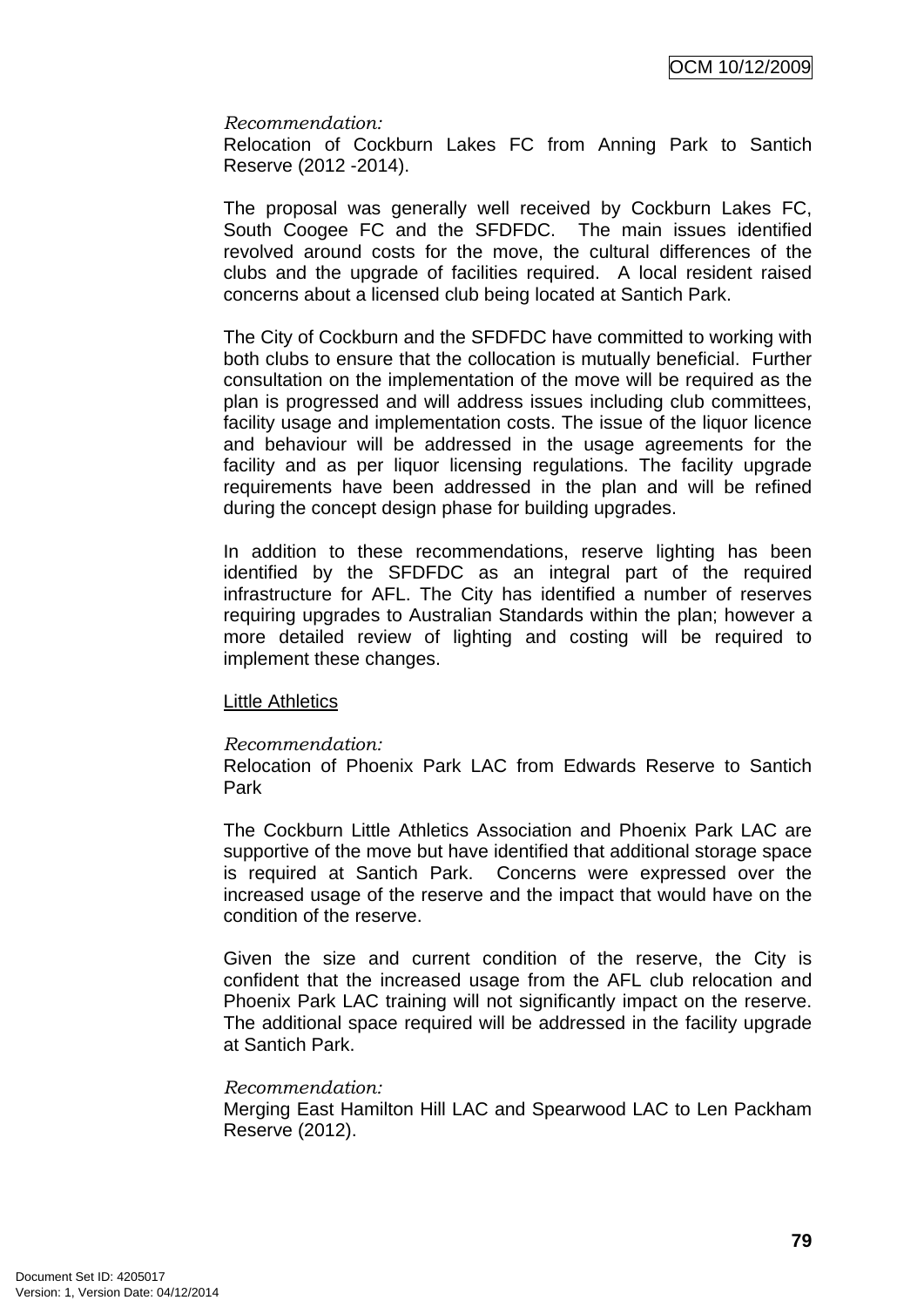*Recommendation:*
Relocation of Cockburn Lakes FC from Anning Park to Santich Reserve (2012 -2014).

The proposal was generally well received by Cockburn Lakes FC, South Coogee FC and the SFDFDC. The main issues identified revolved around costs for the move, the cultural differences of the clubs and the upgrade of facilities required. A local resident raised concerns about a licensed club being located at Santich Park.

The City of Cockburn and the SFDFDC have committed to working with both clubs to ensure that the collocation is mutually beneficial. Further consultation on the implementation of the move will be required as the plan is progressed and will address issues including club committees, facility usage and implementation costs. The issue of the liquor licence and behaviour will be addressed in the usage agreements for the facility and as per liquor licensing regulations. The facility upgrade requirements have been addressed in the plan and will be refined during the concept design phase for building upgrades.

In addition to these recommendations, reserve lighting has been identified by the SFDFDC as an integral part of the required infrastructure for AFL. The City has identified a number of reserves requiring upgrades to Australian Standards within the plan; however a more detailed review of lighting and costing will be required to implement these changes.

<u>Little Athletics</u>

*Recommendation:*
Relocation of Phoenix Park LAC from Edwards Reserve to Santich Park

The Cockburn Little Athletics Association and Phoenix Park LAC are supportive of the move but have identified that additional storage space is required at Santich Park. Concerns were expressed over the increased usage of the reserve and the impact that would have on the condition of the reserve.

Given the size and current condition of the reserve, the City is confident that the increased usage from the AFL club relocation and Phoenix Park LAC training will not significantly impact on the reserve. The additional space required will be addressed in the facility upgrade at Santich Park.

*Recommendation:*
Merging East Hamilton Hill LAC and Spearwood LAC to Len Packham Reserve (2012).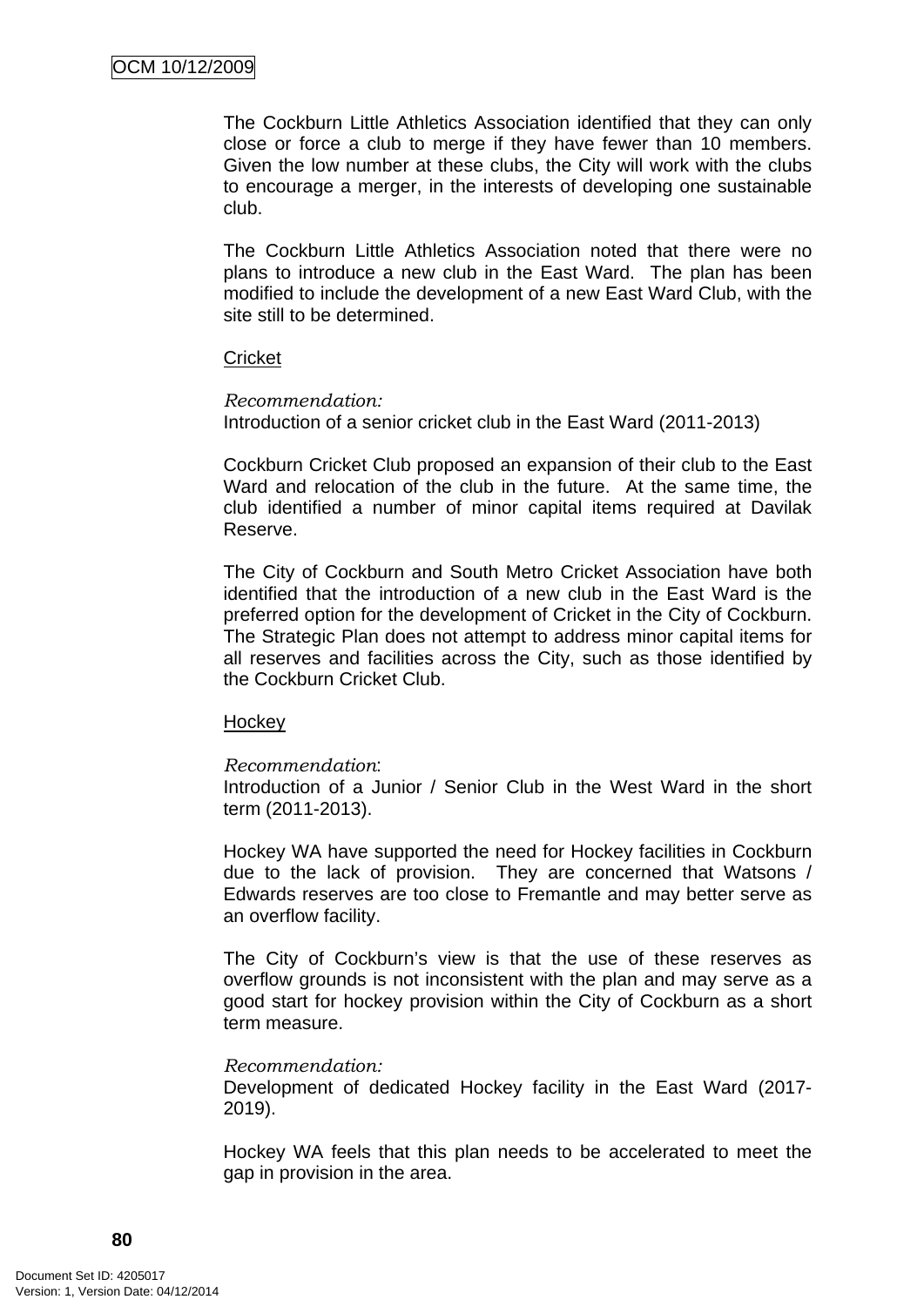The Cockburn Little Athletics Association identified that they can only close or force a club to merge if they have fewer than 10 members. Given the low number at these clubs, the City will work with the clubs to encourage a merger, in the interests of developing one sustainable club.

The Cockburn Little Athletics Association noted that there were no plans to introduce a new club in the East Ward. The plan has been modified to include the development of a new East Ward Club, with the site still to be determined.

Cricket

*Recommendation:*
Introduction of a senior cricket club in the East Ward (2011-2013)

Cockburn Cricket Club proposed an expansion of their club to the East Ward and relocation of the club in the future. At the same time, the club identified a number of minor capital items required at Davilak Reserve.

The City of Cockburn and South Metro Cricket Association have both identified that the introduction of a new club in the East Ward is the preferred option for the development of Cricket in the City of Cockburn. The Strategic Plan does not attempt to address minor capital items for all reserves and facilities across the City, such as those identified by the Cockburn Cricket Club.

Hockey

*Recommendation*:
Introduction of a Junior / Senior Club in the West Ward in the short term (2011-2013).

Hockey WA have supported the need for Hockey facilities in Cockburn due to the lack of provision. They are concerned that Watsons / Edwards reserves are too close to Fremantle and may better serve as an overflow facility.

The City of Cockburn's view is that the use of these reserves as overflow grounds is not inconsistent with the plan and may serve as a good start for hockey provision within the City of Cockburn as a short term measure.

*Recommendation:*
Development of dedicated Hockey facility in the East Ward (2017-2019).

Hockey WA feels that this plan needs to be accelerated to meet the gap in provision in the area.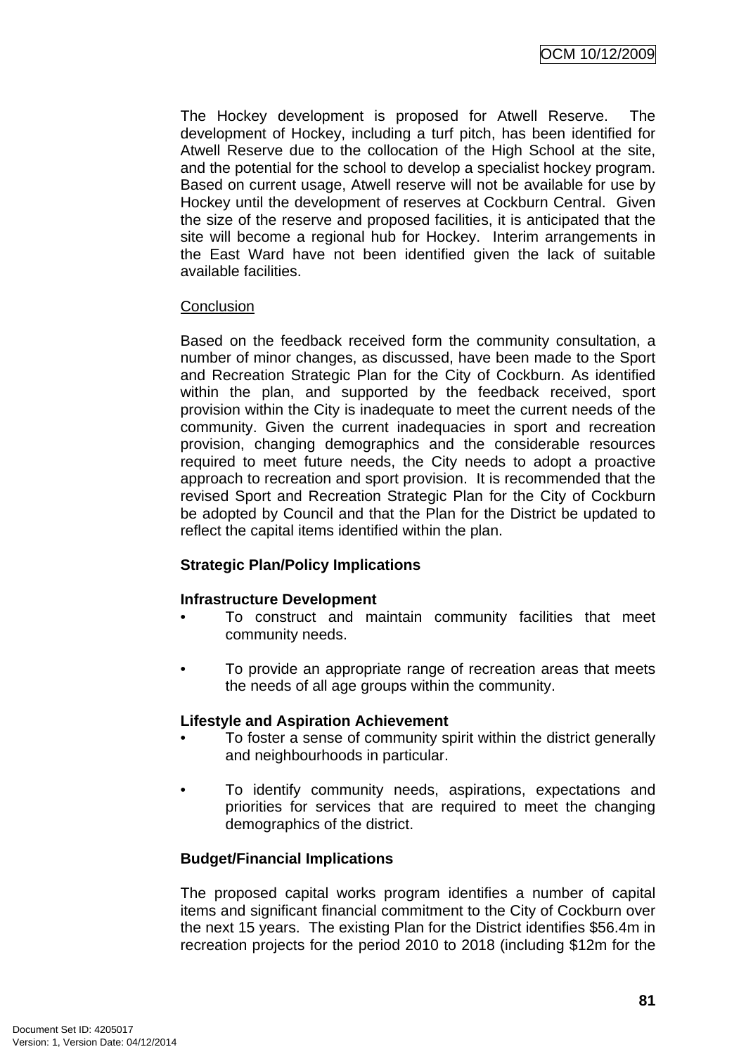The Hockey development is proposed for Atwell Reserve. The development of Hockey, including a turf pitch, has been identified for Atwell Reserve due to the collocation of the High School at the site, and the potential for the school to develop a specialist hockey program. Based on current usage, Atwell reserve will not be available for use by Hockey until the development of reserves at Cockburn Central. Given the size of the reserve and proposed facilities, it is anticipated that the site will become a regional hub for Hockey. Interim arrangements in the East Ward have not been identified given the lack of suitable available facilities.

Conclusion

Based on the feedback received form the community consultation, a number of minor changes, as discussed, have been made to the Sport and Recreation Strategic Plan for the City of Cockburn. As identified within the plan, and supported by the feedback received, sport provision within the City is inadequate to meet the current needs of the community. Given the current inadequacies in sport and recreation provision, changing demographics and the considerable resources required to meet future needs, the City needs to adopt a proactive approach to recreation and sport provision. It is recommended that the revised Sport and Recreation Strategic Plan for the City of Cockburn be adopted by Council and that the Plan for the District be updated to reflect the capital items identified within the plan.

**Strategic Plan/Policy Implications**

**Infrastructure Development**

- To construct and maintain community facilities that meet community needs.
- To provide an appropriate range of recreation areas that meets the needs of all age groups within the community.

**Lifestyle and Aspiration Achievement**

- To foster a sense of community spirit within the district generally and neighbourhoods in particular.
- To identify community needs, aspirations, expectations and priorities for services that are required to meet the changing demographics of the district.

**Budget/Financial Implications**

The proposed capital works program identifies a number of capital items and significant financial commitment to the City of Cockburn over the next 15 years. The existing Plan for the District identifies $56.4m in recreation projects for the period 2010 to 2018 (including $12m for the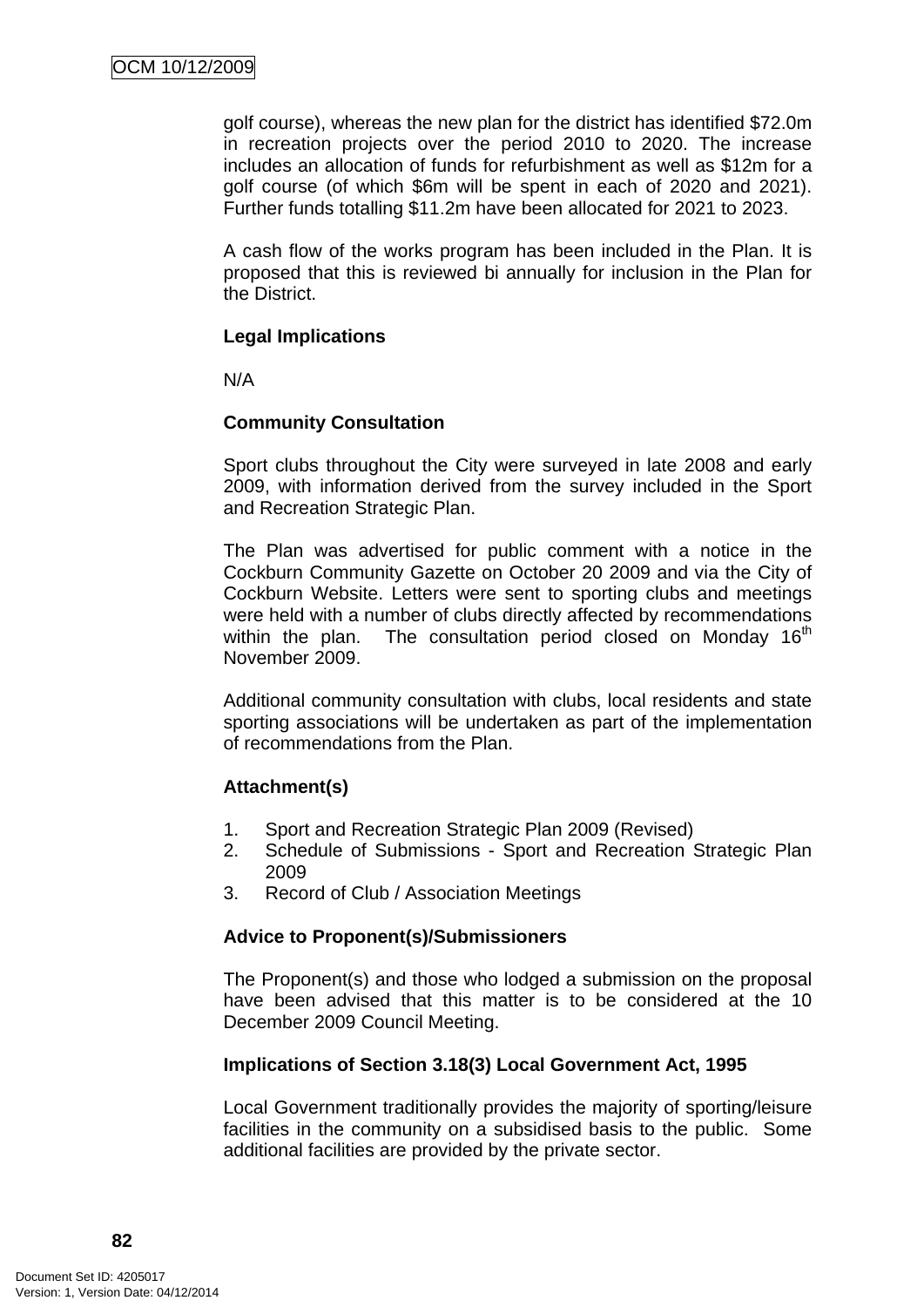golf course), whereas the new plan for the district has identified $72.0m in recreation projects over the period 2010 to 2020. The increase includes an allocation of funds for refurbishment as well as $12m for a golf course (of which $6m will be spent in each of 2020 and 2021). Further funds totalling $11.2m have been allocated for 2021 to 2023.

A cash flow of the works program has been included in the Plan. It is proposed that this is reviewed bi annually for inclusion in the Plan for the District.

**Legal Implications**

N/A

**Community Consultation**

Sport clubs throughout the City were surveyed in late 2008 and early 2009, with information derived from the survey included in the Sport and Recreation Strategic Plan.

The Plan was advertised for public comment with a notice in the Cockburn Community Gazette on October 20 2009 and via the City of Cockburn Website. Letters were sent to sporting clubs and meetings were held with a number of clubs directly affected by recommendations within the plan. The consultation period closed on Monday 16th November 2009.

Additional community consultation with clubs, local residents and state sporting associations will be undertaken as part of the implementation of recommendations from the Plan.

**Attachment(s)**

1. Sport and Recreation Strategic Plan 2009 (Revised)
2. Schedule of Submissions - Sport and Recreation Strategic Plan 2009
3. Record of Club / Association Meetings

**Advice to Proponent(s)/Submissioners**

The Proponent(s) and those who lodged a submission on the proposal have been advised that this matter is to be considered at the 10 December 2009 Council Meeting.

**Implications of Section 3.18(3) Local Government Act, 1995**

Local Government traditionally provides the majority of sporting/leisure facilities in the community on a subsidised basis to the public. Some additional facilities are provided by the private sector.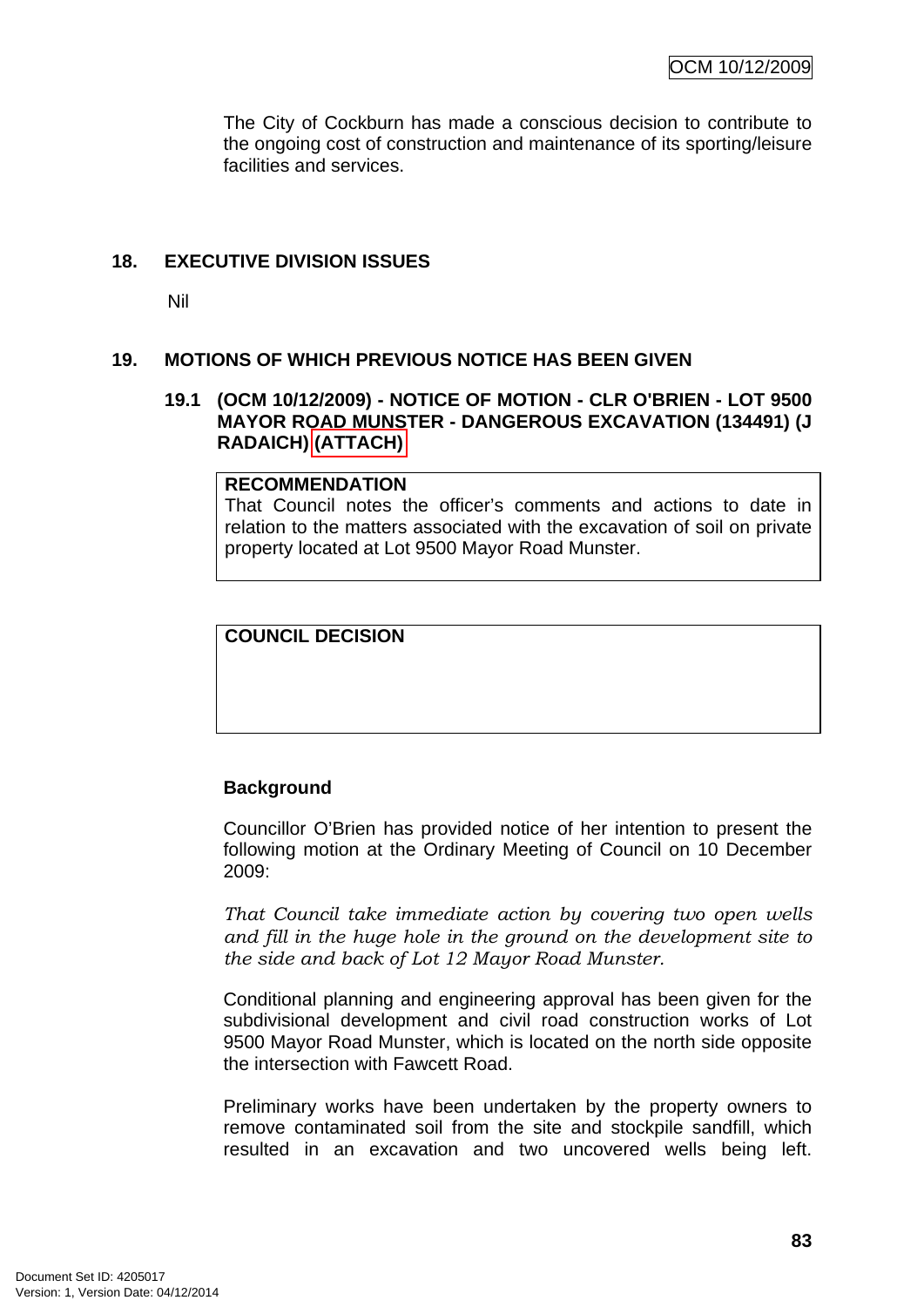The City of Cockburn has made a conscious decision to contribute to the ongoing cost of construction and maintenance of its sporting/leisure facilities and services.

## 18. EXECUTIVE DIVISION ISSUES

Nil

## 19. MOTIONS OF WHICH PREVIOUS NOTICE HAS BEEN GIVEN

### 19.1 (OCM 10/12/2009) - NOTICE OF MOTION - CLR O'BRIEN - LOT 9500 MAYOR ROAD MUNSTER - DANGEROUS EXCAVATION (134491) (J RADAICH) (ATTACH)

| **RECOMMENDATION** |
| --- |
| That Council notes the officer's comments and actions to date in relation to the matters associated with the excavation of soil on private property located at Lot 9500 Mayor Road Munster. |

| **COUNCIL DECISION** |
| --- |
| |

**Background**

Councillor O'Brien has provided notice of her intention to present the following motion at the Ordinary Meeting of Council on 10 December 2009:

*That Council take immediate action by covering two open wells and fill in the huge hole in the ground on the development site to the side and back of Lot 12 Mayor Road Munster.*

Conditional planning and engineering approval has been given for the subdivisional development and civil road construction works of Lot 9500 Mayor Road Munster, which is located on the north side opposite the intersection with Fawcett Road.

Preliminary works have been undertaken by the property owners to remove contaminated soil from the site and stockpile sandfill, which resulted in an excavation and two uncovered wells being left.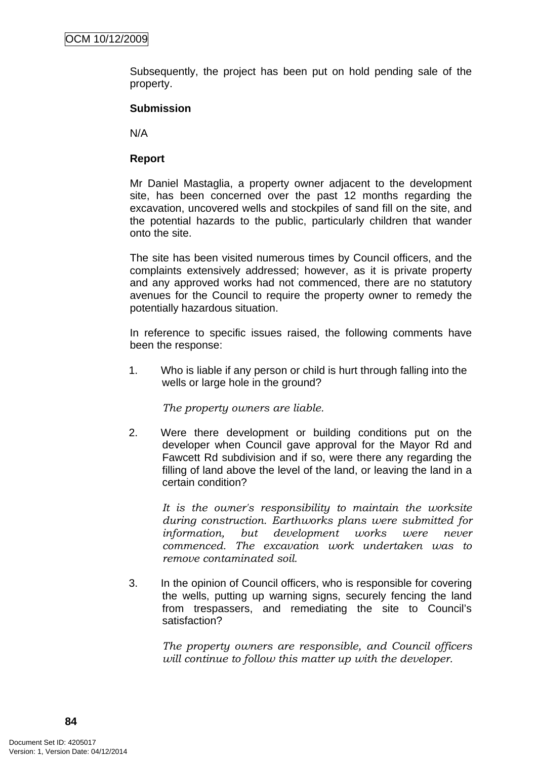Subsequently, the project has been put on hold pending sale of the property.

**Submission**

N/A

**Report**

Mr Daniel Mastaglia, a property owner adjacent to the development site, has been concerned over the past 12 months regarding the excavation, uncovered wells and stockpiles of sand fill on the site, and the potential hazards to the public, particularly children that wander onto the site.

The site has been visited numerous times by Council officers, and the complaints extensively addressed; however, as it is private property and any approved works had not commenced, there are no statutory avenues for the Council to require the property owner to remedy the potentially hazardous situation.

In reference to specific issues raised, the following comments have been the response:

1. Who is liable if any person or child is hurt through falling into the wells or large hole in the ground?

   *The property owners are liable.*

2. Were there development or building conditions put on the developer when Council gave approval for the Mayor Rd and Fawcett Rd subdivision and if so, were there any regarding the filling of land above the level of the land, or leaving the land in a certain condition?

   *It is the owner's responsibility to maintain the worksite during construction. Earthworks plans were submitted for information, but development works were never commenced. The excavation work undertaken was to remove contaminated soil.*

3. In the opinion of Council officers, who is responsible for covering the wells, putting up warning signs, securely fencing the land from trespassers, and remediating the site to Council's satisfaction?

   *The property owners are responsible, and Council officers will continue to follow this matter up with the developer.*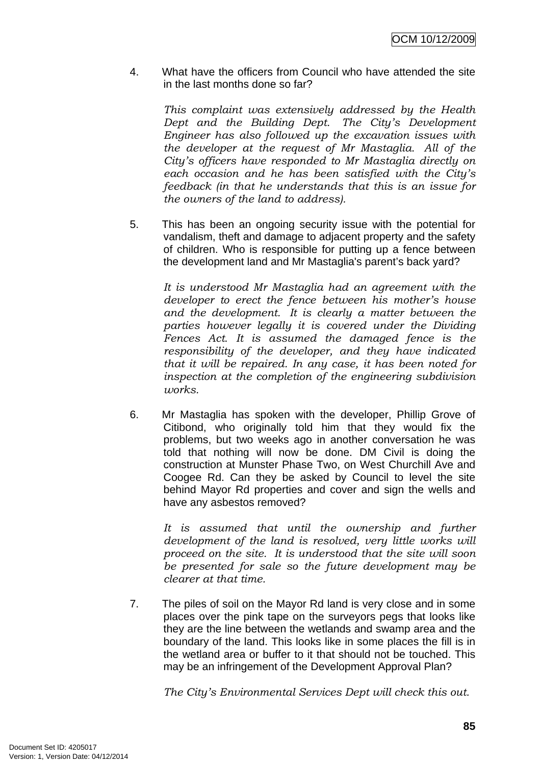4. What have the officers from Council who have attended the site in the last months done so far?

   *This complaint was extensively addressed by the Health Dept and the Building Dept. The City's Development Engineer has also followed up the excavation issues with the developer at the request of Mr Mastaglia. All of the City's officers have responded to Mr Mastaglia directly on each occasion and he has been satisfied with the City's feedback (in that he understands that this is an issue for the owners of the land to address).*

5. This has been an ongoing security issue with the potential for vandalism, theft and damage to adjacent property and the safety of children. Who is responsible for putting up a fence between the development land and Mr Mastaglia's parent's back yard?

   *It is understood Mr Mastaglia had an agreement with the developer to erect the fence between his mother's house and the development. It is clearly a matter between the parties however legally it is covered under the Dividing Fences Act. It is assumed the damaged fence is the responsibility of the developer, and they have indicated that it will be repaired. In any case, it has been noted for inspection at the completion of the engineering subdivision works.*

6. Mr Mastaglia has spoken with the developer, Phillip Grove of Citibond, who originally told him that they would fix the problems, but two weeks ago in another conversation he was told that nothing will now be done. DM Civil is doing the construction at Munster Phase Two, on West Churchill Ave and Coogee Rd. Can they be asked by Council to level the site behind Mayor Rd properties and cover and sign the wells and have any asbestos removed?

   *It is assumed that until the ownership and further development of the land is resolved, very little works will proceed on the site. It is understood that the site will soon be presented for sale so the future development may be clearer at that time.*

7. The piles of soil on the Mayor Rd land is very close and in some places over the pink tape on the surveyors pegs that looks like they are the line between the wetlands and swamp area and the boundary of the land. This looks like in some places the fill is in the wetland area or buffer to it that should not be touched. This may be an infringement of the Development Approval Plan?

   *The City's Environmental Services Dept will check this out.*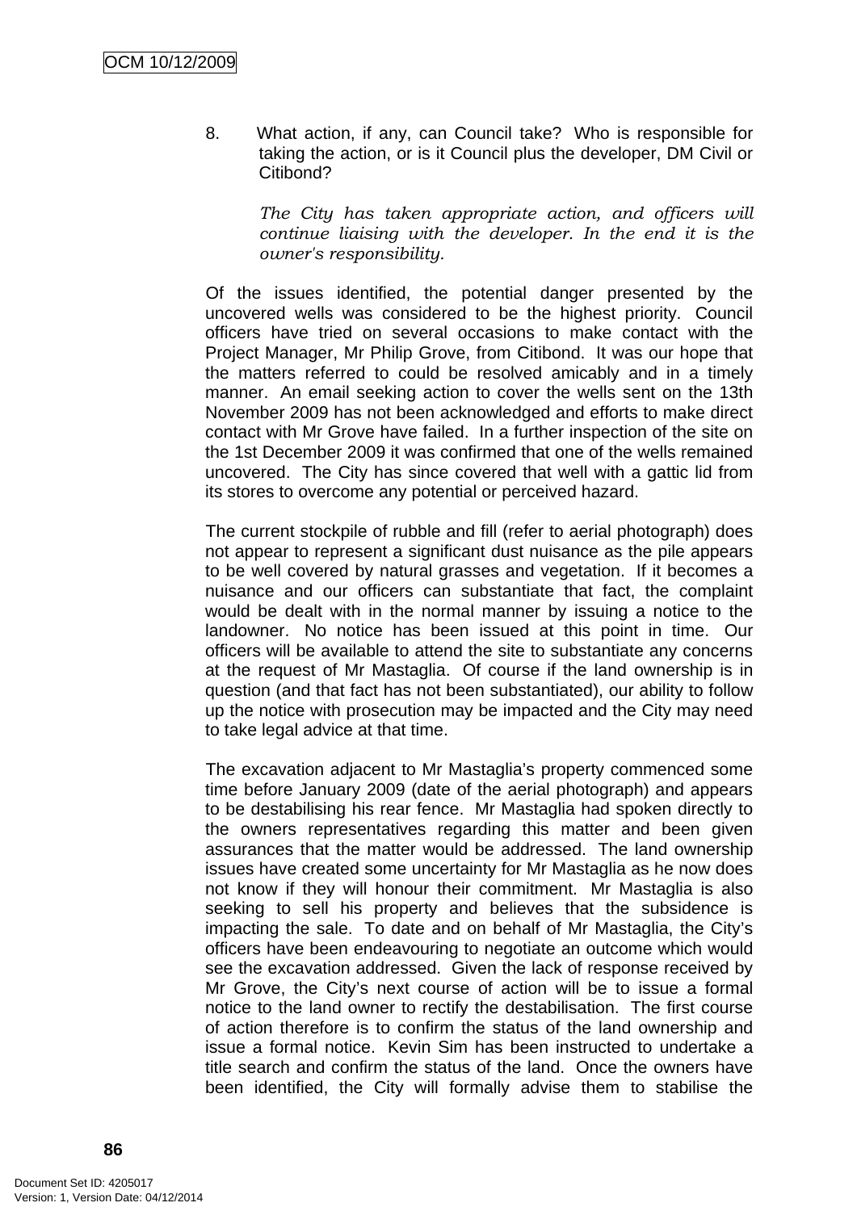8. What action, if any, can Council take? Who is responsible for taking the action, or is it Council plus the developer, DM Civil or Citibond?

   *The City has taken appropriate action, and officers will continue liaising with the developer. In the end it is the owner's responsibility.*

Of the issues identified, the potential danger presented by the uncovered wells was considered to be the highest priority. Council officers have tried on several occasions to make contact with the Project Manager, Mr Philip Grove, from Citibond. It was our hope that the matters referred to could be resolved amicably and in a timely manner. An email seeking action to cover the wells sent on the 13th November 2009 has not been acknowledged and efforts to make direct contact with Mr Grove have failed. In a further inspection of the site on the 1st December 2009 it was confirmed that one of the wells remained uncovered. The City has since covered that well with a gattic lid from its stores to overcome any potential or perceived hazard.

The current stockpile of rubble and fill (refer to aerial photograph) does not appear to represent a significant dust nuisance as the pile appears to be well covered by natural grasses and vegetation. If it becomes a nuisance and our officers can substantiate that fact, the complaint would be dealt with in the normal manner by issuing a notice to the landowner. No notice has been issued at this point in time. Our officers will be available to attend the site to substantiate any concerns at the request of Mr Mastaglia. Of course if the land ownership is in question (and that fact has not been substantiated), our ability to follow up the notice with prosecution may be impacted and the City may need to take legal advice at that time.

The excavation adjacent to Mr Mastaglia's property commenced some time before January 2009 (date of the aerial photograph) and appears to be destabilising his rear fence. Mr Mastaglia had spoken directly to the owners representatives regarding this matter and been given assurances that the matter would be addressed. The land ownership issues have created some uncertainty for Mr Mastaglia as he now does not know if they will honour their commitment. Mr Mastaglia is also seeking to sell his property and believes that the subsidence is impacting the sale. To date and on behalf of Mr Mastaglia, the City's officers have been endeavouring to negotiate an outcome which would see the excavation addressed. Given the lack of response received by Mr Grove, the City's next course of action will be to issue a formal notice to the land owner to rectify the destabilisation. The first course of action therefore is to confirm the status of the land ownership and issue a formal notice. Kevin Sim has been instructed to undertake a title search and confirm the status of the land. Once the owners have been identified, the City will formally advise them to stabilise the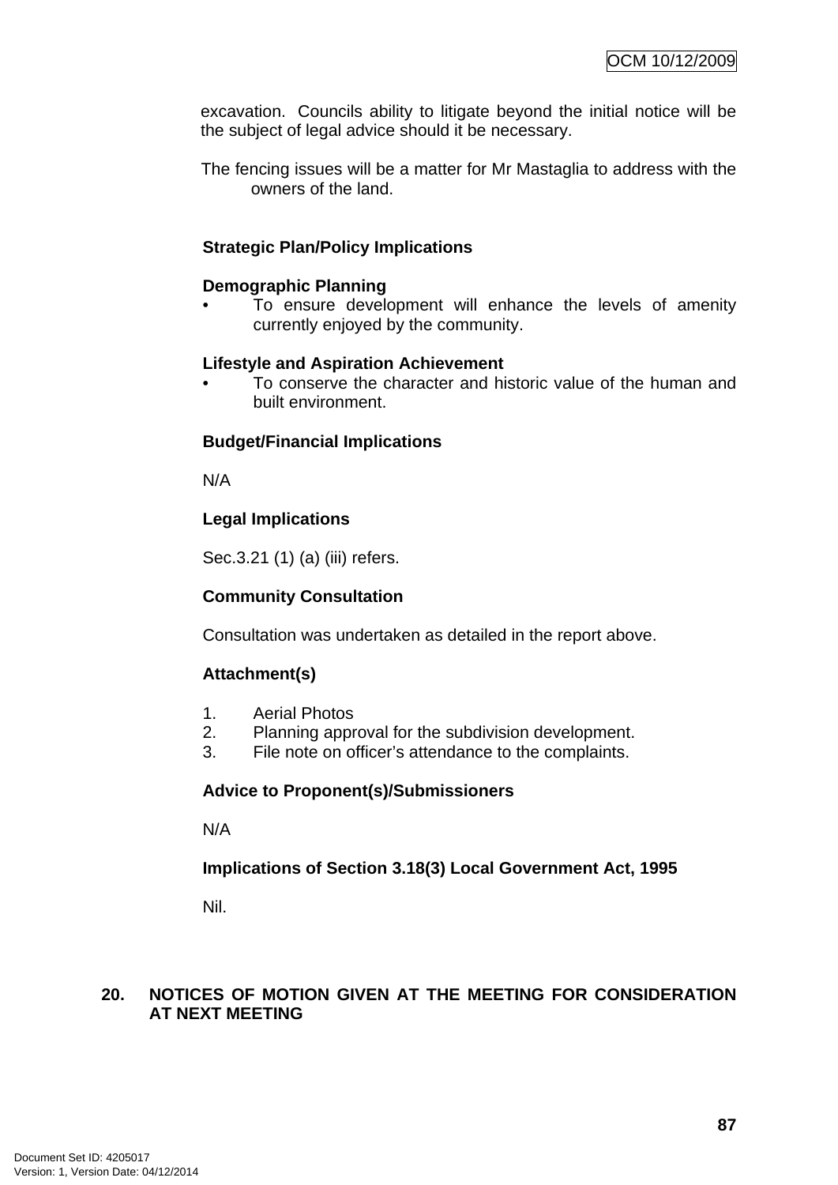excavation. Councils ability to litigate beyond the initial notice will be the subject of legal advice should it be necessary.

The fencing issues will be a matter for Mr Mastaglia to address with the owners of the land.

**Strategic Plan/Policy Implications**

**Demographic Planning**

- To ensure development will enhance the levels of amenity currently enjoyed by the community.

**Lifestyle and Aspiration Achievement**

- To conserve the character and historic value of the human and built environment.

**Budget/Financial Implications**

N/A

**Legal Implications**

Sec.3.21 (1) (a) (iii) refers.

**Community Consultation**

Consultation was undertaken as detailed in the report above.

**Attachment(s)**

1. Aerial Photos
2. Planning approval for the subdivision development.
3. File note on officer's attendance to the complaints.

**Advice to Proponent(s)/Submissioners**

N/A

**Implications of Section 3.18(3) Local Government Act, 1995**

Nil.

## 20. NOTICES OF MOTION GIVEN AT THE MEETING FOR CONSIDERATION AT NEXT MEETING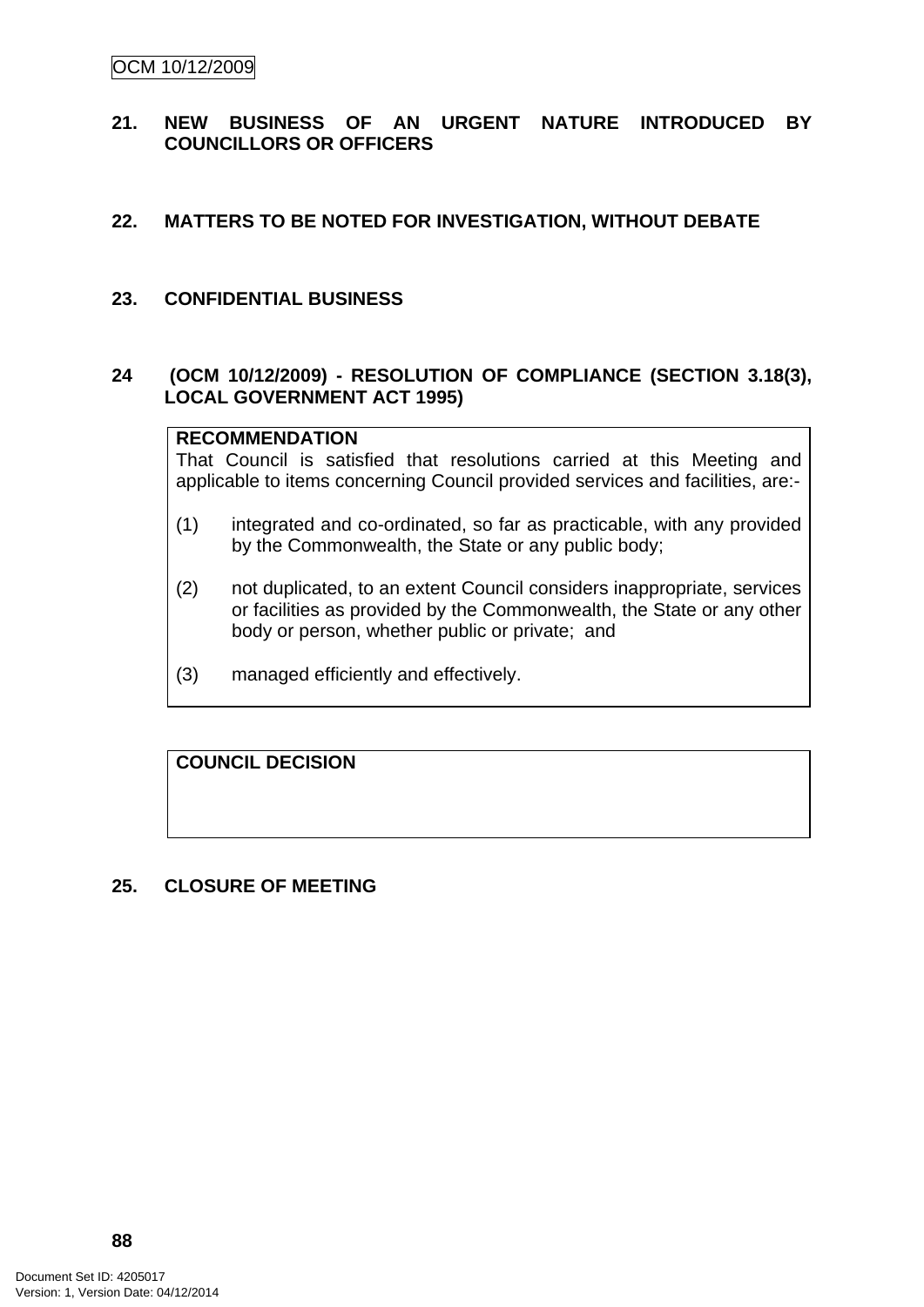## 21. NEW BUSINESS OF AN URGENT NATURE INTRODUCED BY COUNCILLORS OR OFFICERS

## 22. MATTERS TO BE NOTED FOR INVESTIGATION, WITHOUT DEBATE

## 23. CONFIDENTIAL BUSINESS

## 24 (OCM 10/12/2009) - RESOLUTION OF COMPLIANCE (SECTION 3.18(3), LOCAL GOVERNMENT ACT 1995)

**RECOMMENDATION**

That Council is satisfied that resolutions carried at this Meeting and applicable to items concerning Council provided services and facilities, are:-

(1) integrated and co-ordinated, so far as practicable, with any provided by the Commonwealth, the State or any public body;

(2) not duplicated, to an extent Council considers inappropriate, services or facilities as provided by the Commonwealth, the State or any other body or person, whether public or private; and

(3) managed efficiently and effectively.

**COUNCIL DECISION**

## 25. CLOSURE OF MEETING

Document Set ID: 4205017
Version: 1, Version Date: 04/12/2014